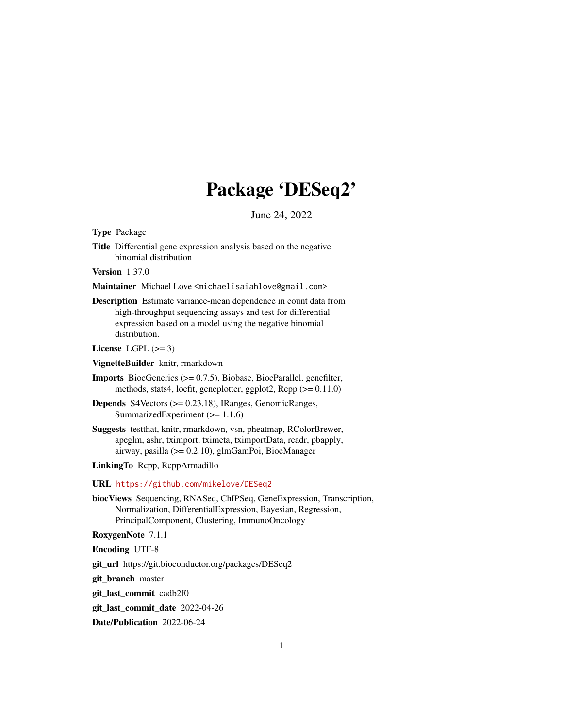# Package 'DESeq2'

June 24, 2022

**Type** Package

**Title** Differential gene expression analysis based on the negative binomial distribution

**Version** 1.37.0

**Maintainer** Michael Love <michaelisaiahlove@gmail.com>

**Description** Estimate variance-mean dependence in count data from high-throughput sequencing assays and test for differential expression based on a model using the negative binomial distribution.

**License** LGPL (>= 3)

**VignetteBuilder** knitr, rmarkdown

**Imports** BiocGenerics (>= 0.7.5), Biobase, BiocParallel, genefilter, methods, stats4, locfit, geneplotter, ggplot2, Rcpp (>= 0.11.0)

**Depends** S4Vectors (>= 0.23.18), IRanges, GenomicRanges, SummarizedExperiment (>= 1.1.6)

**Suggests** testthat, knitr, rmarkdown, vsn, pheatmap, RColorBrewer, apeglm, ashr, tximport, tximeta, tximportData, readr, pbapply, airway, pasilla (>= 0.2.10), glmGamPoi, BiocManager

**LinkingTo** Rcpp, RcppArmadillo

**URL** https://github.com/mikelove/DESeq2

**biocViews** Sequencing, RNASeq, ChIPSeq, GeneExpression, Transcription, Normalization, DifferentialExpression, Bayesian, Regression, PrincipalComponent, Clustering, ImmunoOncology

**RoxygenNote** 7.1.1

**Encoding** UTF-8

**git_url** https://git.bioconductor.org/packages/DESeq2

**git_branch** master

**git_last_commit** cadb2f0

**git_last_commit_date** 2022-04-26

**Date/Publication** 2022-06-24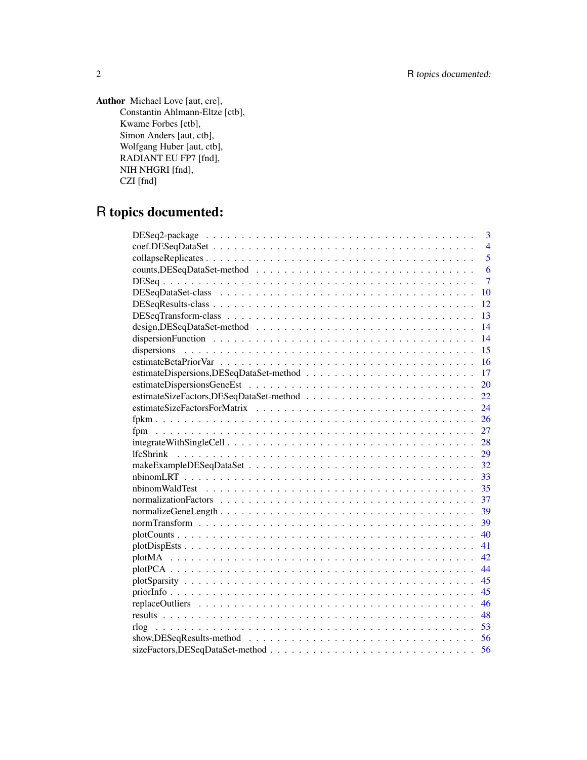**Author** Michael Love [aut, cre],
Constantin Ahlmann-Eltze [ctb],
Kwame Forbes [ctb],
Simon Anders [aut, ctb],
Wolfgang Huber [aut, ctb],
RADIANT EU FP7 [fnd],
NIH NHGRI [fnd],
CZI [fnd]

# R topics documented:

| | |
|---|---|
| DESeq2-package | 3 |
| coef.DESeqDataSet | 4 |
| collapseReplicates | 5 |
| counts,DESeqDataSet-method | 6 |
| DESeq | 7 |
| DESeqDataSet-class | 10 |
| DESeqResults-class | 12 |
| DESeqTransform-class | 13 |
| design,DESeqDataSet-method | 14 |
| dispersionFunction | 14 |
| dispersions | 15 |
| estimateBetaPriorVar | 16 |
| estimateDispersions,DESeqDataSet-method | 17 |
| estimateDispersionsGeneEst | 20 |
| estimateSizeFactors,DESeqDataSet-method | 22 |
| estimateSizeFactorsForMatrix | 24 |
| fpkm | 26 |
| fpm | 27 |
| integrateWithSingleCell | 28 |
| lfcShrink | 29 |
| makeExampleDESeqDataSet | 32 |
| nbinomLRT | 33 |
| nbinomWaldTest | 35 |
| normalizationFactors | 37 |
| normalizeGeneLength | 39 |
| normTransform | 39 |
| plotCounts | 40 |
| plotDispEsts | 41 |
| plotMA | 42 |
| plotPCA | 44 |
| plotSparsity | 45 |
| priorInfo | 45 |
| replaceOutliers | 46 |
| results | 48 |
| rlog | 53 |
| show,DESeqResults-method | 56 |
| sizeFactors,DESeqDataSet-method | 56 |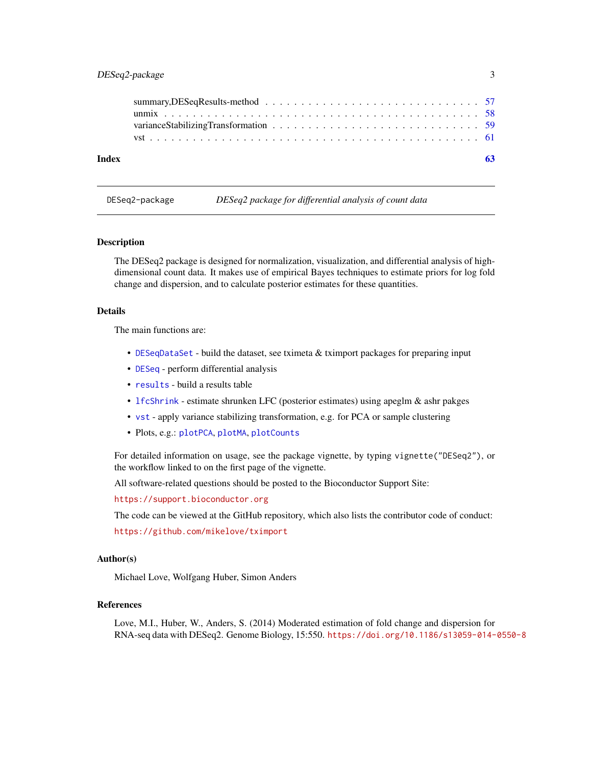summary,DESeqResults-method . . . . . . . . . . . . . . . . . . . . . . . . . . . . 57
unmix . . . . . . . . . . . . . . . . . . . . . . . . . . . . . . . . . . . . . . . . 58
varianceStabilizingTransformation . . . . . . . . . . . . . . . . . . . . . . . . . . 59
vst . . . . . . . . . . . . . . . . . . . . . . . . . . . . . . . . . . . . . . . . . 61

**Index** **63**

---

DESeq2-package *DESeq2 package for differential analysis of count data*

---

### Description

The DESeq2 package is designed for normalization, visualization, and differential analysis of high-dimensional count data. It makes use of empirical Bayes techniques to estimate priors for log fold change and dispersion, and to calculate posterior estimates for these quantities.

### Details

The main functions are:

- `DESeqDataSet` - build the dataset, see tximeta & tximport packages for preparing input
- `DESeq` - perform differential analysis
- `results` - build a results table
- `lfcShrink` - estimate shrunken LFC (posterior estimates) using apeglm & ashr pakges
- `vst` - apply variance stabilizing transformation, e.g. for PCA or sample clustering
- Plots, e.g.: `plotPCA`, `plotMA`, `plotCounts`

For detailed information on usage, see the package vignette, by typing `vignette("DESeq2")`, or the workflow linked to on the first page of the vignette.

All software-related questions should be posted to the Bioconductor Support Site:

https://support.bioconductor.org

The code can be viewed at the GitHub repository, which also lists the contributor code of conduct:

https://github.com/mikelove/tximport

### Author(s)

Michael Love, Wolfgang Huber, Simon Anders

### References

Love, M.I., Huber, W., Anders, S. (2014) Moderated estimation of fold change and dispersion for RNA-seq data with DESeq2. Genome Biology, 15:550. https://doi.org/10.1186/s13059-014-0550-8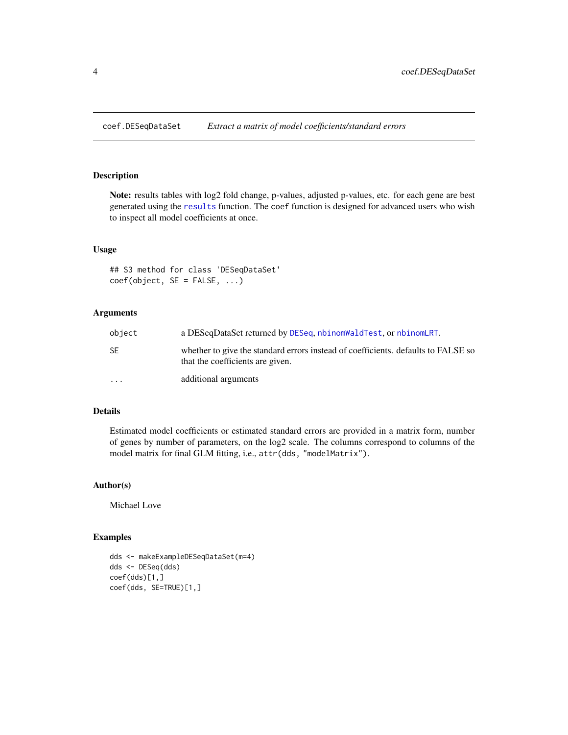## coef.DESeqDataSet — *Extract a matrix of model coefficients/standard errors*

### Description

**Note:** results tables with log2 fold change, p-values, adjusted p-values, etc. for each gene are best generated using the `results` function. The `coef` function is designed for advanced users who wish to inspect all model coefficients at once.

### Usage

```
## S3 method for class 'DESeqDataSet'
coef(object, SE = FALSE, ...)
```

### Arguments

| | |
|---|---|
| `object` | a DESeqDataSet returned by `DESeq`, `nbinomWaldTest`, or `nbinomLRT`. |
| `SE` | whether to give the standard errors instead of coefficients. defaults to FALSE so that the coefficients are given. |
| `...` | additional arguments |

### Details

Estimated model coefficients or estimated standard errors are provided in a matrix form, number of genes by number of parameters, on the log2 scale. The columns correspond to columns of the model matrix for final GLM fitting, i.e., `attr(dds, "modelMatrix")`.

### Author(s)

Michael Love

### Examples

```
dds <- makeExampleDESeqDataSet(m=4)
dds <- DESeq(dds)
coef(dds)[1,]
coef(dds, SE=TRUE)[1,]
```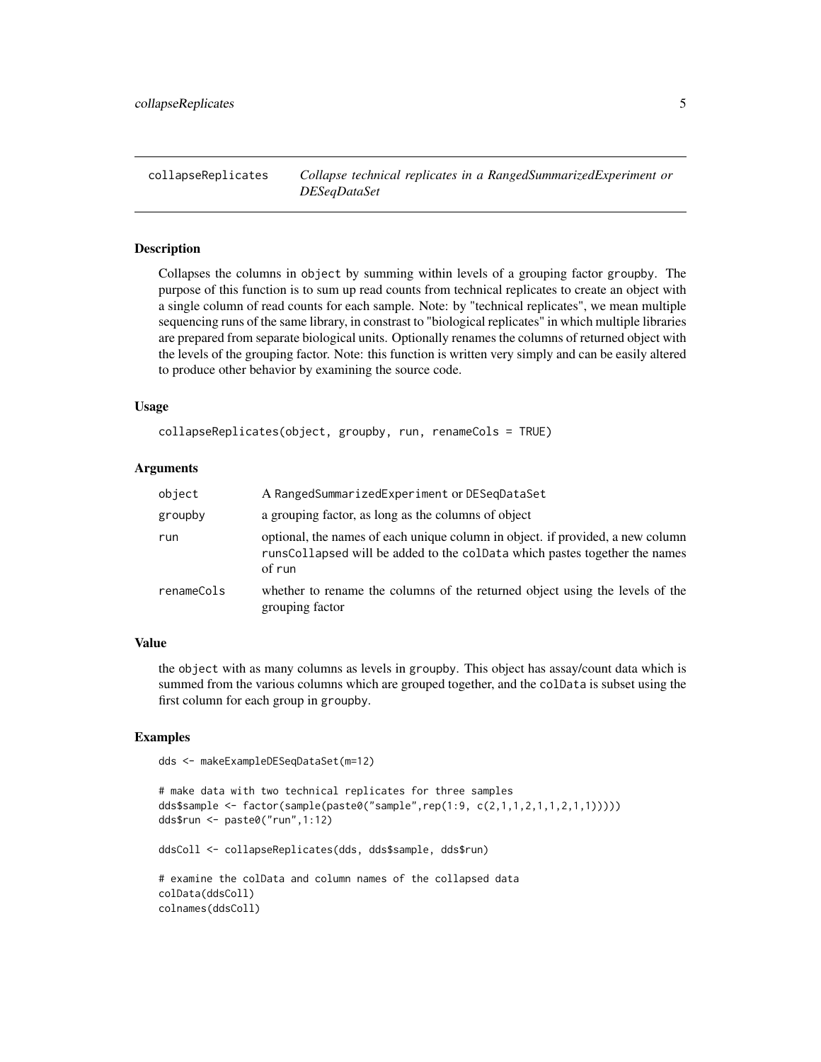# collapseReplicates *Collapse technical replicates in a RangedSummarizedExperiment or DESeqDataSet*

## Description

Collapses the columns in object by summing within levels of a grouping factor groupby. The purpose of this function is to sum up read counts from technical replicates to create an object with a single column of read counts for each sample. Note: by "technical replicates", we mean multiple sequencing runs of the same library, in constrast to "biological replicates" in which multiple libraries are prepared from separate biological units. Optionally renames the columns of returned object with the levels of the grouping factor. Note: this function is written very simply and can be easily altered to produce other behavior by examining the source code.

## Usage

```
collapseReplicates(object, groupby, run, renameCols = TRUE)
```

## Arguments

| | |
|---|---|
| object | A RangedSummarizedExperiment or DESeqDataSet |
| groupby | a grouping factor, as long as the columns of object |
| run | optional, the names of each unique column in object. if provided, a new column runsCollapsed will be added to the colData which pastes together the names of run |
| renameCols | whether to rename the columns of the returned object using the levels of the grouping factor |

## Value

the object with as many columns as levels in groupby. This object has assay/count data which is summed from the various columns which are grouped together, and the colData is subset using the first column for each group in groupby.

## Examples

```
dds <- makeExampleDESeqDataSet(m=12)

# make data with two technical replicates for three samples
dds$sample <- factor(sample(paste0("sample",rep(1:9, c(2,1,1,2,1,1,2,1,1)))))
dds$run <- paste0("run",1:12)

ddsColl <- collapseReplicates(dds, dds$sample, dds$run)

# examine the colData and column names of the collapsed data
colData(ddsColl)
colnames(ddsColl)
```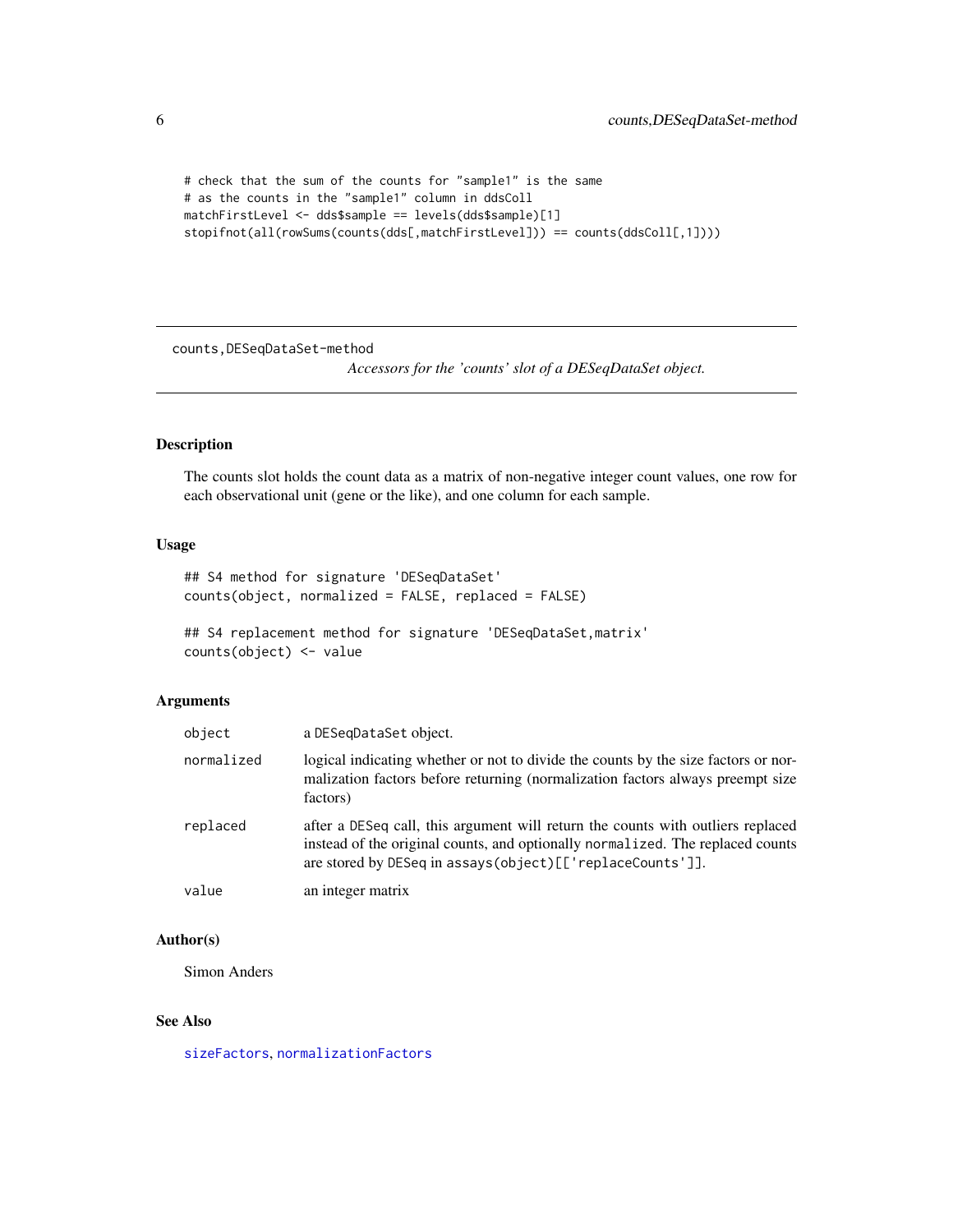```
# check that the sum of the counts for "sample1" is the same
# as the counts in the "sample1" column in ddsColl
matchFirstLevel <- dds$sample == levels(dds$sample)[1]
stopifnot(all(rowSums(counts(dds[,matchFirstLevel])) == counts(ddsColl[,1])))
```

---

## counts,DESeqDataSet-method

*Accessors for the 'counts' slot of a DESeqDataSet object.*

---

### Description

The counts slot holds the count data as a matrix of non-negative integer count values, one row for each observational unit (gene or the like), and one column for each sample.

### Usage

```
## S4 method for signature 'DESeqDataSet'
counts(object, normalized = FALSE, replaced = FALSE)

## S4 replacement method for signature 'DESeqDataSet,matrix'
counts(object) <- value
```

### Arguments

| | |
|---|---|
| `object` | a `DESeqDataSet` object. |
| `normalized` | logical indicating whether or not to divide the counts by the size factors or normalization factors before returning (normalization factors always preempt size factors) |
| `replaced` | after a `DESeq` call, this argument will return the counts with outliers replaced instead of the original counts, and optionally `normalized`. The replaced counts are stored by `DESeq` in `assays(object)[['replaceCounts']]`. |
| `value` | an integer matrix |

### Author(s)

Simon Anders

### See Also

`sizeFactors`, `normalizationFactors`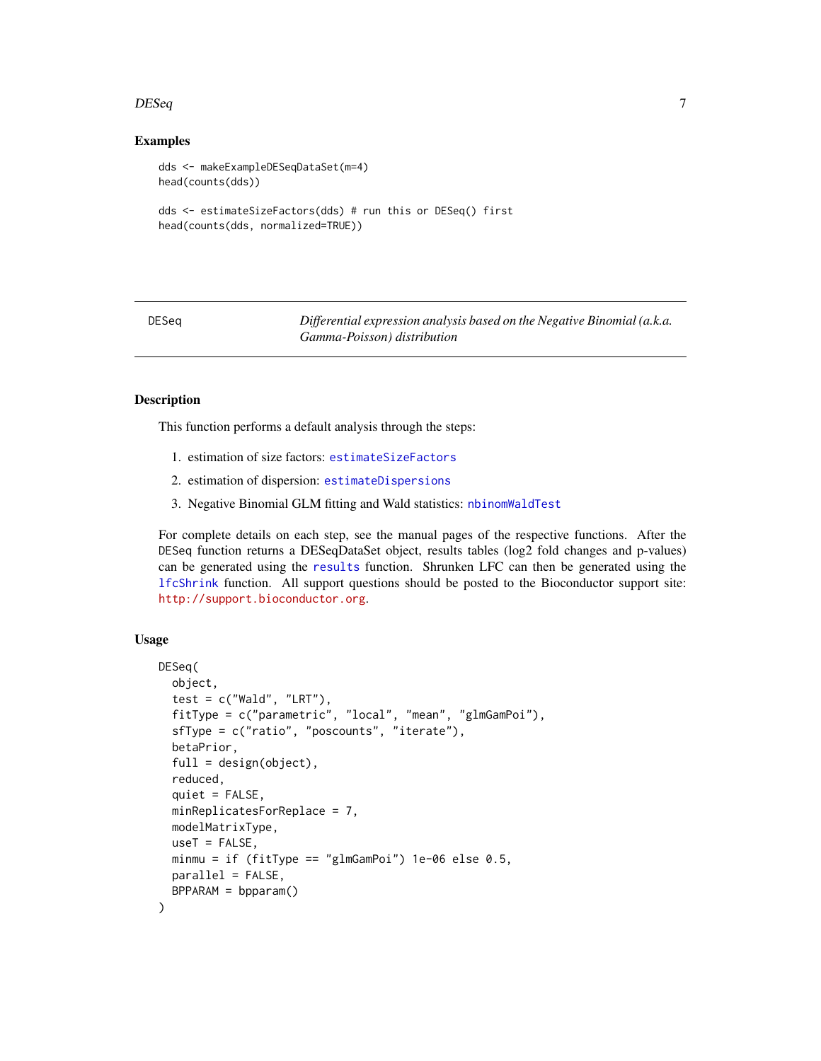## Examples

```
dds <- makeExampleDESeqDataSet(m=4)
head(counts(dds))

dds <- estimateSizeFactors(dds) # run this or DESeq() first
head(counts(dds, normalized=TRUE))
```

---

DESeq — *Differential expression analysis based on the Negative Binomial (a.k.a. Gamma-Poisson) distribution*

---

## Description

This function performs a default analysis through the steps:

1. estimation of size factors: `estimateSizeFactors`
2. estimation of dispersion: `estimateDispersions`
3. Negative Binomial GLM fitting and Wald statistics: `nbinomWaldTest`

For complete details on each step, see the manual pages of the respective functions. After the DESeq function returns a DESeqDataSet object, results tables (log2 fold changes and p-values) can be generated using the `results` function. Shrunken LFC can then be generated using the `lfcShrink` function. All support questions should be posted to the Bioconductor support site: http://support.bioconductor.org.

## Usage

```
DESeq(
  object,
  test = c("Wald", "LRT"),
  fitType = c("parametric", "local", "mean", "glmGamPoi"),
  sfType = c("ratio", "poscounts", "iterate"),
  betaPrior,
  full = design(object),
  reduced,
  quiet = FALSE,
  minReplicatesForReplace = 7,
  modelMatrixType,
  useT = FALSE,
  minmu = if (fitType == "glmGamPoi") 1e-06 else 0.5,
  parallel = FALSE,
  BPPARAM = bpparam()
)
```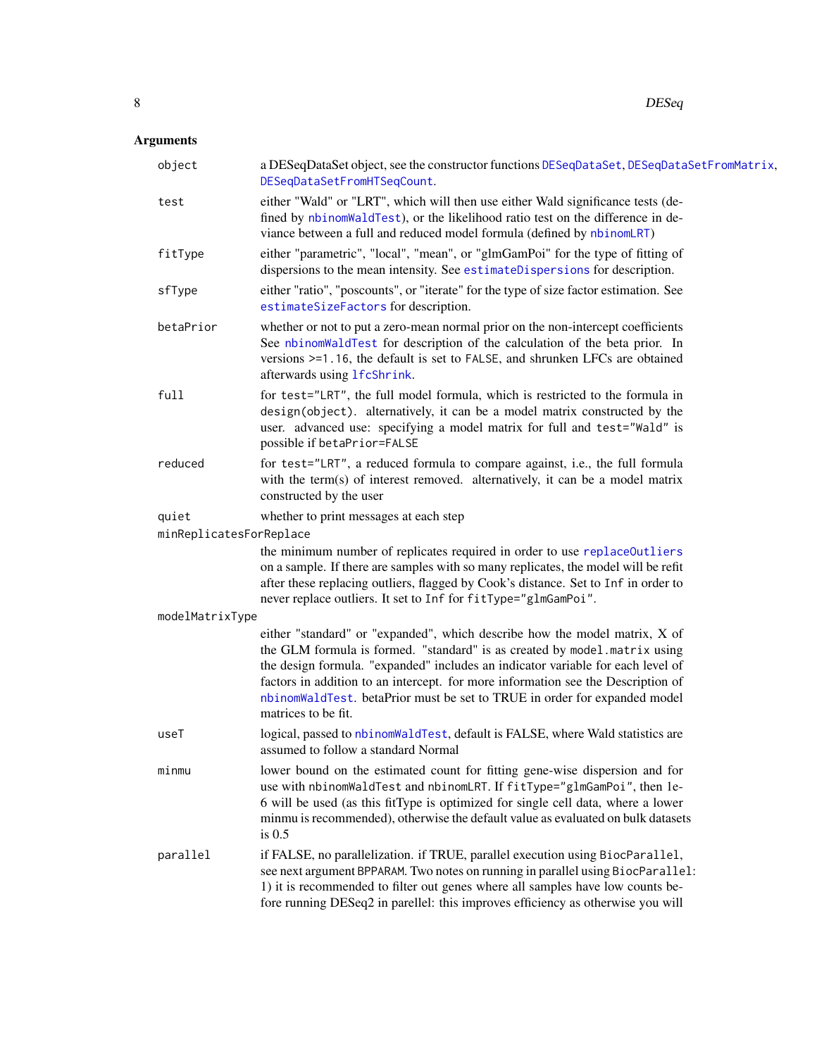## Arguments

**object** a DESeqDataSet object, see the constructor functions `DESeqDataSet`, `DESeqDataSetFromMatrix`, `DESeqDataSetFromHTSeqCount`.

**test** either "Wald" or "LRT", which will then use either Wald significance tests (defined by `nbinomWaldTest`), or the likelihood ratio test on the difference in deviance between a full and reduced model formula (defined by `nbinomLRT`)

**fitType** either "parametric", "local", "mean", or "glmGamPoi" for the type of fitting of dispersions to the mean intensity. See `estimateDispersions` for description.

**sfType** either "ratio", "poscounts", or "iterate" for the type of size factor estimation. See `estimateSizeFactors` for description.

**betaPrior** whether or not to put a zero-mean normal prior on the non-intercept coefficients See `nbinomWaldTest` for description of the calculation of the beta prior. In versions >=1.16, the default is set to FALSE, and shrunken LFCs are obtained afterwards using `lfcShrink`.

**full** for `test="LRT"`, the full model formula, which is restricted to the formula in `design(object)`. alternatively, it can be a model matrix constructed by the user. advanced use: specifying a model matrix for full and `test="Wald"` is possible if `betaPrior=FALSE`

**reduced** for `test="LRT"`, a reduced formula to compare against, i.e., the full formula with the term(s) of interest removed. alternatively, it can be a model matrix constructed by the user

**quiet** whether to print messages at each step

**minReplicatesForReplace**
the minimum number of replicates required in order to use `replaceOutliers` on a sample. If there are samples with so many replicates, the model will be refit after these replacing outliers, flagged by Cook's distance. Set to `Inf` in order to never replace outliers. It set to `Inf` for `fitType="glmGamPoi"`.

**modelMatrixType**
either "standard" or "expanded", which describe how the model matrix, X of the GLM formula is formed. "standard" is as created by `model.matrix` using the design formula. "expanded" includes an indicator variable for each level of factors in addition to an intercept. for more information see the Description of `nbinomWaldTest`. betaPrior must be set to TRUE in order for expanded model matrices to be fit.

**useT** logical, passed to `nbinomWaldTest`, default is FALSE, where Wald statistics are assumed to follow a standard Normal

**minmu** lower bound on the estimated count for fitting gene-wise dispersion and for use with `nbinomWaldTest` and `nbinomLRT`. If `fitType="glmGamPoi"`, then 1e-6 will be used (as this fitType is optimized for single cell data, where a lower minmu is recommended), otherwise the default value as evaluated on bulk datasets is 0.5

**parallel** if FALSE, no parallelization. if TRUE, parallel execution using `BiocParallel`, see next argument `BPPARAM`. Two notes on running in parallel using `BiocParallel`: 1) it is recommended to filter out genes where all samples have low counts before running DESeq2 in parellel: this improves efficiency as otherwise you will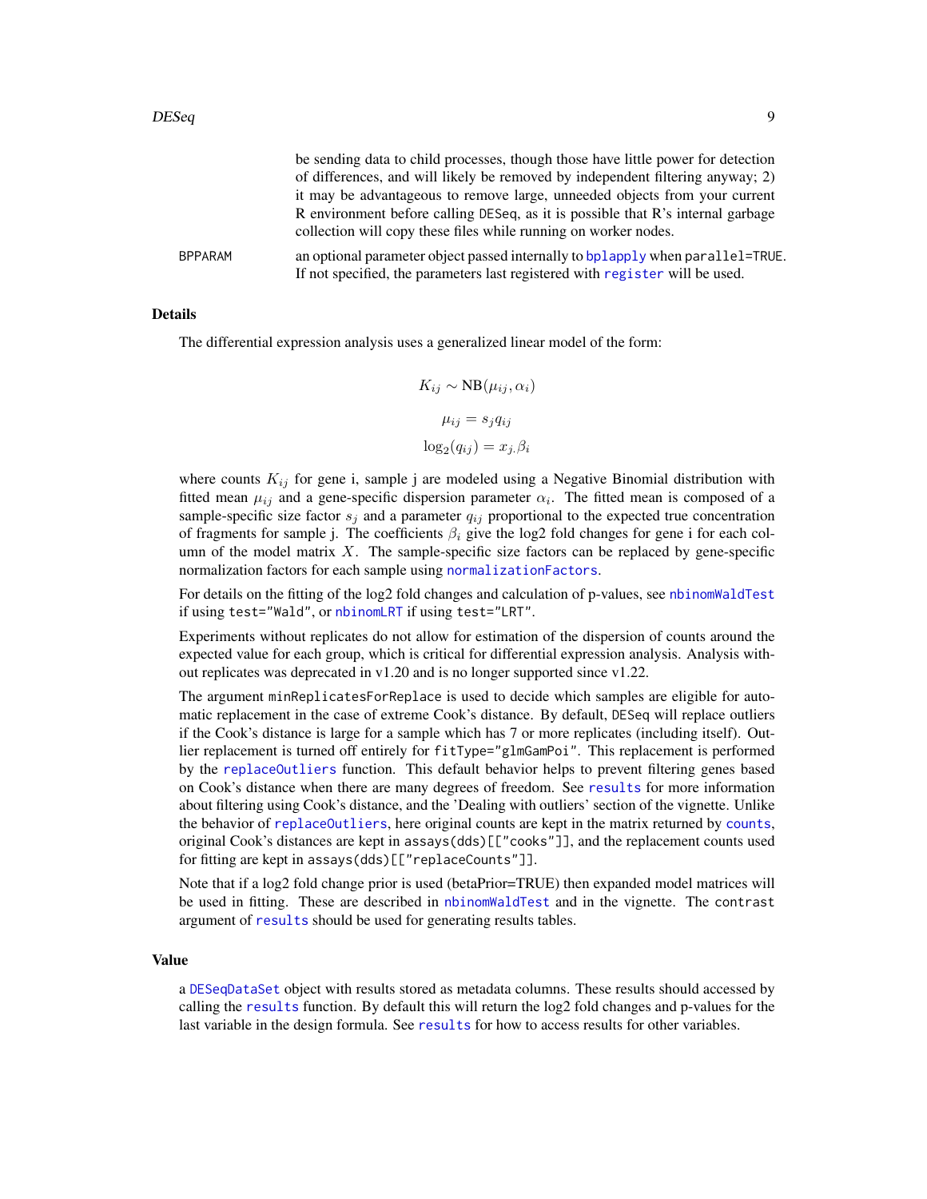be sending data to child processes, though those have little power for detection of differences, and will likely be removed by independent filtering anyway; 2) it may be advantageous to remove large, unneeded objects from your current R environment before calling `DESeq`, as it is possible that R's internal garbage collection will copy these files while running on worker nodes.

**BPPARAM** an optional parameter object passed internally to `bplapply` when `parallel=TRUE`. If not specified, the parameters last registered with `register` will be used.

## Details

The differential expression analysis uses a generalized linear model of the form:

$$K_{ij} \sim \text{NB}(\mu_{ij}, \alpha_i)$$

$$\mu_{ij} = s_j q_{ij}$$

$$\log_2(q_{ij}) = x_{j.}\beta_i$$

where counts $K_{ij}$ for gene i, sample j are modeled using a Negative Binomial distribution with fitted mean $\mu_{ij}$ and a gene-specific dispersion parameter $\alpha_i$. The fitted mean is composed of a sample-specific size factor $s_j$ and a parameter $q_{ij}$ proportional to the expected true concentration of fragments for sample j. The coefficients $\beta_i$ give the log2 fold changes for gene i for each column of the model matrix $X$. The sample-specific size factors can be replaced by gene-specific normalization factors for each sample using `normalizationFactors`.

For details on the fitting of the log2 fold changes and calculation of p-values, see `nbinomWaldTest` if using `test="Wald"`, or `nbinomLRT` if using `test="LRT"`.

Experiments without replicates do not allow for estimation of the dispersion of counts around the expected value for each group, which is critical for differential expression analysis. Analysis without replicates was deprecated in v1.20 and is no longer supported since v1.22.

The argument `minReplicatesForReplace` is used to decide which samples are eligible for automatic replacement in the case of extreme Cook's distance. By default, `DESeq` will replace outliers if the Cook's distance is large for a sample which has 7 or more replicates (including itself). Outlier replacement is turned off entirely for `fitType="glmGamPoi"`. This replacement is performed by the `replaceOutliers` function. This default behavior helps to prevent filtering genes based on Cook's distance when there are many degrees of freedom. See `results` for more information about filtering using Cook's distance, and the 'Dealing with outliers' section of the vignette. Unlike the behavior of `replaceOutliers`, here original counts are kept in the matrix returned by `counts`, original Cook's distances are kept in `assays(dds)[["cooks"]]`, and the replacement counts used for fitting are kept in `assays(dds)[["replaceCounts"]]`.

Note that if a log2 fold change prior is used (betaPrior=TRUE) then expanded model matrices will be used in fitting. These are described in `nbinomWaldTest` and in the vignette. The `contrast` argument of `results` should be used for generating results tables.

## Value

a `DESeqDataSet` object with results stored as metadata columns. These results should accessed by calling the `results` function. By default this will return the log2 fold changes and p-values for the last variable in the design formula. See `results` for how to access results for other variables.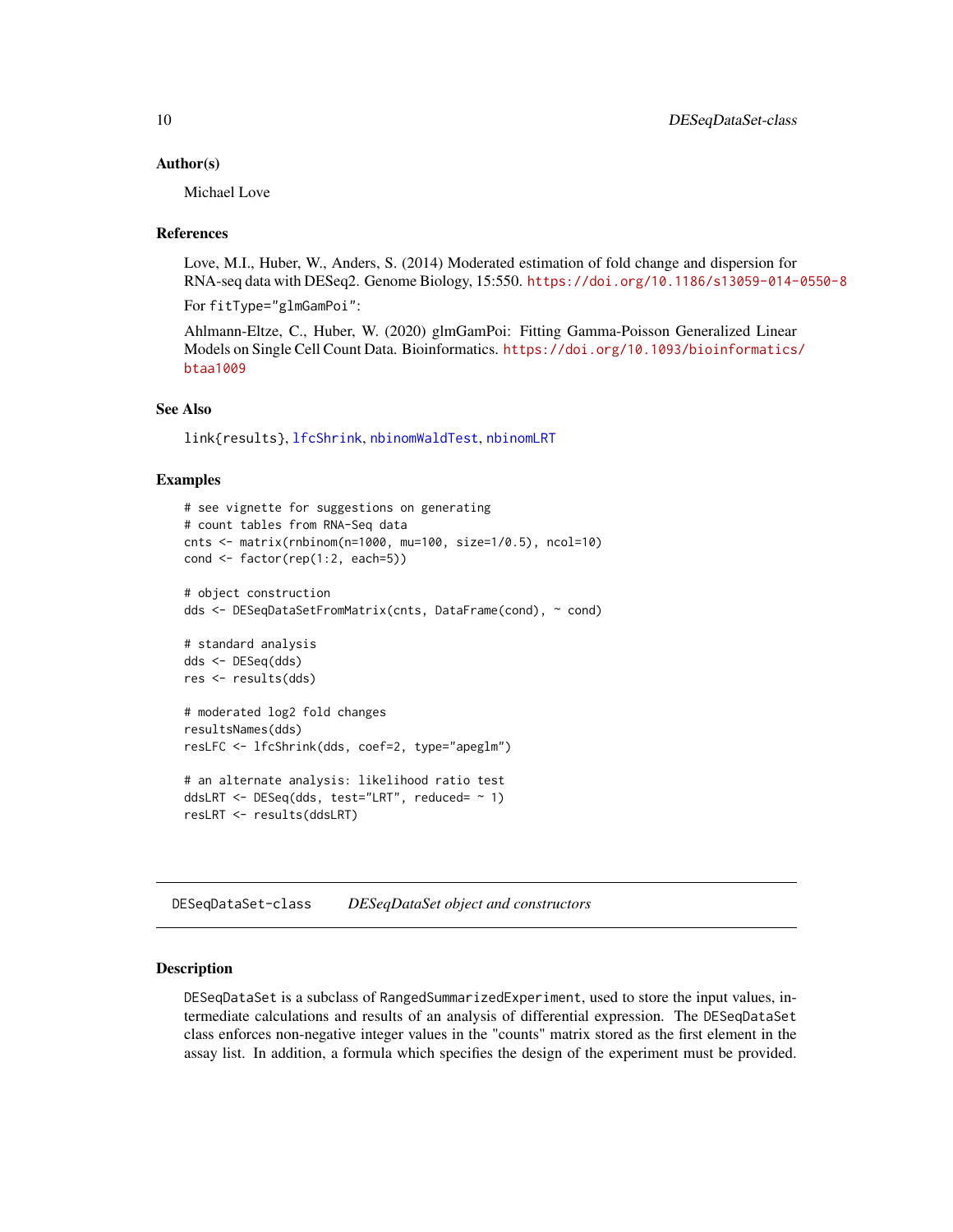### Author(s)

Michael Love

### References

Love, M.I., Huber, W., Anders, S. (2014) Moderated estimation of fold change and dispersion for RNA-seq data with DESeq2. Genome Biology, 15:550. https://doi.org/10.1186/s13059-014-0550-8

For fitType="glmGamPoi":

Ahlmann-Eltze, C., Huber, W. (2020) glmGamPoi: Fitting Gamma-Poisson Generalized Linear Models on Single Cell Count Data. Bioinformatics. https://doi.org/10.1093/bioinformatics/btaa1009

### See Also

link{results}, lfcShrink, nbinomWaldTest, nbinomLRT

### Examples

```
# see vignette for suggestions on generating
# count tables from RNA-Seq data
cnts <- matrix(rnbinom(n=1000, mu=100, size=1/0.5), ncol=10)
cond <- factor(rep(1:2, each=5))

# object construction
dds <- DESeqDataSetFromMatrix(cnts, DataFrame(cond), ~ cond)

# standard analysis
dds <- DESeq(dds)
res <- results(dds)

# moderated log2 fold changes
resultsNames(dds)
resLFC <- lfcShrink(dds, coef=2, type="apeglm")

# an alternate analysis: likelihood ratio test
ddsLRT <- DESeq(dds, test="LRT", reduced= ~ 1)
resLRT <- results(ddsLRT)
```

---

## DESeqDataSet-class *DESeqDataSet object and constructors*

### Description

DESeqDataSet is a subclass of RangedSummarizedExperiment, used to store the input values, intermediate calculations and results of an analysis of differential expression. The DESeqDataSet class enforces non-negative integer values in the "counts" matrix stored as the first element in the assay list. In addition, a formula which specifies the design of the experiment must be provided.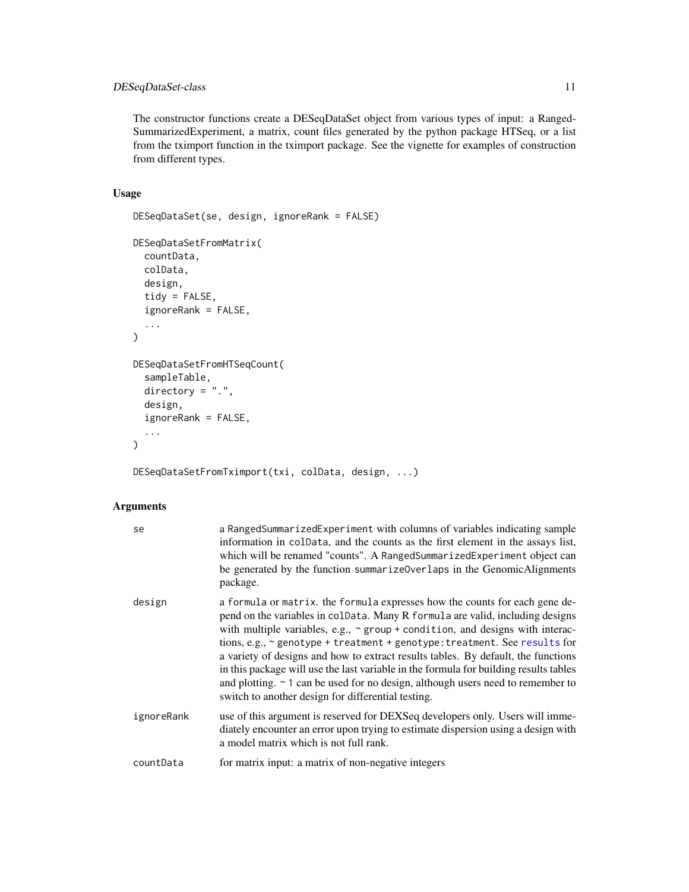The constructor functions create a DESeqDataSet object from various types of input: a RangedSummarizedExperiment, a matrix, count files generated by the python package HTSeq, or a list from the tximport function in the tximport package. See the vignette for examples of construction from different types.

## Usage

```
DESeqDataSet(se, design, ignoreRank = FALSE)

DESeqDataSetFromMatrix(
  countData,
  colData,
  design,
  tidy = FALSE,
  ignoreRank = FALSE,
  ...
)

DESeqDataSetFromHTSeqCount(
  sampleTable,
  directory = ".",
  design,
  ignoreRank = FALSE,
  ...
)

DESeqDataSetFromTximport(txi, colData, design, ...)
```

## Arguments

| | |
|---|---|
| se | a `RangedSummarizedExperiment` with columns of variables indicating sample information in `colData`, and the counts as the first element in the assays list, which will be renamed "counts". A `RangedSummarizedExperiment` object can be generated by the function `summarizeOverlaps` in the GenomicAlignments package. |
| design | a `formula` or `matrix`. the `formula` expresses how the counts for each gene depend on the variables in `colData`. Many R `formula` are valid, including designs with multiple variables, e.g., `~ group + condition`, and designs with interactions, e.g., `~ genotype + treatment + genotype:treatment`. See `results` for a variety of designs and how to extract results tables. By default, the functions in this package will use the last variable in the formula for building results tables and plotting. `~ 1` can be used for no design, although users need to remember to switch to another design for differential testing. |
| ignoreRank | use of this argument is reserved for DEXSeq developers only. Users will immediately encounter an error upon trying to estimate dispersion using a design with a model matrix which is not full rank. |
| countData | for matrix input: a matrix of non-negative integers |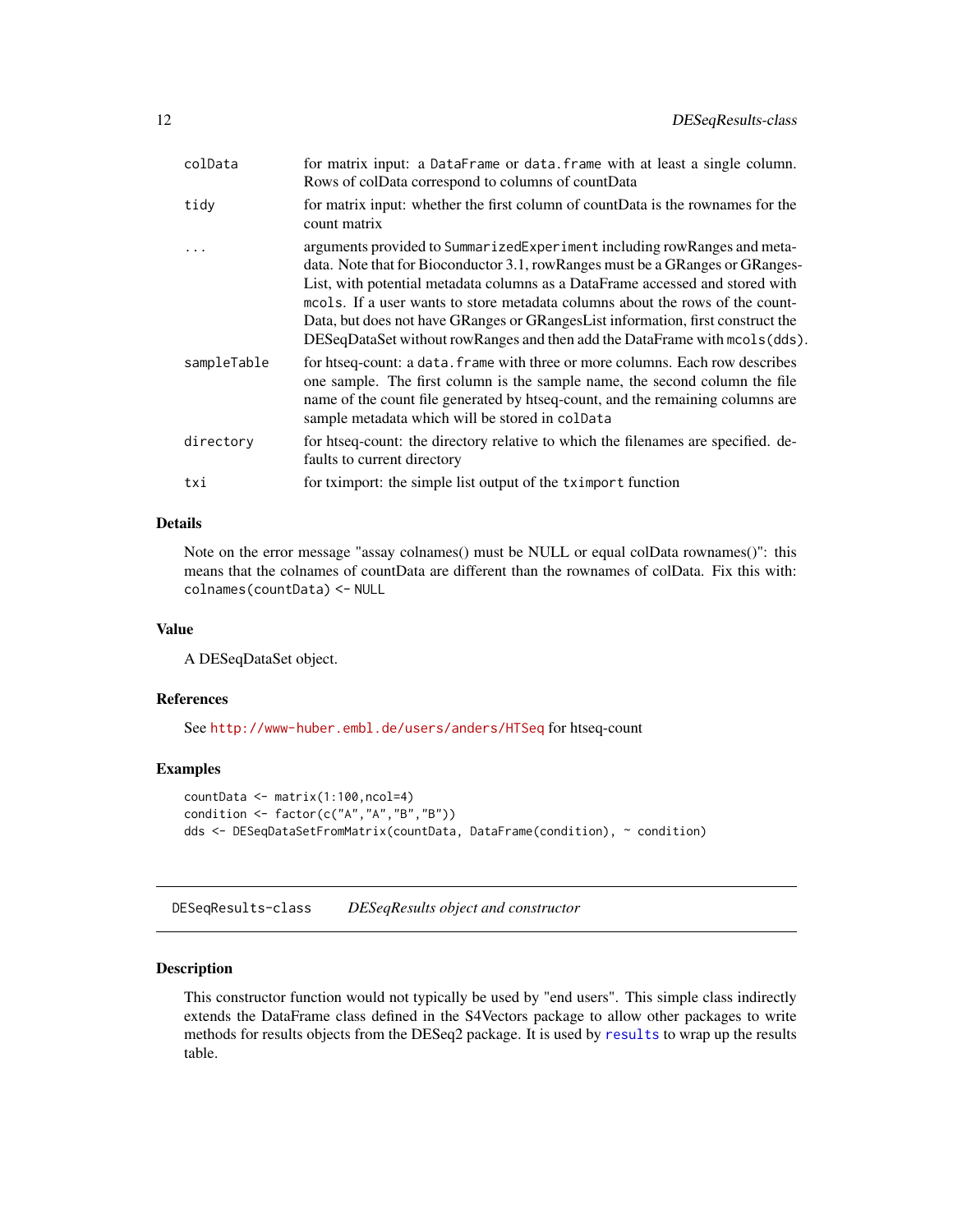| | |
|---|---|
| colData | for matrix input: a DataFrame or data.frame with at least a single column. Rows of colData correspond to columns of countData |
| tidy | for matrix input: whether the first column of countData is the rownames for the count matrix |
| ... | arguments provided to SummarizedExperiment including rowRanges and metadata. Note that for Bioconductor 3.1, rowRanges must be a GRanges or GRangesList, with potential metadata columns as a DataFrame accessed and stored with mcols. If a user wants to store metadata columns about the rows of the countData, but does not have GRanges or GRangesList information, first construct the DESeqDataSet without rowRanges and then add the DataFrame with mcols(dds). |
| sampleTable | for htseq-count: a data.frame with three or more columns. Each row describes one sample. The first column is the sample name, the second column the file name of the count file generated by htseq-count, and the remaining columns are sample metadata which will be stored in colData |
| directory | for htseq-count: the directory relative to which the filenames are specified. defaults to current directory |
| txi | for tximport: the simple list output of the tximport function |

### Details

Note on the error message "assay colnames() must be NULL or equal colData rownames()": this means that the colnames of countData are different than the rownames of colData. Fix this with: colnames(countData) <- NULL

### Value

A DESeqDataSet object.

### References

See http://www-huber.embl.de/users/anders/HTSeq for htseq-count

### Examples

```
countData <- matrix(1:100,ncol=4)
condition <- factor(c("A","A","B","B"))
dds <- DESeqDataSetFromMatrix(countData, DataFrame(condition), ~ condition)
```

---

## DESeqResults-class *DESeqResults object and constructor*

### Description

This constructor function would not typically be used by "end users". This simple class indirectly extends the DataFrame class defined in the S4Vectors package to allow other packages to write methods for results objects from the DESeq2 package. It is used by results to wrap up the results table.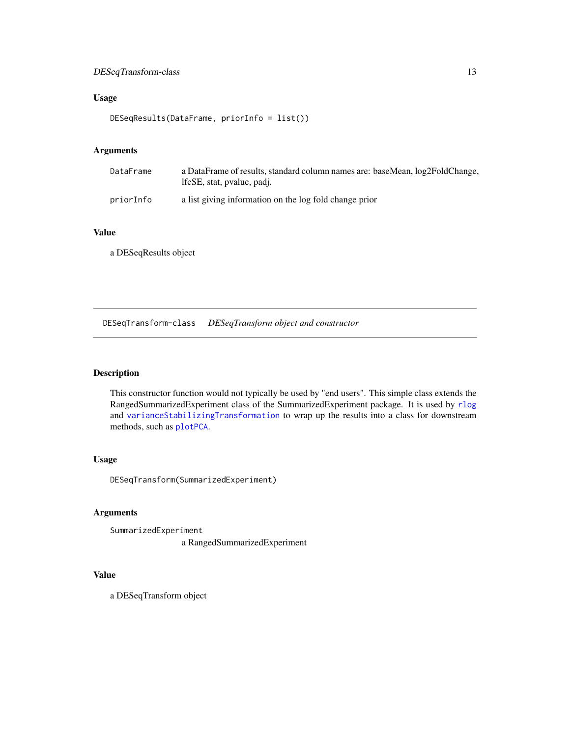### Usage

```
DESeqResults(DataFrame, priorInfo = list())
```

### Arguments

| | |
|---|---|
| `DataFrame` | a DataFrame of results, standard column names are: baseMean, log2FoldChange, lfcSE, stat, pvalue, padj. |
| `priorInfo` | a list giving information on the log fold change prior |

### Value

a DESeqResults object

---

## DESeqTransform-class — *DESeqTransform object and constructor*

---

### Description

This constructor function would not typically be used by "end users". This simple class extends the RangedSummarizedExperiment class of the SummarizedExperiment package. It is used by `rlog` and `varianceStabilizingTransformation` to wrap up the results into a class for downstream methods, such as `plotPCA`.

### Usage

```
DESeqTransform(SummarizedExperiment)
```

### Arguments

| | |
|---|---|
| `SummarizedExperiment` | a RangedSummarizedExperiment |

### Value

a DESeqTransform object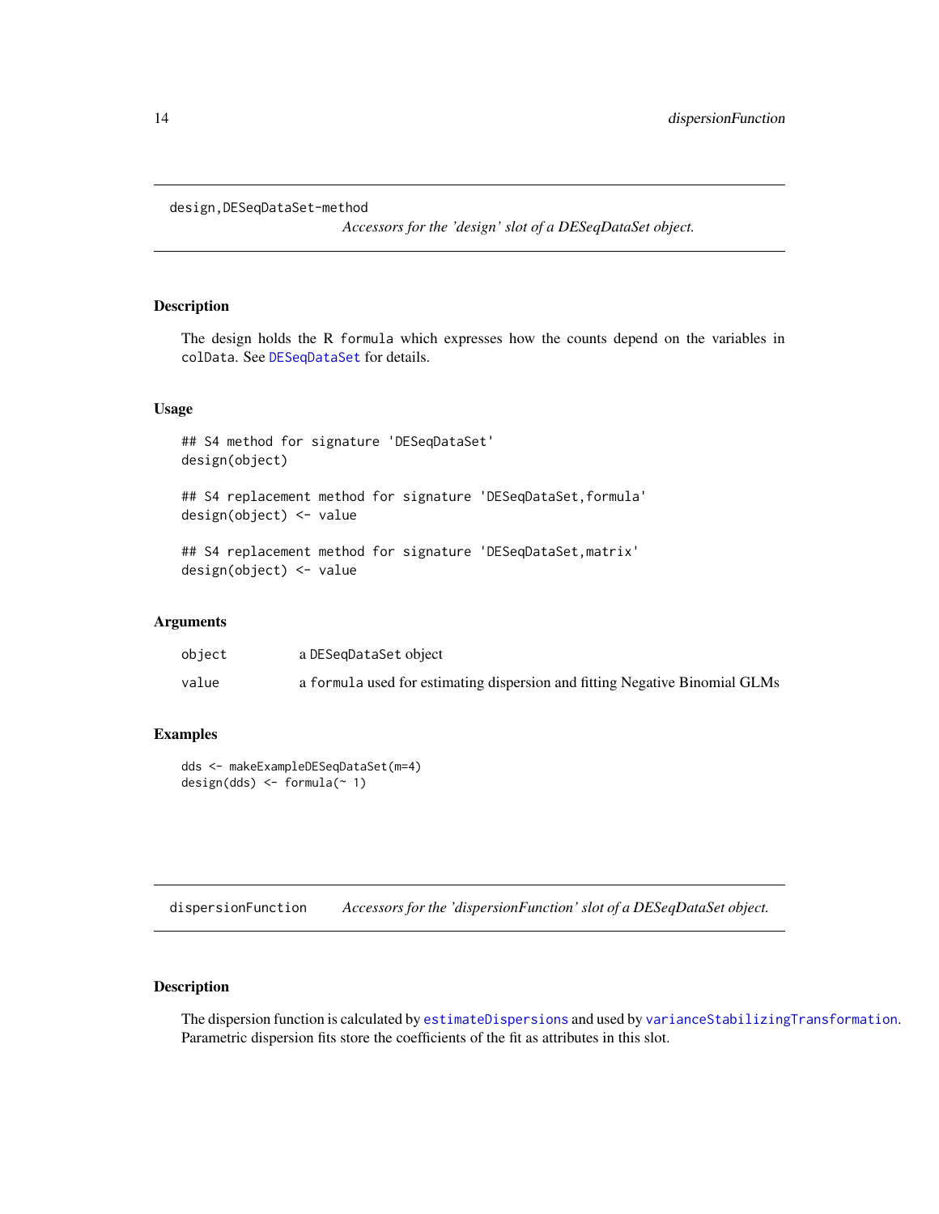## design,DESeqDataSet-method

*Accessors for the 'design' slot of a DESeqDataSet object.*

### Description

The design holds the R formula which expresses how the counts depend on the variables in colData. See DESeqDataSet for details.

### Usage

```
## S4 method for signature 'DESeqDataSet'
design(object)

## S4 replacement method for signature 'DESeqDataSet,formula'
design(object) <- value

## S4 replacement method for signature 'DESeqDataSet,matrix'
design(object) <- value
```

### Arguments

| | |
|---|---|
| object | a DESeqDataSet object |
| value | a formula used for estimating dispersion and fitting Negative Binomial GLMs |

### Examples

```
dds <- makeExampleDESeqDataSet(m=4)
design(dds) <- formula(~ 1)
```

## dispersionFunction

*Accessors for the 'dispersionFunction' slot of a DESeqDataSet object.*

### Description

The dispersion function is calculated by estimateDispersions and used by varianceStabilizingTransformation. Parametric dispersion fits store the coefficients of the fit as attributes in this slot.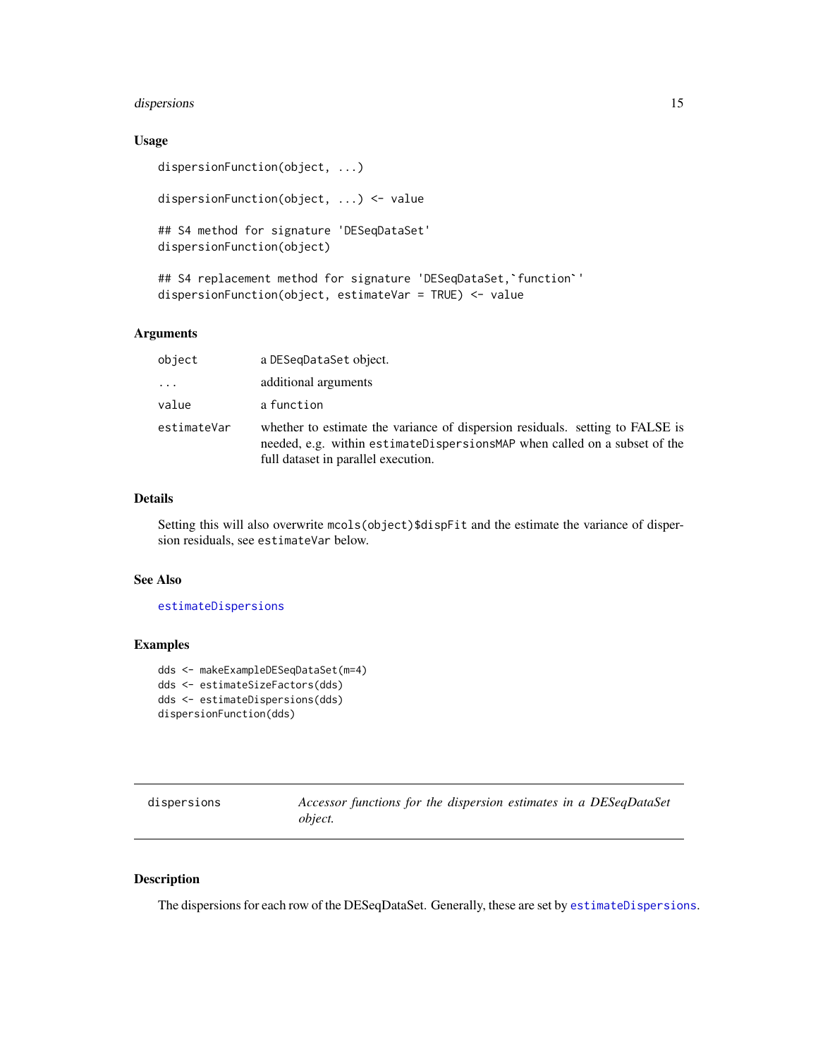## Usage

```
dispersionFunction(object, ...)

dispersionFunction(object, ...) <- value

## S4 method for signature 'DESeqDataSet'
dispersionFunction(object)

## S4 replacement method for signature 'DESeqDataSet,`function`'
dispersionFunction(object, estimateVar = TRUE) <- value
```

## Arguments

| | |
|---|---|
| `object` | a `DESeqDataSet` object. |
| `...` | additional arguments |
| `value` | a `function` |
| `estimateVar` | whether to estimate the variance of dispersion residuals. setting to FALSE is needed, e.g. within `estimateDispersionsMAP` when called on a subset of the full dataset in parallel execution. |

## Details

Setting this will also overwrite `mcols(object)$dispFit` and the estimate the variance of dispersion residuals, see `estimateVar` below.

## See Also

`estimateDispersions`

## Examples

```
dds <- makeExampleDESeqDataSet(m=4)
dds <- estimateSizeFactors(dds)
dds <- estimateDispersions(dds)
dispersionFunction(dds)
```

---

# dispersions — *Accessor functions for the dispersion estimates in a DESeqDataSet object.*

---

## Description

The dispersions for each row of the DESeqDataSet. Generally, these are set by `estimateDispersions`.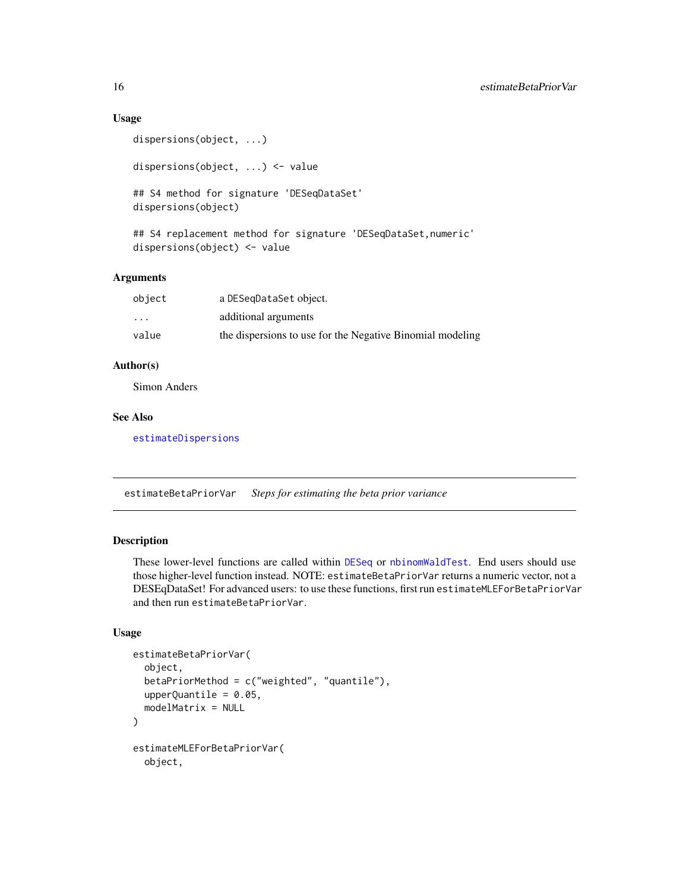### Usage

```
dispersions(object, ...)

dispersions(object, ...) <- value

## S4 method for signature 'DESeqDataSet'
dispersions(object)

## S4 replacement method for signature 'DESeqDataSet,numeric'
dispersions(object) <- value
```

### Arguments

| | |
|---|---|
| object | a DESeqDataSet object. |
| ... | additional arguments |
| value | the dispersions to use for the Negative Binomial modeling |

### Author(s)

Simon Anders

### See Also

estimateDispersions

---

## estimateBetaPriorVar *Steps for estimating the beta prior variance*

---

### Description

These lower-level functions are called within DESeq or nbinomWaldTest. End users should use those higher-level function instead. NOTE: estimateBetaPriorVar returns a numeric vector, not a DESEqDataSet! For advanced users: to use these functions, first run estimateMLEForBetaPriorVar and then run estimateBetaPriorVar.

### Usage

```
estimateBetaPriorVar(
  object,
  betaPriorMethod = c("weighted", "quantile"),
  upperQuantile = 0.05,
  modelMatrix = NULL
)

estimateMLEForBetaPriorVar(
  object,
```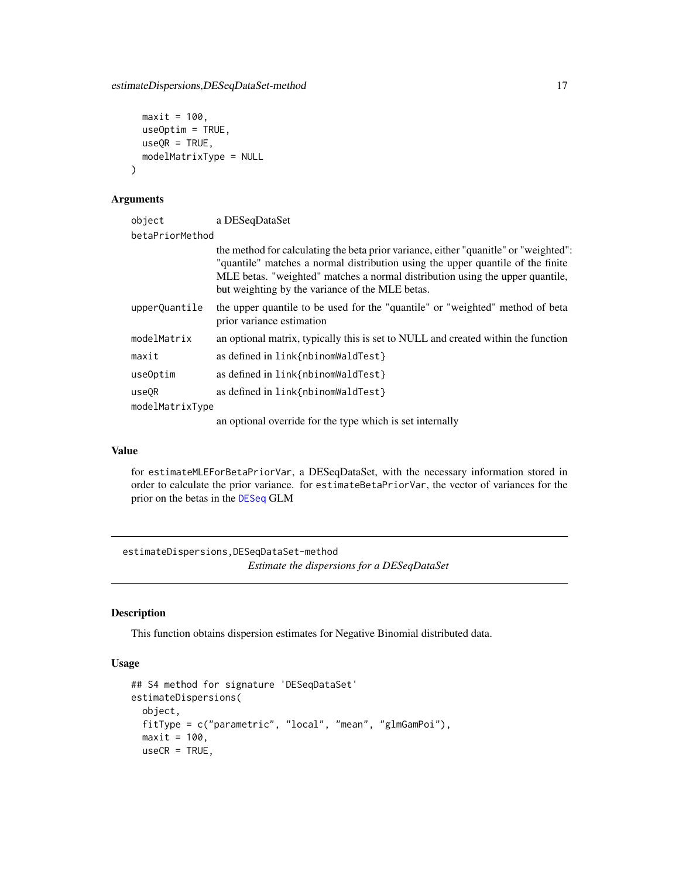```
  maxit = 100,
  useOptim = TRUE,
  useQR = TRUE,
  modelMatrixType = NULL
)
```

### Arguments

| | |
|---|---|
| `object` | a DESeqDataSet |
| `betaPriorMethod` | the method for calculating the beta prior variance, either "quanitle" or "weighted": "quantile" matches a normal distribution using the upper quantile of the finite MLE betas. "weighted" matches a normal distribution using the upper quantile, but weighting by the variance of the MLE betas. |
| `upperQuantile` | the upper quantile to be used for the "quantile" or "weighted" method of beta prior variance estimation |
| `modelMatrix` | an optional matrix, typically this is set to NULL and created within the function |
| `maxit` | as defined in `link{nbinomWaldTest}` |
| `useOptim` | as defined in `link{nbinomWaldTest}` |
| `useQR` | as defined in `link{nbinomWaldTest}` |
| `modelMatrixType` | an optional override for the type which is set internally |

### Value

for `estimateMLEForBetaPriorVar`, a DESeqDataSet, with the necessary information stored in order to calculate the prior variance. for `estimateBetaPriorVar`, the vector of variances for the prior on the betas in the `DESeq` GLM

---

## `estimateDispersions,DESeqDataSet-method` *Estimate the dispersions for a DESeqDataSet*

---

### Description

This function obtains dispersion estimates for Negative Binomial distributed data.

### Usage

```
## S4 method for signature 'DESeqDataSet'
estimateDispersions(
  object,
  fitType = c("parametric", "local", "mean", "glmGamPoi"),
  maxit = 100,
  useCR = TRUE,
```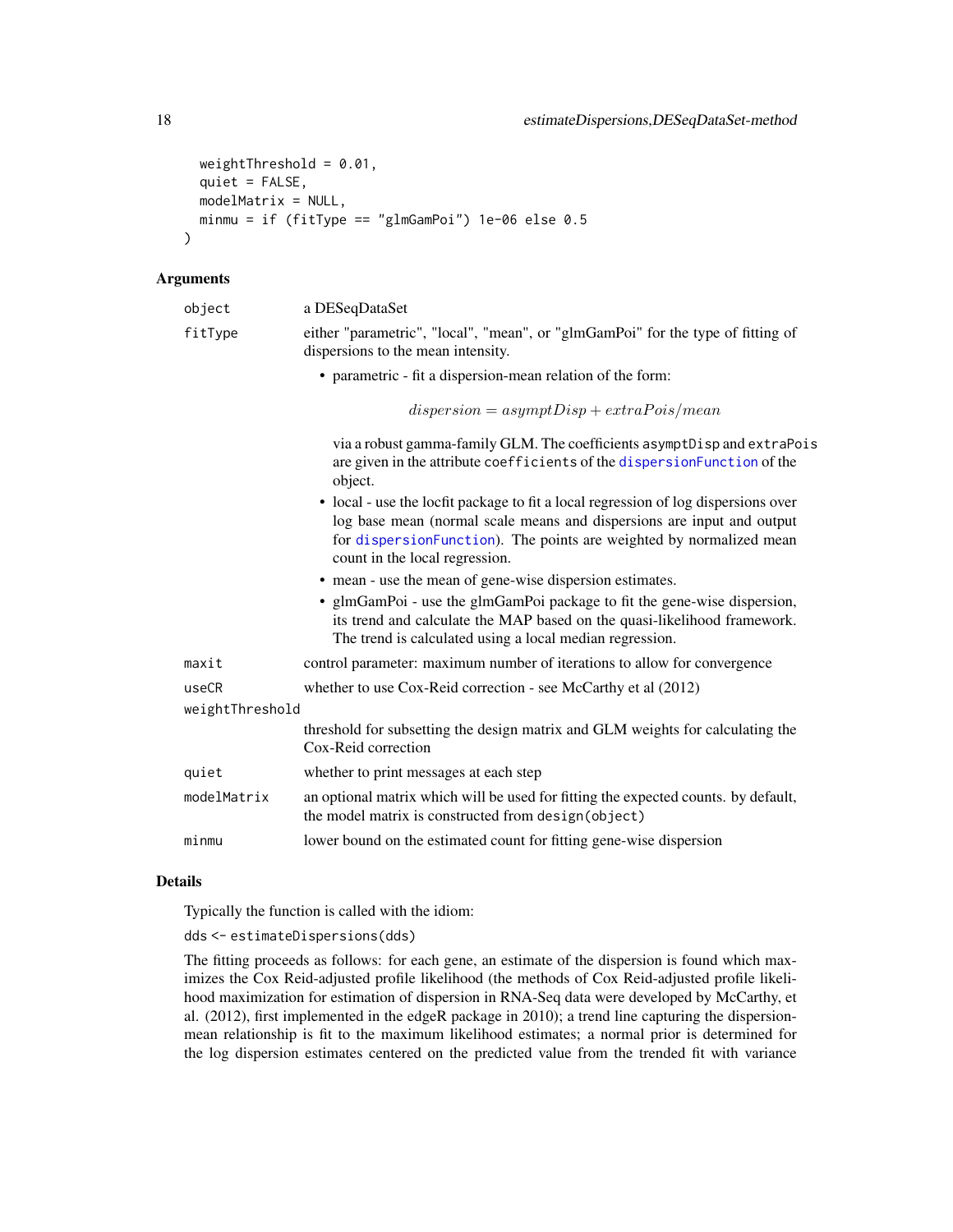```
  weightThreshold = 0.01,
  quiet = FALSE,
  modelMatrix = NULL,
  minmu = if (fitType == "glmGamPoi") 1e-06 else 0.5
)
```

## Arguments

`object` — a DESeqDataSet

`fitType` — either "parametric", "local", "mean", or "glmGamPoi" for the type of fitting of dispersions to the mean intensity.

- parametric - fit a dispersion-mean relation of the form:

$$dispersion = asymptDisp + extraPois/mean$$

  via a robust gamma-family GLM. The coefficients `asymptDisp` and `extraPois` are given in the attribute `coefficients` of the `dispersionFunction` of the object.

- local - use the locfit package to fit a local regression of log dispersions over log base mean (normal scale means and dispersions are input and output for `dispersionFunction`). The points are weighted by normalized mean count in the local regression.
- mean - use the mean of gene-wise dispersion estimates.
- glmGamPoi - use the glmGamPoi package to fit the gene-wise dispersion, its trend and calculate the MAP based on the quasi-likelihood framework. The trend is calculated using a local median regression.

`maxit` — control parameter: maximum number of iterations to allow for convergence

`useCR` — whether to use Cox-Reid correction - see McCarthy et al (2012)

`weightThreshold` — threshold for subsetting the design matrix and GLM weights for calculating the Cox-Reid correction

`quiet` — whether to print messages at each step

`modelMatrix` — an optional matrix which will be used for fitting the expected counts. by default, the model matrix is constructed from `design(object)`

`minmu` — lower bound on the estimated count for fitting gene-wise dispersion

## Details

Typically the function is called with the idiom:

`dds <- estimateDispersions(dds)`

The fitting proceeds as follows: for each gene, an estimate of the dispersion is found which maximizes the Cox Reid-adjusted profile likelihood (the methods of Cox Reid-adjusted profile likelihood maximization for estimation of dispersion in RNA-Seq data were developed by McCarthy, et al. (2012), first implemented in the edgeR package in 2010); a trend line capturing the dispersion-mean relationship is fit to the maximum likelihood estimates; a normal prior is determined for the log dispersion estimates centered on the predicted value from the trended fit with variance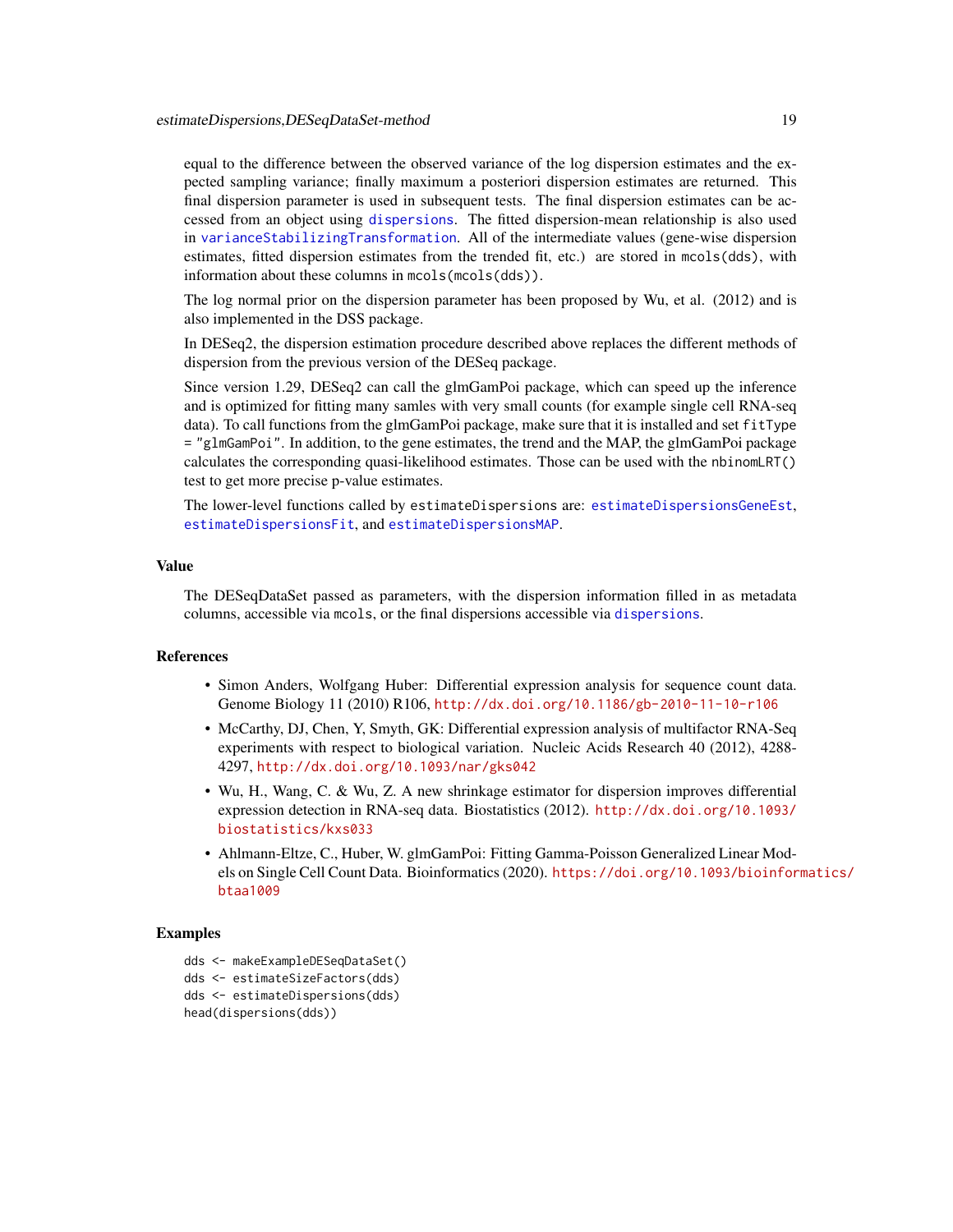equal to the difference between the observed variance of the log dispersion estimates and the expected sampling variance; finally maximum a posteriori dispersion estimates are returned. This final dispersion parameter is used in subsequent tests. The final dispersion estimates can be accessed from an object using `dispersions`. The fitted dispersion-mean relationship is also used in `varianceStabilizingTransformation`. All of the intermediate values (gene-wise dispersion estimates, fitted dispersion estimates from the trended fit, etc.) are stored in `mcols(dds)`, with information about these columns in `mcols(mcols(dds))`.

The log normal prior on the dispersion parameter has been proposed by Wu, et al. (2012) and is also implemented in the DSS package.

In DESeq2, the dispersion estimation procedure described above replaces the different methods of dispersion from the previous version of the DESeq package.

Since version 1.29, DESeq2 can call the glmGamPoi package, which can speed up the inference and is optimized for fitting many samles with very small counts (for example single cell RNA-seq data). To call functions from the glmGamPoi package, make sure that it is installed and set `fitType = "glmGamPoi"`. In addition, to the gene estimates, the trend and the MAP, the glmGamPoi package calculates the corresponding quasi-likelihood estimates. Those can be used with the `nbinomLRT()` test to get more precise p-value estimates.

The lower-level functions called by `estimateDispersions` are: `estimateDispersionsGeneEst`, `estimateDispersionsFit`, and `estimateDispersionsMAP`.

## Value

The DESeqDataSet passed as parameters, with the dispersion information filled in as metadata columns, accessible via `mcols`, or the final dispersions accessible via `dispersions`.

## References

- Simon Anders, Wolfgang Huber: Differential expression analysis for sequence count data. Genome Biology 11 (2010) R106, http://dx.doi.org/10.1186/gb-2010-11-10-r106
- McCarthy, DJ, Chen, Y, Smyth, GK: Differential expression analysis of multifactor RNA-Seq experiments with respect to biological variation. Nucleic Acids Research 40 (2012), 4288-4297, http://dx.doi.org/10.1093/nar/gks042
- Wu, H., Wang, C. & Wu, Z. A new shrinkage estimator for dispersion improves differential expression detection in RNA-seq data. Biostatistics (2012). http://dx.doi.org/10.1093/biostatistics/kxs033
- Ahlmann-Eltze, C., Huber, W. glmGamPoi: Fitting Gamma-Poisson Generalized Linear Models on Single Cell Count Data. Bioinformatics (2020). https://doi.org/10.1093/bioinformatics/btaa1009

## Examples

```
dds <- makeExampleDESeqDataSet()
dds <- estimateSizeFactors(dds)
dds <- estimateDispersions(dds)
head(dispersions(dds))
```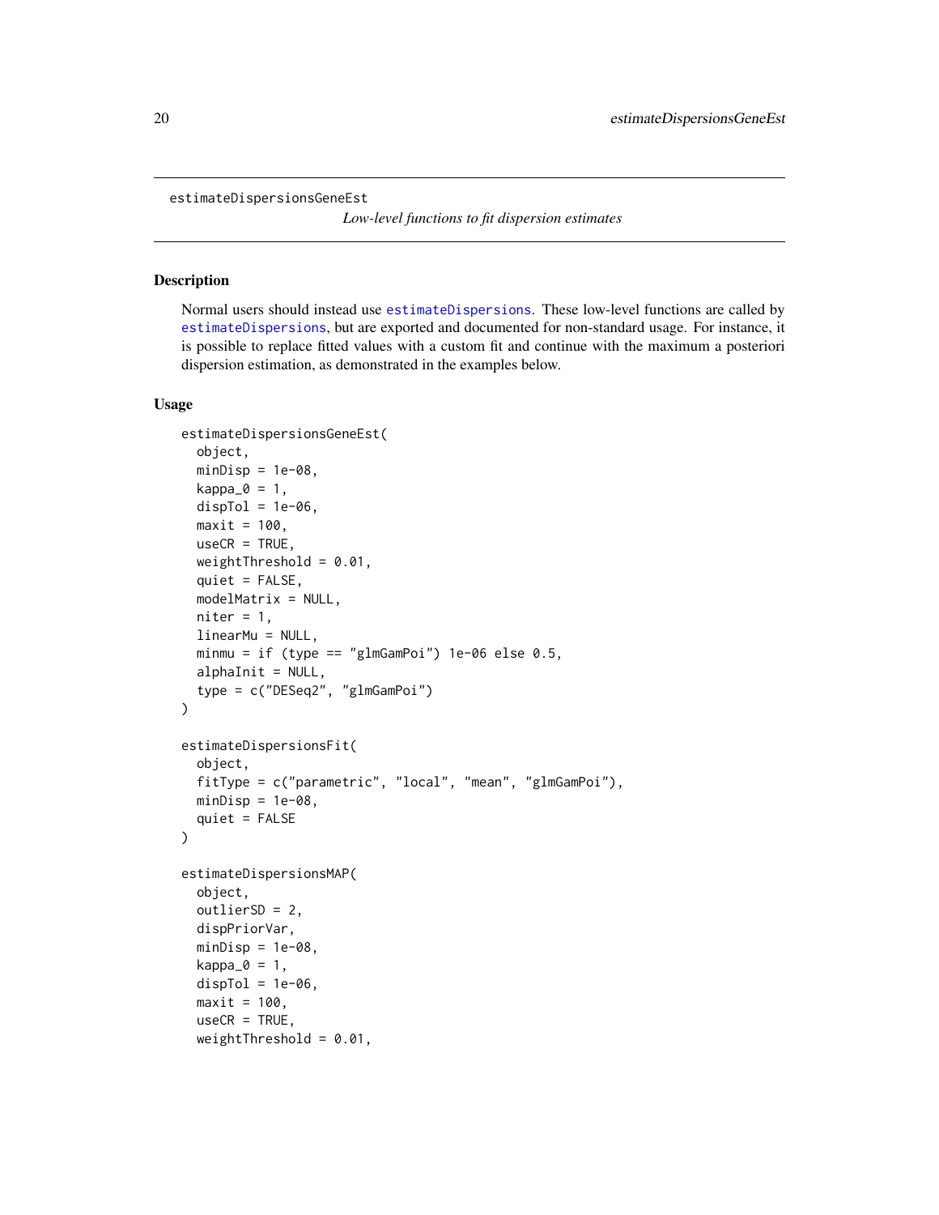estimateDispersionsGeneEst

*Low-level functions to fit dispersion estimates*

## Description

Normal users should instead use estimateDispersions. These low-level functions are called by estimateDispersions, but are exported and documented for non-standard usage. For instance, it is possible to replace fitted values with a custom fit and continue with the maximum a posteriori dispersion estimation, as demonstrated in the examples below.

## Usage

```
estimateDispersionsGeneEst(
  object,
  minDisp = 1e-08,
  kappa_0 = 1,
  dispTol = 1e-06,
  maxit = 100,
  useCR = TRUE,
  weightThreshold = 0.01,
  quiet = FALSE,
  modelMatrix = NULL,
  niter = 1,
  linearMu = NULL,
  minmu = if (type == "glmGamPoi") 1e-06 else 0.5,
  alphaInit = NULL,
  type = c("DESeq2", "glmGamPoi")
)

estimateDispersionsFit(
  object,
  fitType = c("parametric", "local", "mean", "glmGamPoi"),
  minDisp = 1e-08,
  quiet = FALSE
)

estimateDispersionsMAP(
  object,
  outlierSD = 2,
  dispPriorVar,
  minDisp = 1e-08,
  kappa_0 = 1,
  dispTol = 1e-06,
  maxit = 100,
  useCR = TRUE,
  weightThreshold = 0.01,
```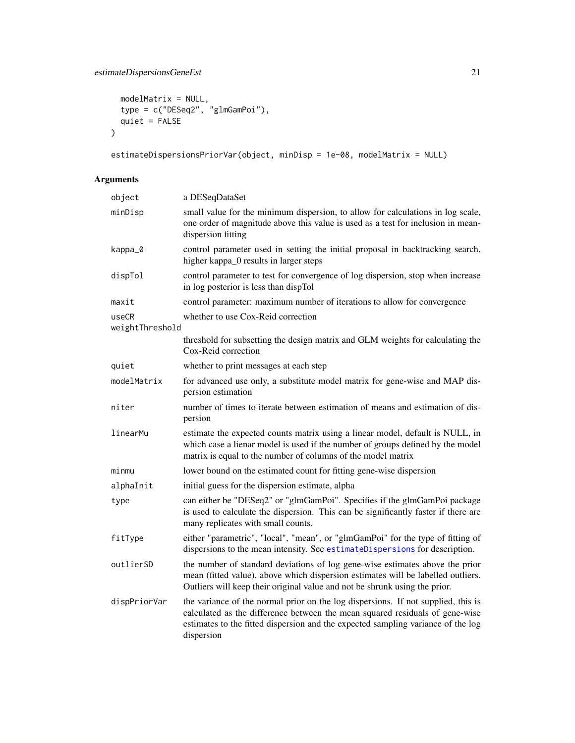```
  modelMatrix = NULL,
  type = c("DESeq2", "glmGamPoi"),
  quiet = FALSE
)

estimateDispersionsPriorVar(object, minDisp = 1e-08, modelMatrix = NULL)
```

## Arguments

| | |
|---|---|
| object | a DESeqDataSet |
| minDisp | small value for the minimum dispersion, to allow for calculations in log scale, one order of magnitude above this value is used as a test for inclusion in mean-dispersion fitting |
| kappa_0 | control parameter used in setting the initial proposal in backtracking search, higher kappa_0 results in larger steps |
| dispTol | control parameter to test for convergence of log dispersion, stop when increase in log posterior is less than dispTol |
| maxit | control parameter: maximum number of iterations to allow for convergence |
| useCR | whether to use Cox-Reid correction |
| weightThreshold | threshold for subsetting the design matrix and GLM weights for calculating the Cox-Reid correction |
| quiet | whether to print messages at each step |
| modelMatrix | for advanced use only, a substitute model matrix for gene-wise and MAP dispersion estimation |
| niter | number of times to iterate between estimation of means and estimation of dispersion |
| linearMu | estimate the expected counts matrix using a linear model, default is NULL, in which case a lienar model is used if the number of groups defined by the model matrix is equal to the number of columns of the model matrix |
| minmu | lower bound on the estimated count for fitting gene-wise dispersion |
| alphaInit | initial guess for the dispersion estimate, alpha |
| type | can either be "DESeq2" or "glmGamPoi". Specifies if the glmGamPoi package is used to calculate the dispersion. This can be significantly faster if there are many replicates with small counts. |
| fitType | either "parametric", "local", "mean", or "glmGamPoi" for the type of fitting of dispersions to the mean intensity. See estimateDispersions for description. |
| outlierSD | the number of standard deviations of log gene-wise estimates above the prior mean (fitted value), above which dispersion estimates will be labelled outliers. Outliers will keep their original value and not be shrunk using the prior. |
| dispPriorVar | the variance of the normal prior on the log dispersions. If not supplied, this is calculated as the difference between the mean squared residuals of gene-wise estimates to the fitted dispersion and the expected sampling variance of the log dispersion |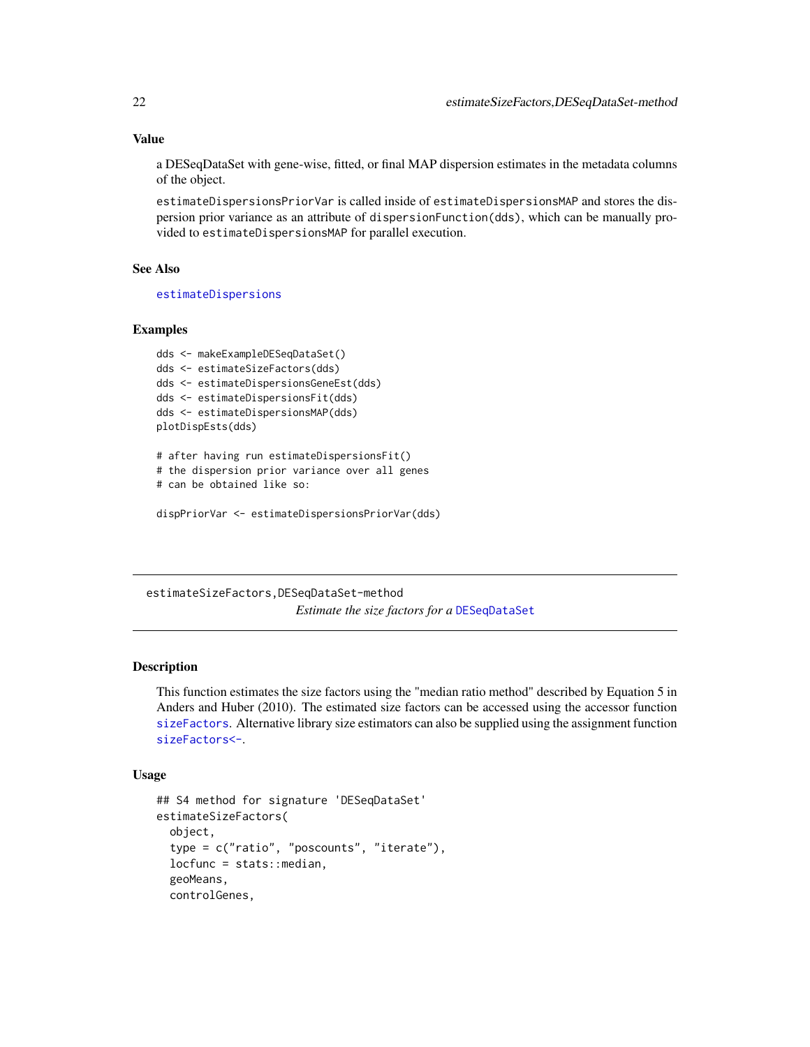## Value

a DESeqDataSet with gene-wise, fitted, or final MAP dispersion estimates in the metadata columns of the object.

`estimateDispersionsPriorVar` is called inside of `estimateDispersionsMAP` and stores the dispersion prior variance as an attribute of `dispersionFunction(dds)`, which can be manually provided to `estimateDispersionsMAP` for parallel execution.

## See Also

`estimateDispersions`

## Examples

```
dds <- makeExampleDESeqDataSet()
dds <- estimateSizeFactors(dds)
dds <- estimateDispersionsGeneEst(dds)
dds <- estimateDispersionsFit(dds)
dds <- estimateDispersionsMAP(dds)
plotDispEsts(dds)

# after having run estimateDispersionsFit()
# the dispersion prior variance over all genes
# can be obtained like so:

dispPriorVar <- estimateDispersionsPriorVar(dds)
```

---

# estimateSizeFactors,DESeqDataSet-method

*Estimate the size factors for a* `DESeqDataSet`

---

## Description

This function estimates the size factors using the "median ratio method" described by Equation 5 in Anders and Huber (2010). The estimated size factors can be accessed using the accessor function `sizeFactors`. Alternative library size estimators can also be supplied using the assignment function `sizeFactors<-`.

## Usage

```
## S4 method for signature 'DESeqDataSet'
estimateSizeFactors(
  object,
  type = c("ratio", "poscounts", "iterate"),
  locfunc = stats::median,
  geoMeans,
  controlGenes,
```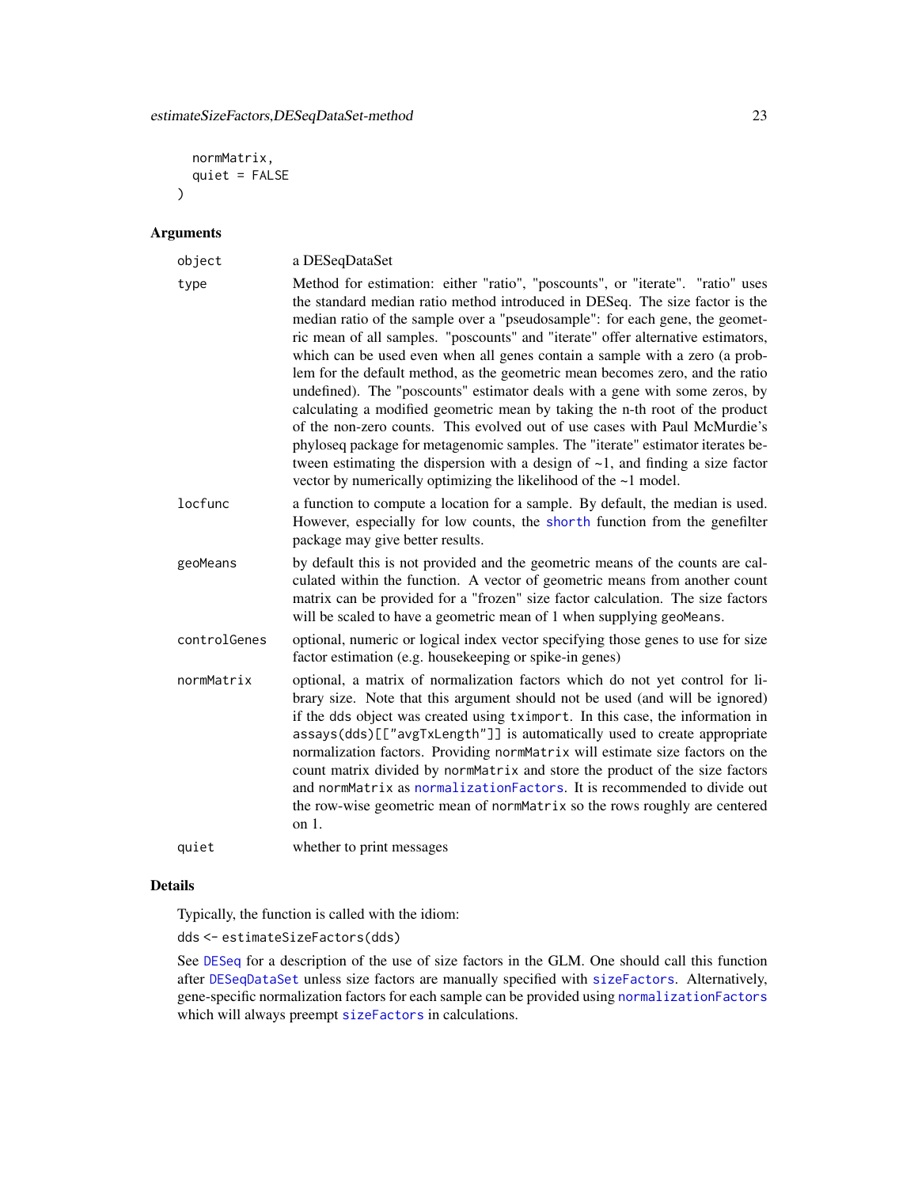```
  normMatrix,
  quiet = FALSE
)
```

## Arguments

| | |
|---|---|
| `object` | a DESeqDataSet |
| `type` | Method for estimation: either "ratio", "poscounts", or "iterate". "ratio" uses the standard median ratio method introduced in DESeq. The size factor is the median ratio of the sample over a "pseudosample": for each gene, the geometric mean of all samples. "poscounts" and "iterate" offer alternative estimators, which can be used even when all genes contain a sample with a zero (a problem for the default method, as the geometric mean becomes zero, and the ratio undefined). The "poscounts" estimator deals with a gene with some zeros, by calculating a modified geometric mean by taking the n-th root of the product of the non-zero counts. This evolved out of use cases with Paul McMurdie's phyloseq package for metagenomic samples. The "iterate" estimator iterates between estimating the dispersion with a design of ~1, and finding a size factor vector by numerically optimizing the likelihood of the ~1 model. |
| `locfunc` | a function to compute a location for a sample. By default, the median is used. However, especially for low counts, the `shorth` function from the genefilter package may give better results. |
| `geoMeans` | by default this is not provided and the geometric means of the counts are calculated within the function. A vector of geometric means from another count matrix can be provided for a "frozen" size factor calculation. The size factors will be scaled to have a geometric mean of 1 when supplying `geoMeans`. |
| `controlGenes` | optional, numeric or logical index vector specifying those genes to use for size factor estimation (e.g. housekeeping or spike-in genes) |
| `normMatrix` | optional, a matrix of normalization factors which do not yet control for library size. Note that this argument should not be used (and will be ignored) if the `dds` object was created using `tximport`. In this case, the information in `assays(dds)[["avgTxLength"]]` is automatically used to create appropriate normalization factors. Providing `normMatrix` will estimate size factors on the count matrix divided by `normMatrix` and store the product of the size factors and `normMatrix` as `normalizationFactors`. It is recommended to divide out the row-wise geometric mean of `normMatrix` so the rows roughly are centered on 1. |
| `quiet` | whether to print messages |

## Details

Typically, the function is called with the idiom:

```
dds <- estimateSizeFactors(dds)
```

See `DESeq` for a description of the use of size factors in the GLM. One should call this function after `DESeqDataSet` unless size factors are manually specified with `sizeFactors`. Alternatively, gene-specific normalization factors for each sample can be provided using `normalizationFactors` which will always preempt `sizeFactors` in calculations.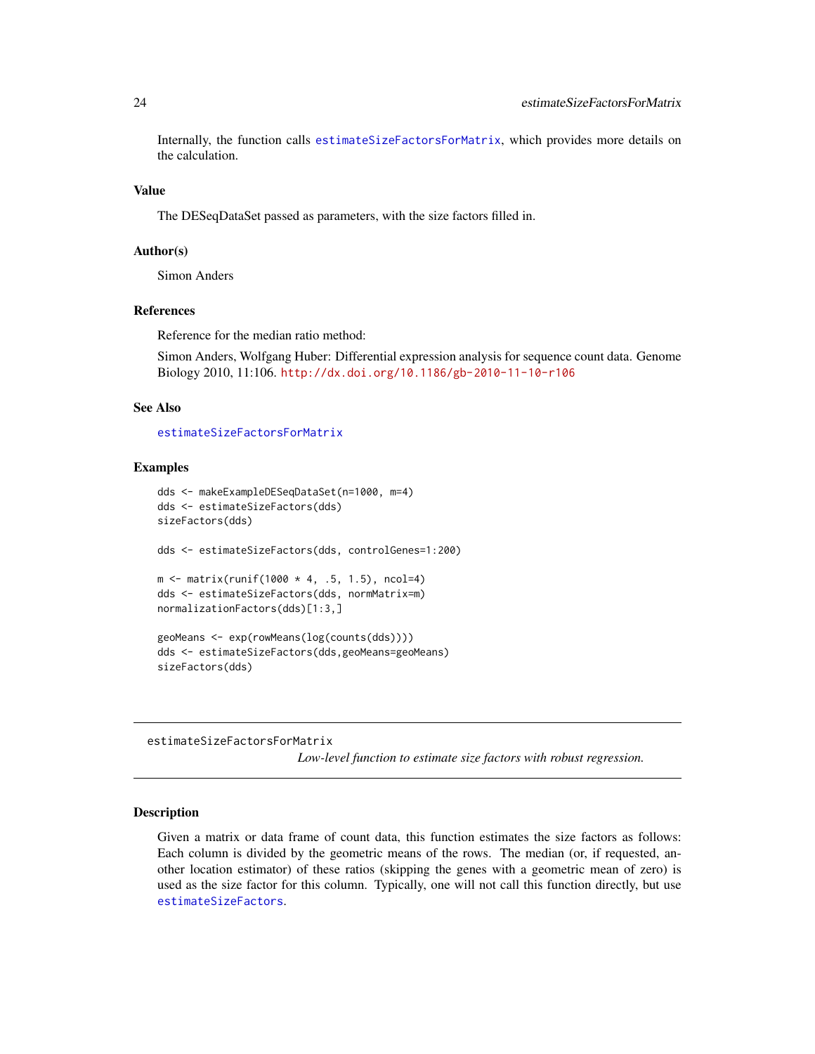Internally, the function calls estimateSizeFactorsForMatrix, which provides more details on the calculation.

### Value

The DESeqDataSet passed as parameters, with the size factors filled in.

### Author(s)

Simon Anders

### References

Reference for the median ratio method:

Simon Anders, Wolfgang Huber: Differential expression analysis for sequence count data. Genome Biology 2010, 11:106. http://dx.doi.org/10.1186/gb-2010-11-10-r106

### See Also

estimateSizeFactorsForMatrix

### Examples

```
dds <- makeExampleDESeqDataSet(n=1000, m=4)
dds <- estimateSizeFactors(dds)
sizeFactors(dds)

dds <- estimateSizeFactors(dds, controlGenes=1:200)

m <- matrix(runif(1000 * 4, .5, 1.5), ncol=4)
dds <- estimateSizeFactors(dds, normMatrix=m)
normalizationFactors(dds)[1:3,]

geoMeans <- exp(rowMeans(log(counts(dds))))
dds <- estimateSizeFactors(dds,geoMeans=geoMeans)
sizeFactors(dds)
```

---

## estimateSizeFactorsForMatrix

*Low-level function to estimate size factors with robust regression.*

---

### Description

Given a matrix or data frame of count data, this function estimates the size factors as follows: Each column is divided by the geometric means of the rows. The median (or, if requested, another location estimator) of these ratios (skipping the genes with a geometric mean of zero) is used as the size factor for this column. Typically, one will not call this function directly, but use estimateSizeFactors.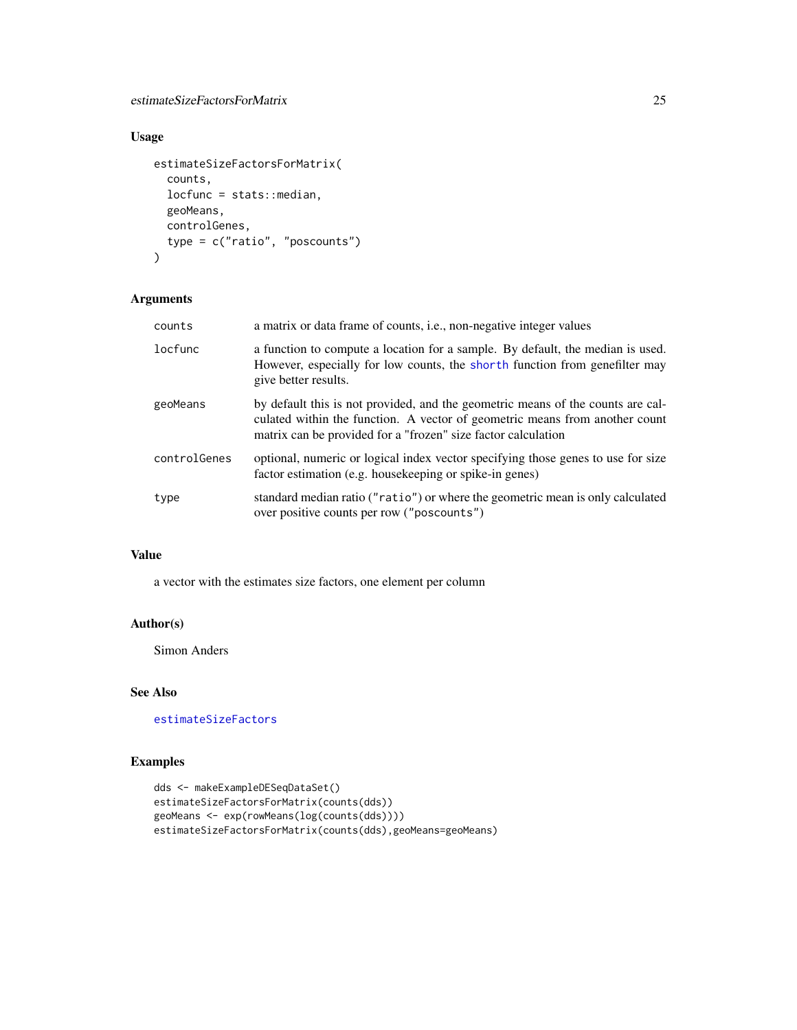## Usage

```
estimateSizeFactorsForMatrix(
  counts,
  locfunc = stats::median,
  geoMeans,
  controlGenes,
  type = c("ratio", "poscounts")
)
```

## Arguments

| | |
|---|---|
| counts | a matrix or data frame of counts, i.e., non-negative integer values |
| locfunc | a function to compute a location for a sample. By default, the median is used. However, especially for low counts, the shorth function from genefilter may give better results. |
| geoMeans | by default this is not provided, and the geometric means of the counts are calculated within the function. A vector of geometric means from another count matrix can be provided for a "frozen" size factor calculation |
| controlGenes | optional, numeric or logical index vector specifying those genes to use for size factor estimation (e.g. housekeeping or spike-in genes) |
| type | standard median ratio ("ratio") or where the geometric mean is only calculated over positive counts per row ("poscounts") |

## Value

a vector with the estimates size factors, one element per column

## Author(s)

Simon Anders

## See Also

estimateSizeFactors

## Examples

```
dds <- makeExampleDESeqDataSet()
estimateSizeFactorsForMatrix(counts(dds))
geoMeans <- exp(rowMeans(log(counts(dds))))
estimateSizeFactorsForMatrix(counts(dds),geoMeans=geoMeans)
```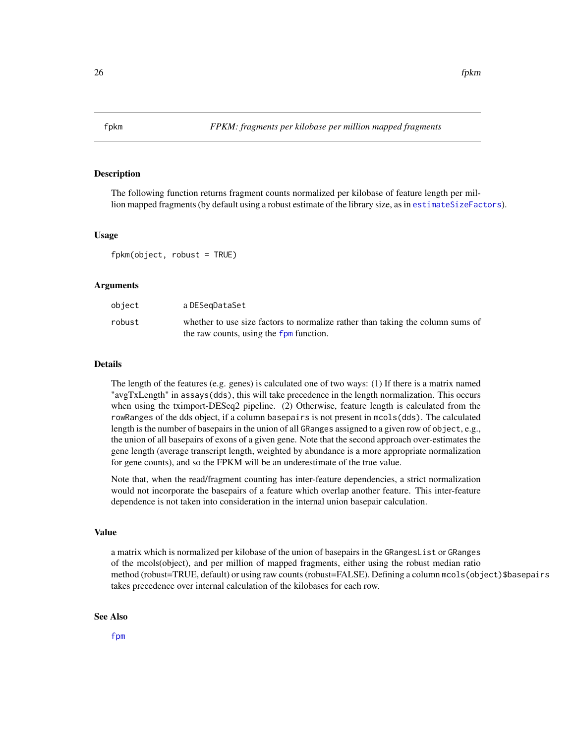# fpkm — *FPKM: fragments per kilobase per million mapped fragments*

## Description

The following function returns fragment counts normalized per kilobase of feature length per million mapped fragments (by default using a robust estimate of the library size, as in `estimateSizeFactors`).

## Usage

```
fpkm(object, robust = TRUE)
```

## Arguments

| | |
|---|---|
| `object` | a `DESeqDataSet` |
| `robust` | whether to use size factors to normalize rather than taking the column sums of the raw counts, using the `fpm` function. |

## Details

The length of the features (e.g. genes) is calculated one of two ways: (1) If there is a matrix named "avgTxLength" in `assays(dds)`, this will take precedence in the length normalization. This occurs when using the tximport-DESeq2 pipeline. (2) Otherwise, feature length is calculated from the `rowRanges` of the dds object, if a column `basepairs` is not present in `mcols(dds)`. The calculated length is the number of basepairs in the union of all `GRanges` assigned to a given row of `object`, e.g., the union of all basepairs of exons of a given gene. Note that the second approach over-estimates the gene length (average transcript length, weighted by abundance is a more appropriate normalization for gene counts), and so the FPKM will be an underestimate of the true value.

Note that, when the read/fragment counting has inter-feature dependencies, a strict normalization would not incorporate the basepairs of a feature which overlap another feature. This inter-feature dependence is not taken into consideration in the internal union basepair calculation.

## Value

a matrix which is normalized per kilobase of the union of basepairs in the `GRangesList` or `GRanges` of the mcols(object), and per million of mapped fragments, either using the robust median ratio method (robust=TRUE, default) or using raw counts (robust=FALSE). Defining a column `mcols(object)$basepairs` takes precedence over internal calculation of the kilobases for each row.

## See Also

`fpm`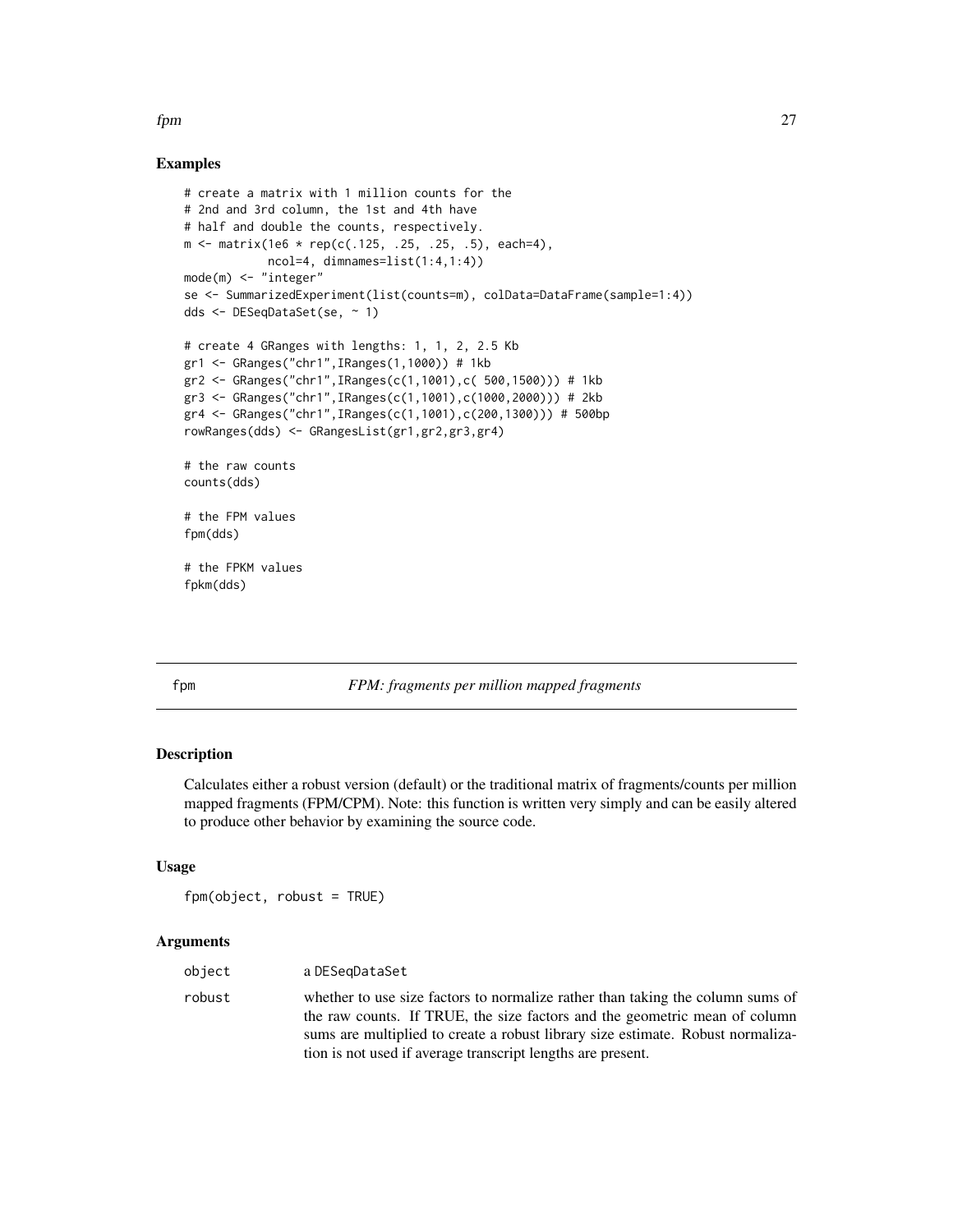### Examples

```
# create a matrix with 1 million counts for the
# 2nd and 3rd column, the 1st and 4th have
# half and double the counts, respectively.
m <- matrix(1e6 * rep(c(.125, .25, .25, .5), each=4),
            ncol=4, dimnames=list(1:4,1:4))
mode(m) <- "integer"
se <- SummarizedExperiment(list(counts=m), colData=DataFrame(sample=1:4))
dds <- DESeqDataSet(se, ~ 1)

# create 4 GRanges with lengths: 1, 1, 2, 2.5 Kb
gr1 <- GRanges("chr1",IRanges(1,1000)) # 1kb
gr2 <- GRanges("chr1",IRanges(c(1,1001),c( 500,1500))) # 1kb
gr3 <- GRanges("chr1",IRanges(c(1,1001),c(1000,2000))) # 2kb
gr4 <- GRanges("chr1",IRanges(c(1,1001),c(200,1300))) # 500bp
rowRanges(dds) <- GRangesList(gr1,gr2,gr3,gr4)

# the raw counts
counts(dds)

# the FPM values
fpm(dds)

# the FPKM values
fpkm(dds)
```

---

## fpm — *FPM: fragments per million mapped fragments*

### Description

Calculates either a robust version (default) or the traditional matrix of fragments/counts per million mapped fragments (FPM/CPM). Note: this function is written very simply and can be easily altered to produce other behavior by examining the source code.

### Usage

```
fpm(object, robust = TRUE)
```

### Arguments

| Argument | Description |
|---|---|
| object | a DESeqDataSet |
| robust | whether to use size factors to normalize rather than taking the column sums of the raw counts. If TRUE, the size factors and the geometric mean of column sums are multiplied to create a robust library size estimate. Robust normalization is not used if average transcript lengths are present. |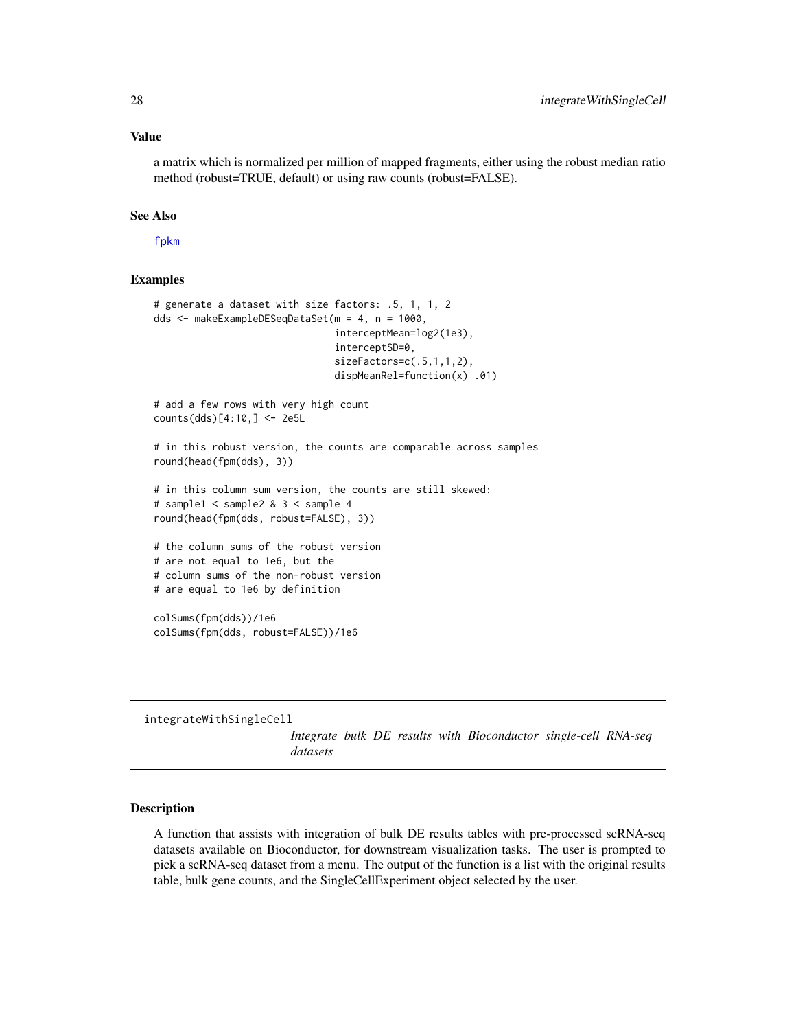## Value

a matrix which is normalized per million of mapped fragments, either using the robust median ratio method (robust=TRUE, default) or using raw counts (robust=FALSE).

## See Also

fpkm

## Examples

```
# generate a dataset with size factors: .5, 1, 1, 2
dds <- makeExampleDESeqDataSet(m = 4, n = 1000,
                               interceptMean=log2(1e3),
                               interceptSD=0,
                               sizeFactors=c(.5,1,1,2),
                               dispMeanRel=function(x) .01)

# add a few rows with very high count
counts(dds)[4:10,] <- 2e5L

# in this robust version, the counts are comparable across samples
round(head(fpm(dds), 3))

# in this column sum version, the counts are still skewed:
# sample1 < sample2 & 3 < sample 4
round(head(fpm(dds, robust=FALSE), 3))

# the column sums of the robust version
# are not equal to 1e6, but the
# column sums of the non-robust version
# are equal to 1e6 by definition

colSums(fpm(dds))/1e6
colSums(fpm(dds, robust=FALSE))/1e6
```

---

# integrateWithSingleCell

*Integrate bulk DE results with Bioconductor single-cell RNA-seq datasets*

## Description

A function that assists with integration of bulk DE results tables with pre-processed scRNA-seq datasets available on Bioconductor, for downstream visualization tasks. The user is prompted to pick a scRNA-seq dataset from a menu. The output of the function is a list with the original results table, bulk gene counts, and the SingleCellExperiment object selected by the user.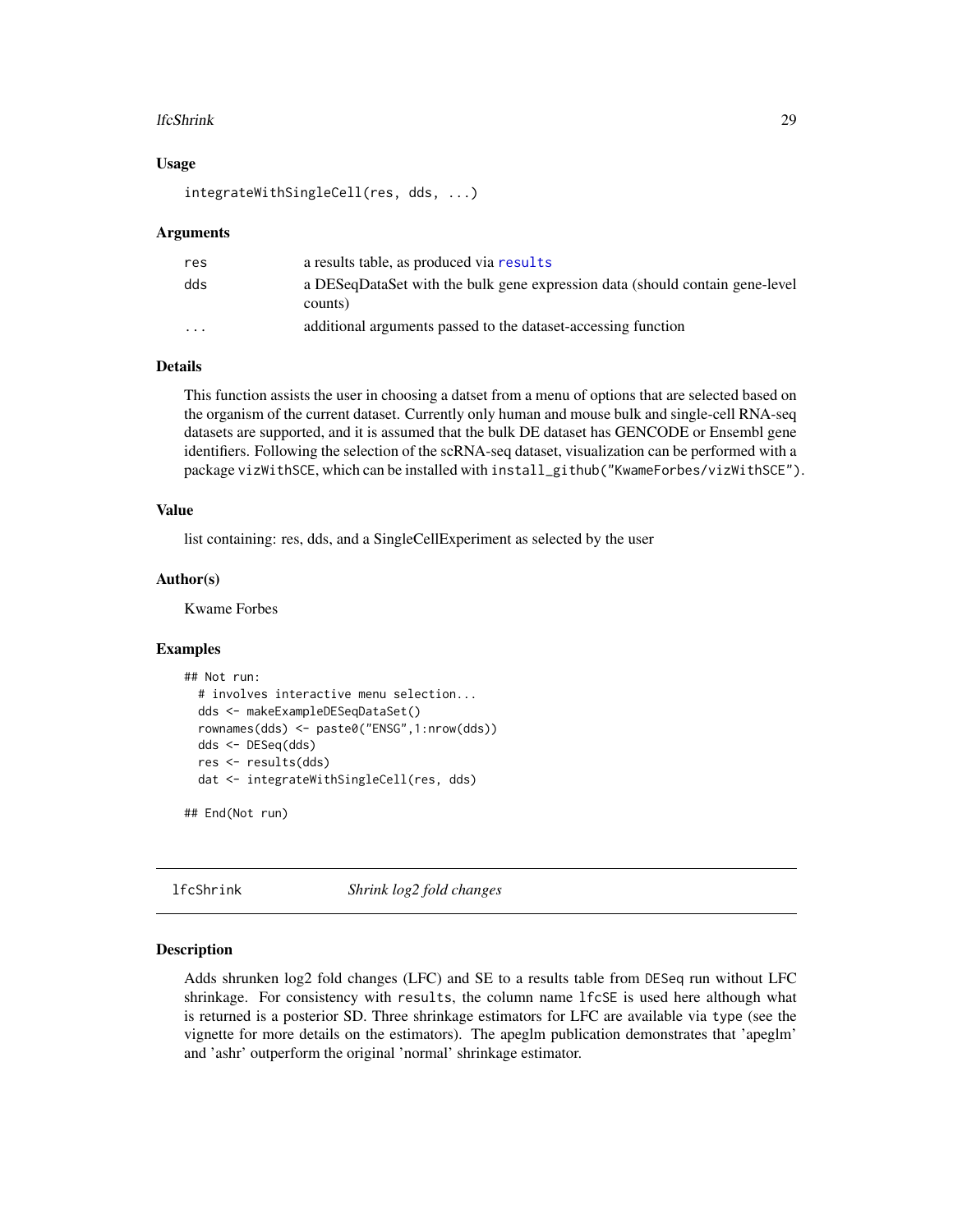### Usage

```
integrateWithSingleCell(res, dds, ...)
```

### Arguments

| | |
|---|---|
| res | a results table, as produced via results |
| dds | a DESeqDataSet with the bulk gene expression data (should contain gene-level counts) |
| ... | additional arguments passed to the dataset-accessing function |

### Details

This function assists the user in choosing a datset from a menu of options that are selected based on the organism of the current dataset. Currently only human and mouse bulk and single-cell RNA-seq datasets are supported, and it is assumed that the bulk DE dataset has GENCODE or Ensembl gene identifiers. Following the selection of the scRNA-seq dataset, visualization can be performed with a package `vizWithSCE`, which can be installed with `install_github("KwameForbes/vizWithSCE")`.

### Value

list containing: res, dds, and a SingleCellExperiment as selected by the user

### Author(s)

Kwame Forbes

### Examples

```
## Not run:
  # involves interactive menu selection...
  dds <- makeExampleDESeqDataSet()
  rownames(dds) <- paste0("ENSG",1:nrow(dds))
  dds <- DESeq(dds)
  res <- results(dds)
  dat <- integrateWithSingleCell(res, dds)

## End(Not run)
```

---

## lfcShrink *Shrink log2 fold changes*

---

### Description

Adds shrunken log2 fold changes (LFC) and SE to a results table from `DESeq` run without LFC shrinkage. For consistency with `results`, the column name `lfcSE` is used here although what is returned is a posterior SD. Three shrinkage estimators for LFC are available via `type` (see the vignette for more details on the estimators). The apeglm publication demonstrates that 'apeglm' and 'ashr' outperform the original 'normal' shrinkage estimator.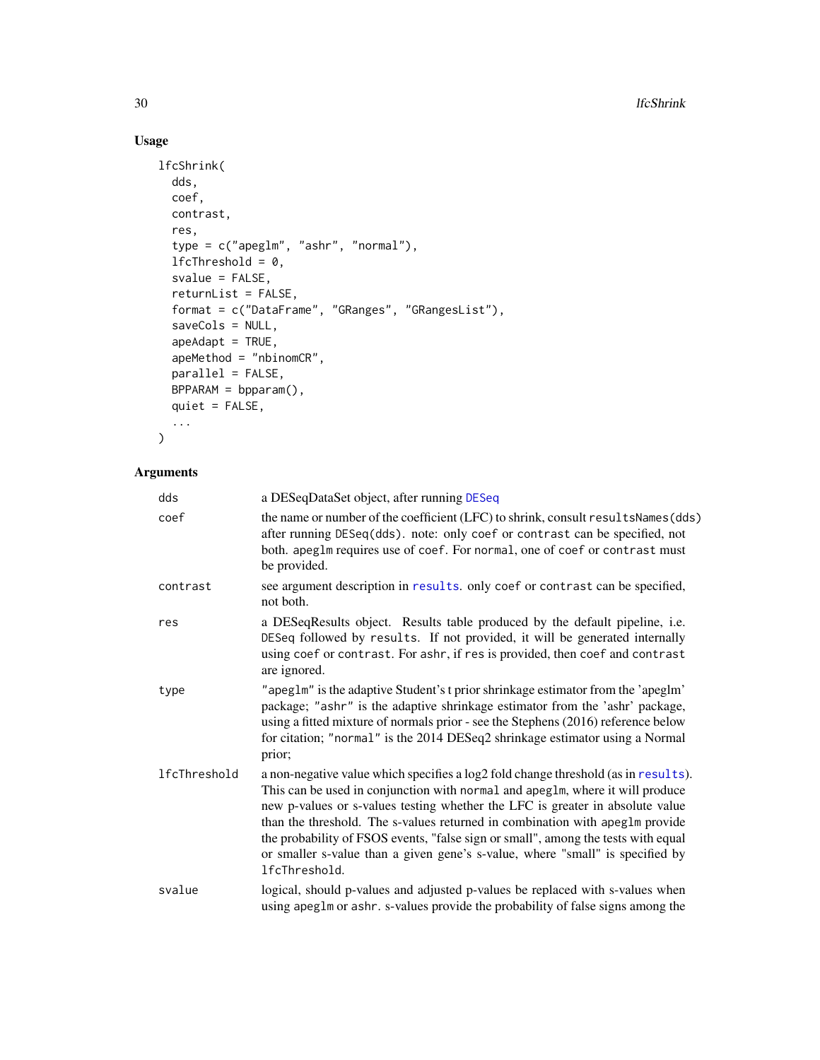## Usage

```
lfcShrink(
  dds,
  coef,
  contrast,
  res,
  type = c("apeglm", "ashr", "normal"),
  lfcThreshold = 0,
  svalue = FALSE,
  returnList = FALSE,
  format = c("DataFrame", "GRanges", "GRangesList"),
  saveCols = NULL,
  apeAdapt = TRUE,
  apeMethod = "nbinomCR",
  parallel = FALSE,
  BPPARAM = bpparam(),
  quiet = FALSE,
  ...
)
```

## Arguments

| | |
|---|---|
| `dds` | a DESeqDataSet object, after running DESeq |
| `coef` | the name or number of the coefficient (LFC) to shrink, consult `resultsNames(dds)` after running `DESeq(dds)`. note: only `coef` or `contrast` can be specified, not both. `apeglm` requires use of `coef`. For `normal`, one of `coef` or `contrast` must be provided. |
| `contrast` | see argument description in results. only `coef` or `contrast` can be specified, not both. |
| `res` | a DESeqResults object. Results table produced by the default pipeline, i.e. `DESeq` followed by `results`. If not provided, it will be generated internally using `coef` or `contrast`. For `ashr`, if `res` is provided, then `coef` and `contrast` are ignored. |
| `type` | `"apeglm"` is the adaptive Student's t prior shrinkage estimator from the 'apeglm' package; `"ashr"` is the adaptive shrinkage estimator from the 'ashr' package, using a fitted mixture of normals prior - see the Stephens (2016) reference below for citation; `"normal"` is the 2014 DESeq2 shrinkage estimator using a Normal prior; |
| `lfcThreshold` | a non-negative value which specifies a log2 fold change threshold (as in results). This can be used in conjunction with `normal` and `apeglm`, where it will produce new p-values or s-values testing whether the LFC is greater in absolute value than the threshold. The s-values returned in combination with `apeglm` provide the probability of FSOS events, "false sign or small", among the tests with equal or smaller s-value than a given gene's s-value, where "small" is specified by `lfcThreshold`. |
| `svalue` | logical, should p-values and adjusted p-values be replaced with s-values when using `apeglm` or `ashr`. s-values provide the probability of false signs among the |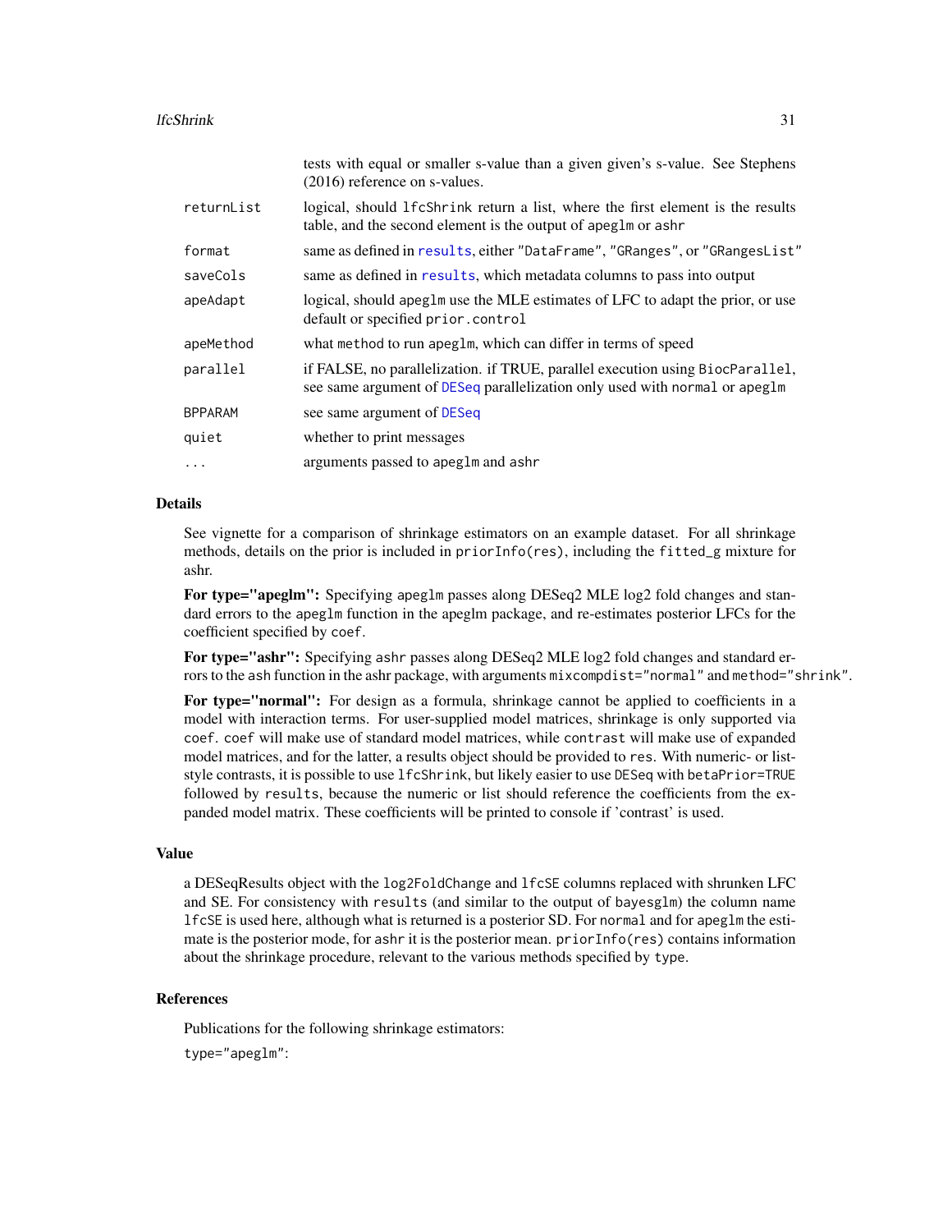| | |
|---|---|
| | tests with equal or smaller s-value than a given given's s-value. See Stephens (2016) reference on s-values. |
| returnList | logical, should lfcShrink return a list, where the first element is the results table, and the second element is the output of apeglm or ashr |
| format | same as defined in results, either "DataFrame", "GRanges", or "GRangesList" |
| saveCols | same as defined in results, which metadata columns to pass into output |
| apeAdapt | logical, should apeglm use the MLE estimates of LFC to adapt the prior, or use default or specified prior.control |
| apeMethod | what method to run apeglm, which can differ in terms of speed |
| parallel | if FALSE, no parallelization. if TRUE, parallel execution using BiocParallel, see same argument of DESeq parallelization only used with normal or apeglm |
| BPPARAM | see same argument of DESeq |
| quiet | whether to print messages |
| ... | arguments passed to apeglm and ashr |

## Details

See vignette for a comparison of shrinkage estimators on an example dataset. For all shrinkage methods, details on the prior is included in priorInfo(res), including the fitted_g mixture for ashr.

**For type="apeglm":** Specifying apeglm passes along DESeq2 MLE log2 fold changes and standard errors to the apeglm function in the apeglm package, and re-estimates posterior LFCs for the coefficient specified by coef.

**For type="ashr":** Specifying ashr passes along DESeq2 MLE log2 fold changes and standard errors to the ash function in the ashr package, with arguments mixcompdist="normal" and method="shrink".

**For type="normal":** For design as a formula, shrinkage cannot be applied to coefficients in a model with interaction terms. For user-supplied model matrices, shrinkage is only supported via coef. coef will make use of standard model matrices, while contrast will make use of expanded model matrices, and for the latter, a results object should be provided to res. With numeric- or list-style contrasts, it is possible to use lfcShrink, but likely easier to use DESeq with betaPrior=TRUE followed by results, because the numeric or list should reference the coefficients from the expanded model matrix. These coefficients will be printed to console if 'contrast' is used.

## Value

a DESeqResults object with the log2FoldChange and lfcSE columns replaced with shrunken LFC and SE. For consistency with results (and similar to the output of bayesglm) the column name lfcSE is used here, although what is returned is a posterior SD. For normal and for apeglm the estimate is the posterior mode, for ashr it is the posterior mean. priorInfo(res) contains information about the shrinkage procedure, relevant to the various methods specified by type.

## References

Publications for the following shrinkage estimators:

type="apeglm":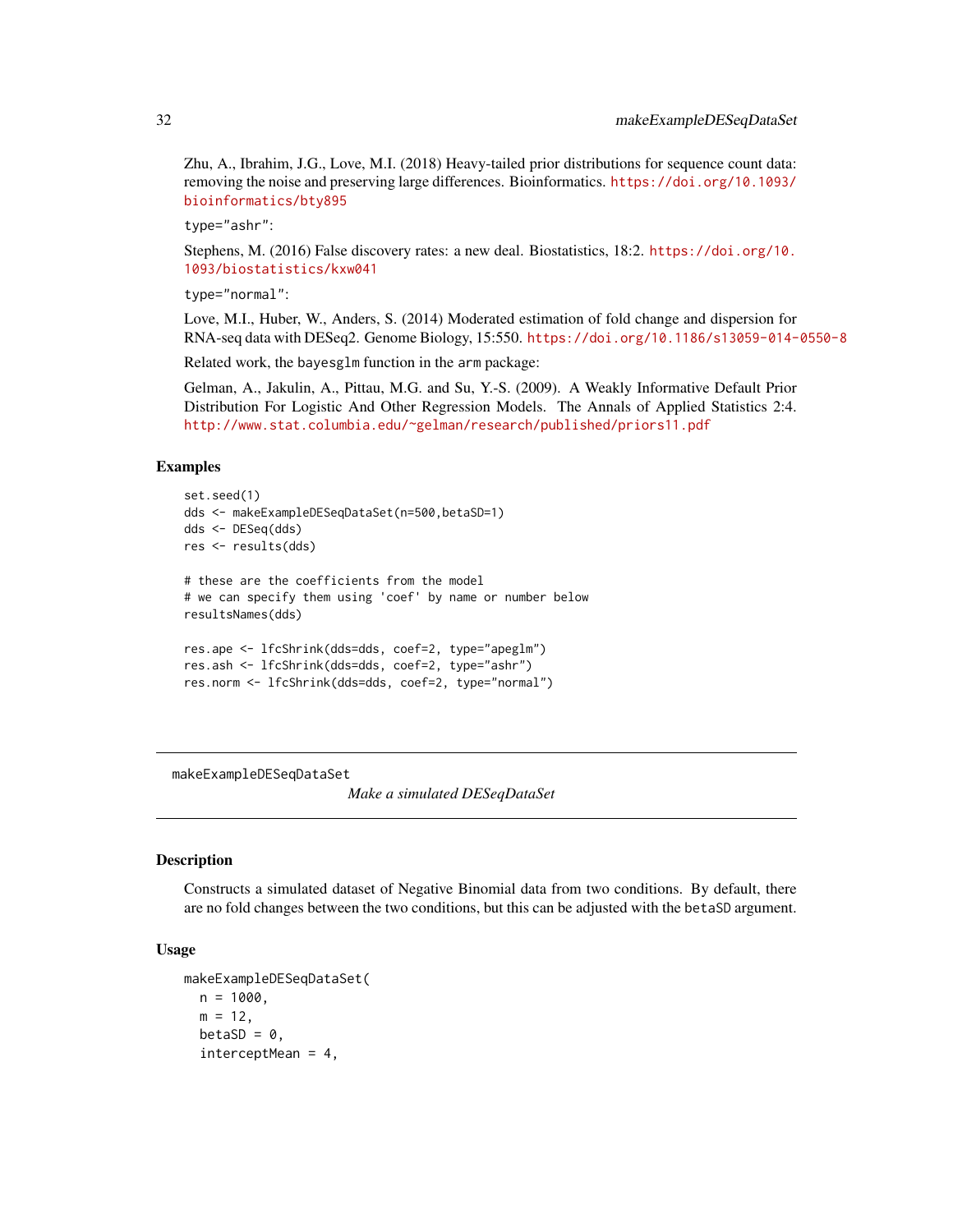Zhu, A., Ibrahim, J.G., Love, M.I. (2018) Heavy-tailed prior distributions for sequence count data: removing the noise and preserving large differences. Bioinformatics. https://doi.org/10.1093/bioinformatics/bty895

type="ashr":

Stephens, M. (2016) False discovery rates: a new deal. Biostatistics, 18:2. https://doi.org/10.1093/biostatistics/kxw041

type="normal":

Love, M.I., Huber, W., Anders, S. (2014) Moderated estimation of fold change and dispersion for RNA-seq data with DESeq2. Genome Biology, 15:550. https://doi.org/10.1186/s13059-014-0550-8

Related work, the bayesglm function in the arm package:

Gelman, A., Jakulin, A., Pittau, M.G. and Su, Y.-S. (2009). A Weakly Informative Default Prior Distribution For Logistic And Other Regression Models. The Annals of Applied Statistics 2:4. http://www.stat.columbia.edu/~gelman/research/published/priors11.pdf

### Examples

```
set.seed(1)
dds <- makeExampleDESeqDataSet(n=500,betaSD=1)
dds <- DESeq(dds)
res <- results(dds)

# these are the coefficients from the model
# we can specify them using 'coef' by name or number below
resultsNames(dds)

res.ape <- lfcShrink(dds=dds, coef=2, type="apeglm")
res.ash <- lfcShrink(dds=dds, coef=2, type="ashr")
res.norm <- lfcShrink(dds=dds, coef=2, type="normal")
```

---

## makeExampleDESeqDataSet

*Make a simulated DESeqDataSet*

---

### Description

Constructs a simulated dataset of Negative Binomial data from two conditions. By default, there are no fold changes between the two conditions, but this can be adjusted with the betaSD argument.

### Usage

```
makeExampleDESeqDataSet(
  n = 1000,
  m = 12,
  betaSD = 0,
  interceptMean = 4,
```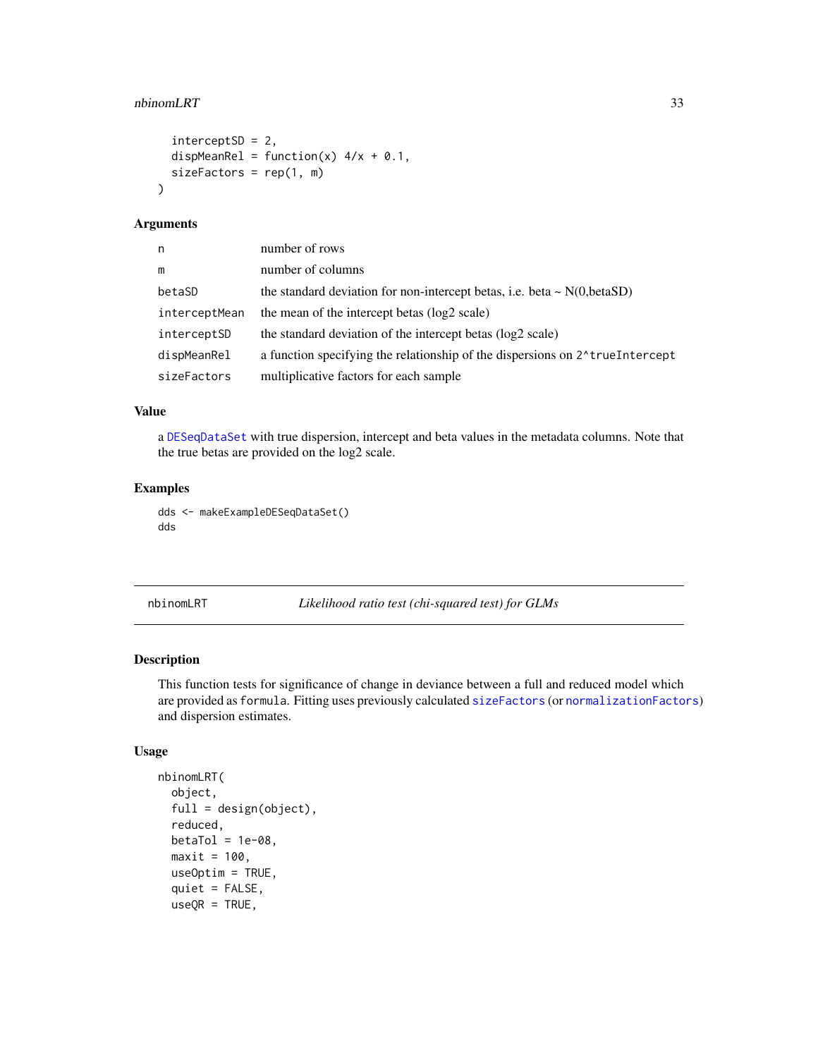```
  interceptSD = 2,
  dispMeanRel = function(x) 4/x + 0.1,
  sizeFactors = rep(1, m)
)
```

### Arguments

| | |
|---|---|
| n | number of rows |
| m | number of columns |
| betaSD | the standard deviation for non-intercept betas, i.e. beta ~ N(0,betaSD) |
| interceptMean | the mean of the intercept betas (log2 scale) |
| interceptSD | the standard deviation of the intercept betas (log2 scale) |
| dispMeanRel | a function specifying the relationship of the dispersions on `2^trueIntercept` |
| sizeFactors | multiplicative factors for each sample |

### Value

a `DESeqDataSet` with true dispersion, intercept and beta values in the metadata columns. Note that the true betas are provided on the log2 scale.

### Examples

```
dds <- makeExampleDESeqDataSet()
dds
```

---

## nbinomLRT — *Likelihood ratio test (chi-squared test) for GLMs*

---

### Description

This function tests for significance of change in deviance between a full and reduced model which are provided as `formula`. Fitting uses previously calculated `sizeFactors` (or `normalizationFactors`) and dispersion estimates.

### Usage

```
nbinomLRT(
  object,
  full = design(object),
  reduced,
  betaTol = 1e-08,
  maxit = 100,
  useOptim = TRUE,
  quiet = FALSE,
  useQR = TRUE,
```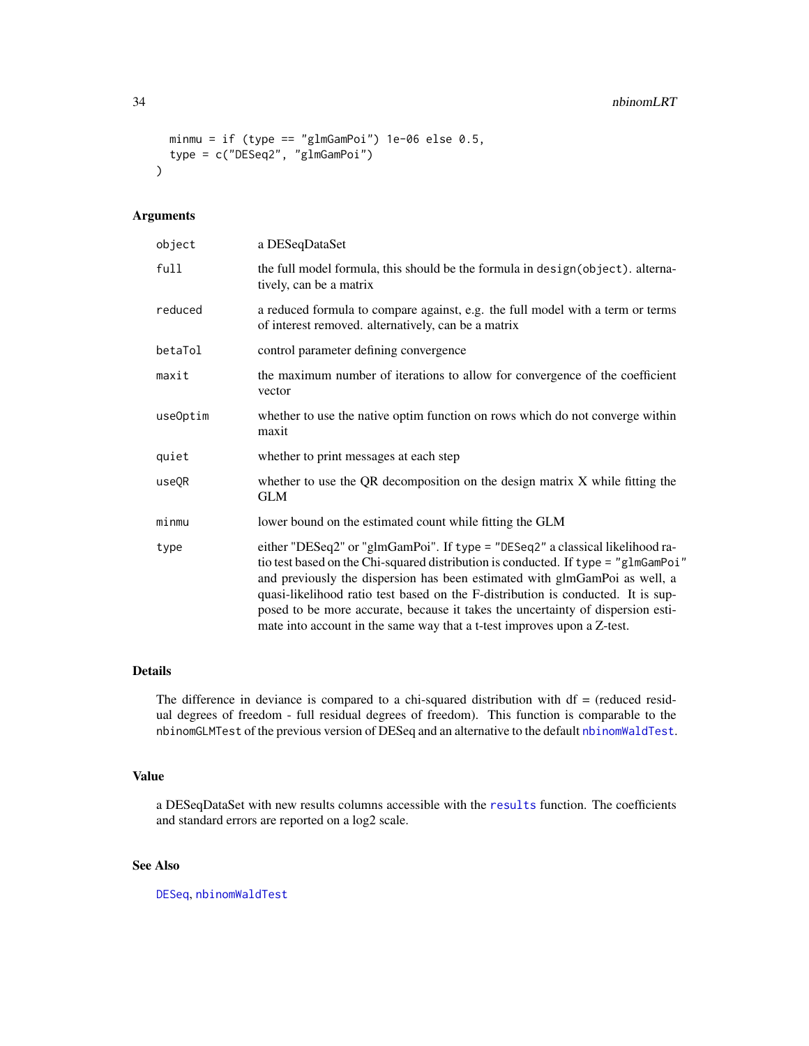```
  minmu = if (type == "glmGamPoi") 1e-06 else 0.5,
  type = c("DESeq2", "glmGamPoi")
)
```

## Arguments

| | |
|---|---|
| object | a DESeqDataSet |
| full | the full model formula, this should be the formula in `design(object)`. alternatively, can be a matrix |
| reduced | a reduced formula to compare against, e.g. the full model with a term or terms of interest removed. alternatively, can be a matrix |
| betaTol | control parameter defining convergence |
| maxit | the maximum number of iterations to allow for convergence of the coefficient vector |
| useOptim | whether to use the native optim function on rows which do not converge within maxit |
| quiet | whether to print messages at each step |
| useQR | whether to use the QR decomposition on the design matrix X while fitting the GLM |
| minmu | lower bound on the estimated count while fitting the GLM |
| type | either "DESeq2" or "glmGamPoi". If `type = "DESeq2"` a classical likelihood ratio test based on the Chi-squared distribution is conducted. If `type = "glmGamPoi"` and previously the dispersion has been estimated with glmGamPoi as well, a quasi-likelihood ratio test based on the F-distribution is conducted. It is supposed to be more accurate, because it takes the uncertainty of dispersion estimate into account in the same way that a t-test improves upon a Z-test. |

## Details

The difference in deviance is compared to a chi-squared distribution with df = (reduced residual degrees of freedom - full residual degrees of freedom). This function is comparable to the `nbinomGLMTest` of the previous version of DESeq and an alternative to the default `nbinomWaldTest`.

## Value

a DESeqDataSet with new results columns accessible with the `results` function. The coefficients and standard errors are reported on a log2 scale.

## See Also

`DESeq`, `nbinomWaldTest`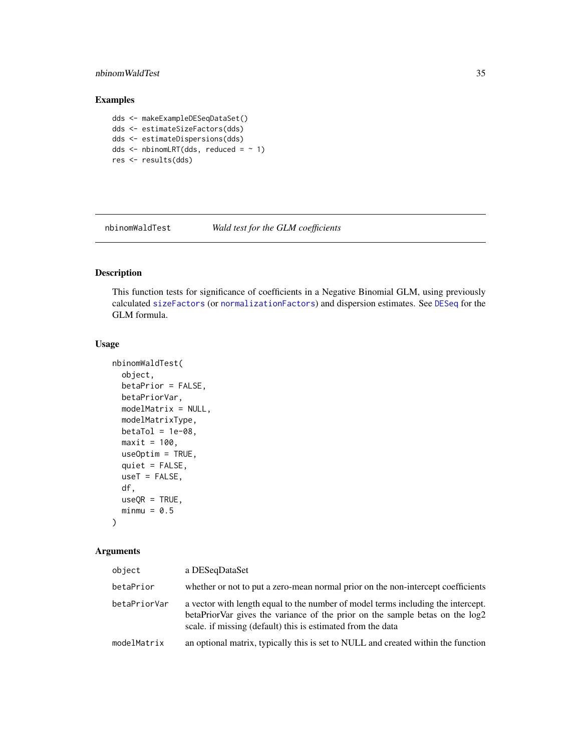## Examples

```
dds <- makeExampleDESeqDataSet()
dds <- estimateSizeFactors(dds)
dds <- estimateDispersions(dds)
dds <- nbinomLRT(dds, reduced = ~ 1)
res <- results(dds)
```

---

# nbinomWaldTest *Wald test for the GLM coefficients*

---

## Description

This function tests for significance of coefficients in a Negative Binomial GLM, using previously calculated sizeFactors (or normalizationFactors) and dispersion estimates. See DESeq for the GLM formula.

## Usage

```
nbinomWaldTest(
  object,
  betaPrior = FALSE,
  betaPriorVar,
  modelMatrix = NULL,
  modelMatrixType,
  betaTol = 1e-08,
  maxit = 100,
  useOptim = TRUE,
  quiet = FALSE,
  useT = FALSE,
  df,
  useQR = TRUE,
  minmu = 0.5
)
```

## Arguments

| | |
|---|---|
| object | a DESeqDataSet |
| betaPrior | whether or not to put a zero-mean normal prior on the non-intercept coefficients |
| betaPriorVar | a vector with length equal to the number of model terms including the intercept. betaPriorVar gives the variance of the prior on the sample betas on the log2 scale. if missing (default) this is estimated from the data |
| modelMatrix | an optional matrix, typically this is set to NULL and created within the function |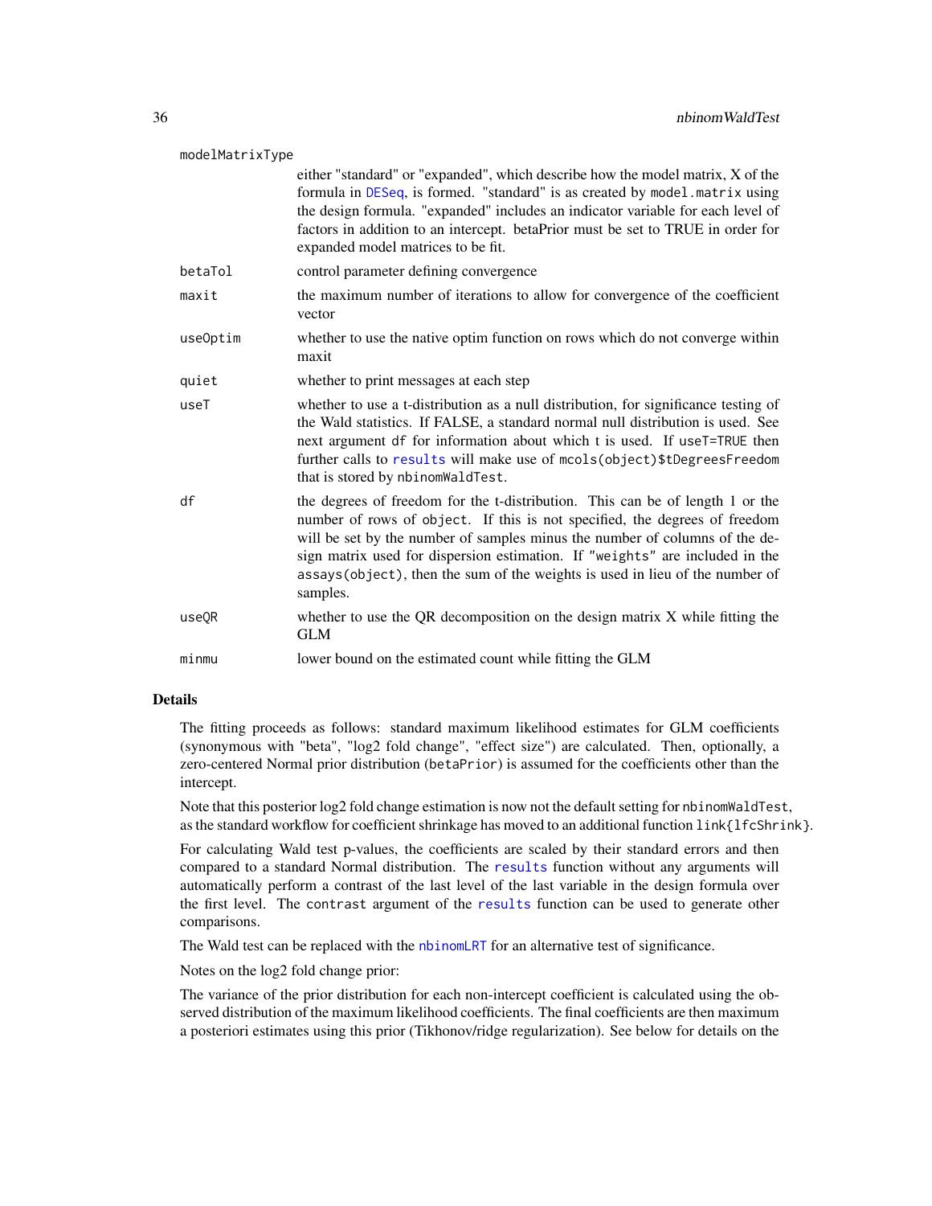| | |
|---|---|
| modelMatrixType | either "standard" or "expanded", which describe how the model matrix, X of the formula in DESeq, is formed. "standard" is as created by model.matrix using the design formula. "expanded" includes an indicator variable for each level of factors in addition to an intercept. betaPrior must be set to TRUE in order for expanded model matrices to be fit. |
| betaTol | control parameter defining convergence |
| maxit | the maximum number of iterations to allow for convergence of the coefficient vector |
| useOptim | whether to use the native optim function on rows which do not converge within maxit |
| quiet | whether to print messages at each step |
| useT | whether to use a t-distribution as a null distribution, for significance testing of the Wald statistics. If FALSE, a standard normal null distribution is used. See next argument df for information about which t is used. If useT=TRUE then further calls to results will make use of mcols(object)$tDegreesFreedom that is stored by nbinomWaldTest. |
| df | the degrees of freedom for the t-distribution. This can be of length 1 or the number of rows of object. If this is not specified, the degrees of freedom will be set by the number of samples minus the number of columns of the design matrix used for dispersion estimation. If "weights" are included in the assays(object), then the sum of the weights is used in lieu of the number of samples. |
| useQR | whether to use the QR decomposition on the design matrix X while fitting the GLM |
| minmu | lower bound on the estimated count while fitting the GLM |

## Details

The fitting proceeds as follows: standard maximum likelihood estimates for GLM coefficients (synonymous with "beta", "log2 fold change", "effect size") are calculated. Then, optionally, a zero-centered Normal prior distribution (betaPrior) is assumed for the coefficients other than the intercept.

Note that this posterior log2 fold change estimation is now not the default setting for nbinomWaldTest, as the standard workflow for coefficient shrinkage has moved to an additional function link{lfcShrink}.

For calculating Wald test p-values, the coefficients are scaled by their standard errors and then compared to a standard Normal distribution. The results function without any arguments will automatically perform a contrast of the last level of the last variable in the design formula over the first level. The contrast argument of the results function can be used to generate other comparisons.

The Wald test can be replaced with the nbinomLRT for an alternative test of significance.

Notes on the log2 fold change prior:

The variance of the prior distribution for each non-intercept coefficient is calculated using the observed distribution of the maximum likelihood coefficients. The final coefficients are then maximum a posteriori estimates using this prior (Tikhonov/ridge regularization). See below for details on the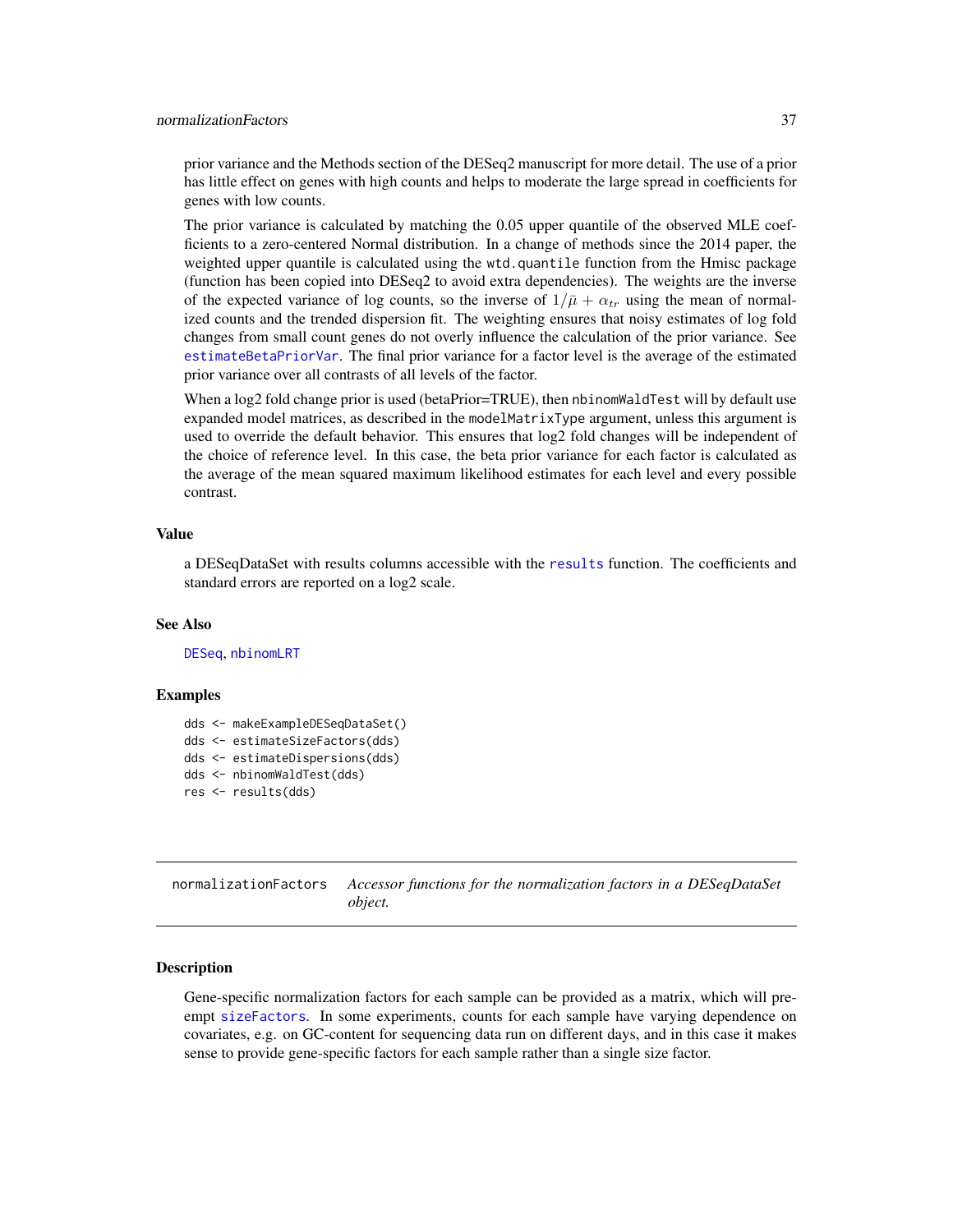prior variance and the Methods section of the DESeq2 manuscript for more detail. The use of a prior has little effect on genes with high counts and helps to moderate the large spread in coefficients for genes with low counts.

The prior variance is calculated by matching the 0.05 upper quantile of the observed MLE coefficients to a zero-centered Normal distribution. In a change of methods since the 2014 paper, the weighted upper quantile is calculated using the `wtd.quantile` function from the Hmisc package (function has been copied into DESeq2 to avoid extra dependencies). The weights are the inverse of the expected variance of log counts, so the inverse of $1/\bar{\mu} + \alpha_{tr}$ using the mean of normalized counts and the trended dispersion fit. The weighting ensures that noisy estimates of log fold changes from small count genes do not overly influence the calculation of the prior variance. See `estimateBetaPriorVar`. The final prior variance for a factor level is the average of the estimated prior variance over all contrasts of all levels of the factor.

When a log2 fold change prior is used (betaPrior=TRUE), then `nbinomWaldTest` will by default use expanded model matrices, as described in the `modelMatrixType` argument, unless this argument is used to override the default behavior. This ensures that log2 fold changes will be independent of the choice of reference level. In this case, the beta prior variance for each factor is calculated as the average of the mean squared maximum likelihood estimates for each level and every possible contrast.

### Value

a DESeqDataSet with results columns accessible with the `results` function. The coefficients and standard errors are reported on a log2 scale.

### See Also

`DESeq`, `nbinomLRT`

### Examples

```
dds <- makeExampleDESeqDataSet()
dds <- estimateSizeFactors(dds)
dds <- estimateDispersions(dds)
dds <- nbinomWaldTest(dds)
res <- results(dds)
```

---

## normalizationFactors    *Accessor functions for the normalization factors in a DESeqDataSet object.*

---

### Description

Gene-specific normalization factors for each sample can be provided as a matrix, which will preempt `sizeFactors`. In some experiments, counts for each sample have varying dependence on covariates, e.g. on GC-content for sequencing data run on different days, and in this case it makes sense to provide gene-specific factors for each sample rather than a single size factor.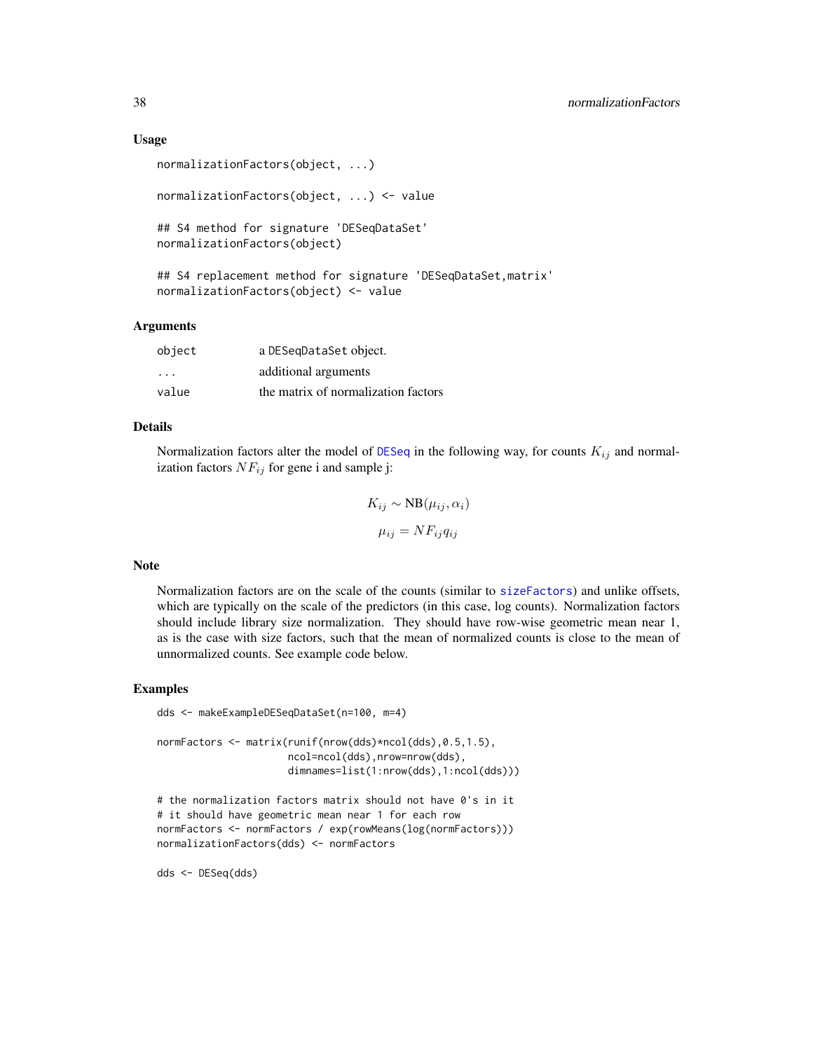## Usage

```
normalizationFactors(object, ...)

normalizationFactors(object, ...) <- value

## S4 method for signature 'DESeqDataSet'
normalizationFactors(object)

## S4 replacement method for signature 'DESeqDataSet,matrix'
normalizationFactors(object) <- value
```

## Arguments

| | |
|---|---|
| object | a DESeqDataSet object. |
| ... | additional arguments |
| value | the matrix of normalization factors |

## Details

Normalization factors alter the model of DESeq in the following way, for counts $K_{ij}$ and normalization factors $NF_{ij}$ for gene i and sample j:

$$K_{ij} \sim \text{NB}(\mu_{ij}, \alpha_i)$$

$$\mu_{ij} = NF_{ij} q_{ij}$$

## Note

Normalization factors are on the scale of the counts (similar to sizeFactors) and unlike offsets, which are typically on the scale of the predictors (in this case, log counts). Normalization factors should include library size normalization. They should have row-wise geometric mean near 1, as is the case with size factors, such that the mean of normalized counts is close to the mean of unnormalized counts. See example code below.

## Examples

```
dds <- makeExampleDESeqDataSet(n=100, m=4)

normFactors <- matrix(runif(nrow(dds)*ncol(dds),0.5,1.5),
                      ncol=ncol(dds),nrow=nrow(dds),
                      dimnames=list(1:nrow(dds),1:ncol(dds)))

# the normalization factors matrix should not have 0's in it
# it should have geometric mean near 1 for each row
normFactors <- normFactors / exp(rowMeans(log(normFactors)))
normalizationFactors(dds) <- normFactors

dds <- DESeq(dds)
```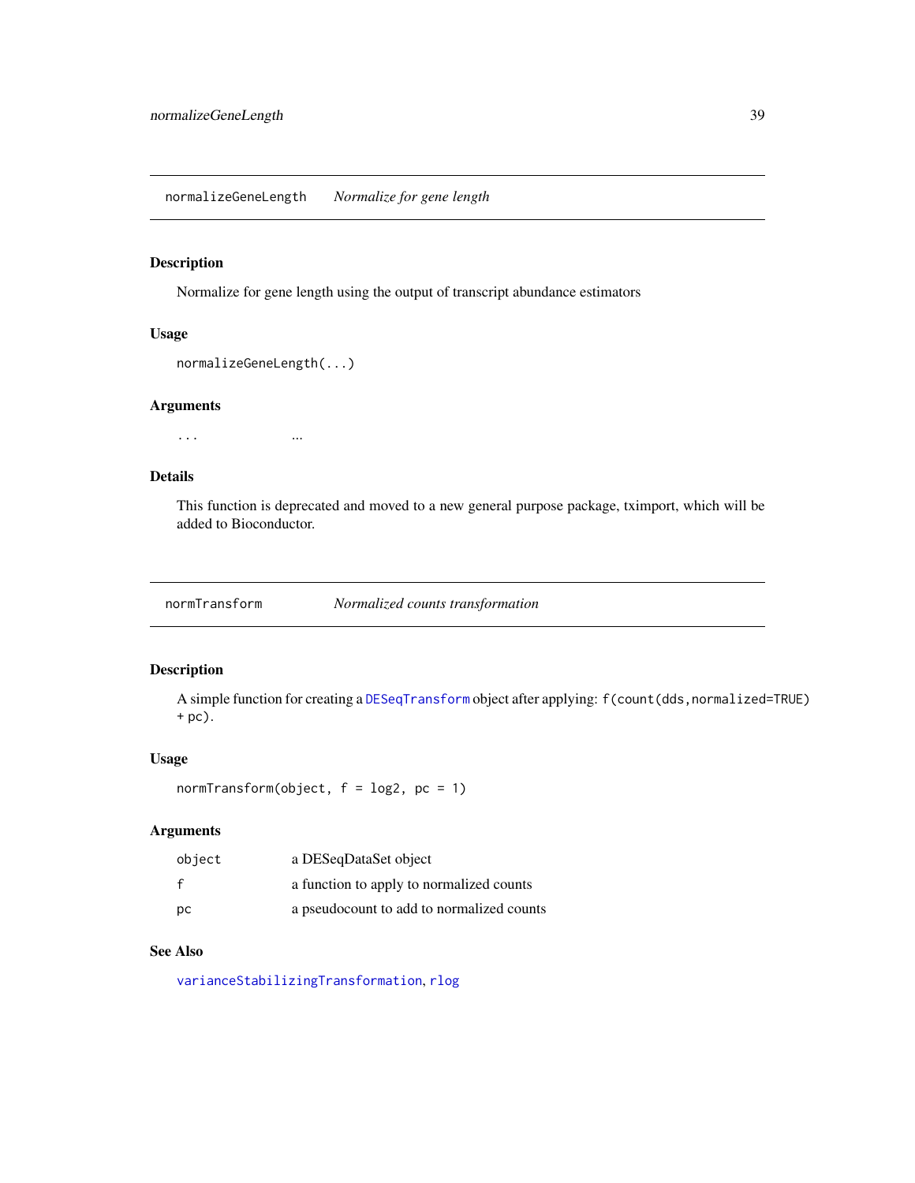## normalizeGeneLength — *Normalize for gene length*

### Description

Normalize for gene length using the output of transcript abundance estimators

### Usage

```
normalizeGeneLength(...)
```

### Arguments

| | |
|---|---|
| `...` | ... |

### Details

This function is deprecated and moved to a new general purpose package, tximport, which will be added to Bioconductor.

## normTransform — *Normalized counts transformation*

### Description

A simple function for creating a `DESeqTransform` object after applying: `f(count(dds,normalized=TRUE) + pc)`.

### Usage

```
normTransform(object, f = log2, pc = 1)
```

### Arguments

| | |
|---|---|
| `object` | a DESeqDataSet object |
| `f` | a function to apply to normalized counts |
| `pc` | a pseudocount to add to normalized counts |

### See Also

`varianceStabilizingTransformation`, `rlog`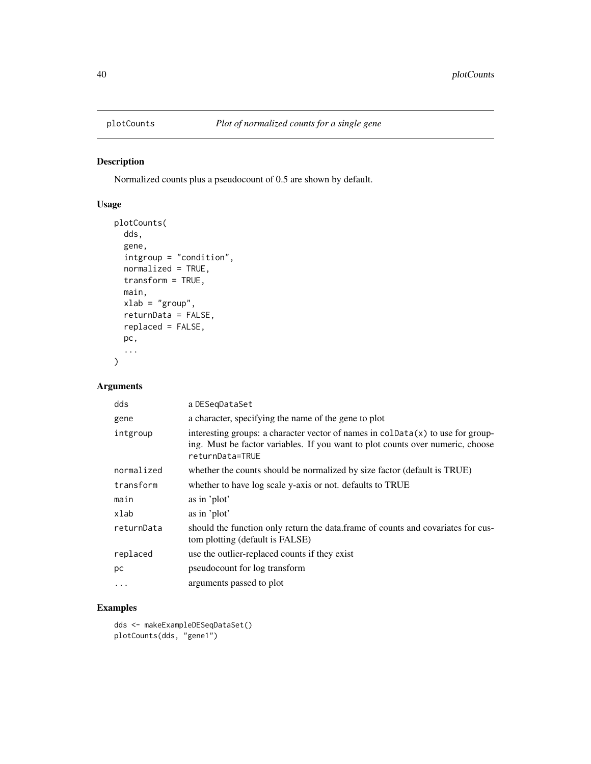## plotCounts *Plot of normalized counts for a single gene*

### Description

Normalized counts plus a pseudocount of 0.5 are shown by default.

### Usage

```
plotCounts(
  dds,
  gene,
  intgroup = "condition",
  normalized = TRUE,
  transform = TRUE,
  main,
  xlab = "group",
  returnData = FALSE,
  replaced = FALSE,
  pc,
  ...
)
```

### Arguments

| | |
|---|---|
| dds | a DESeqDataSet |
| gene | a character, specifying the name of the gene to plot |
| intgroup | interesting groups: a character vector of names in colData(x) to use for grouping. Must be factor variables. If you want to plot counts over numeric, choose returnData=TRUE |
| normalized | whether the counts should be normalized by size factor (default is TRUE) |
| transform | whether to have log scale y-axis or not. defaults to TRUE |
| main | as in 'plot' |
| xlab | as in 'plot' |
| returnData | should the function only return the data.frame of counts and covariates for custom plotting (default is FALSE) |
| replaced | use the outlier-replaced counts if they exist |
| pc | pseudocount for log transform |
| ... | arguments passed to plot |

### Examples

```
dds <- makeExampleDESeqDataSet()
plotCounts(dds, "gene1")
```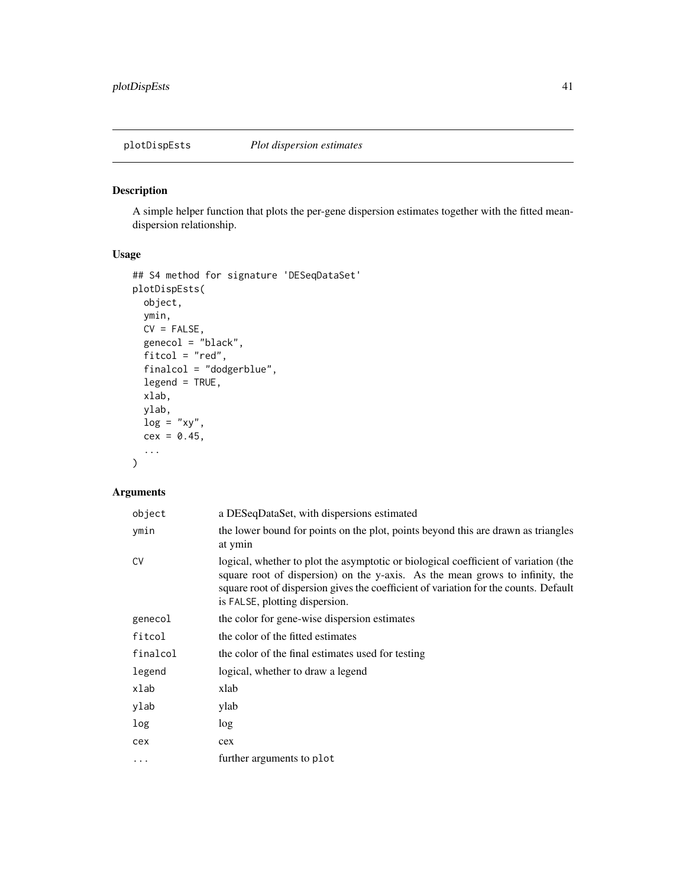# plotDispEsts *Plot dispersion estimates*

## Description

A simple helper function that plots the per-gene dispersion estimates together with the fitted mean-dispersion relationship.

## Usage

```
## S4 method for signature 'DESeqDataSet'
plotDispEsts(
  object,
  ymin,
  CV = FALSE,
  genecol = "black",
  fitcol = "red",
  finalcol = "dodgerblue",
  legend = TRUE,
  xlab,
  ylab,
  log = "xy",
  cex = 0.45,
  ...
)
```

## Arguments

| | |
|---|---|
| object | a DESeqDataSet, with dispersions estimated |
| ymin | the lower bound for points on the plot, points beyond this are drawn as triangles at ymin |
| CV | logical, whether to plot the asymptotic or biological coefficient of variation (the square root of dispersion) on the y-axis. As the mean grows to infinity, the square root of dispersion gives the coefficient of variation for the counts. Default is FALSE, plotting dispersion. |
| genecol | the color for gene-wise dispersion estimates |
| fitcol | the color of the fitted estimates |
| finalcol | the color of the final estimates used for testing |
| legend | logical, whether to draw a legend |
| xlab | xlab |
| ylab | ylab |
| log | log |
| cex | cex |
| ... | further arguments to plot |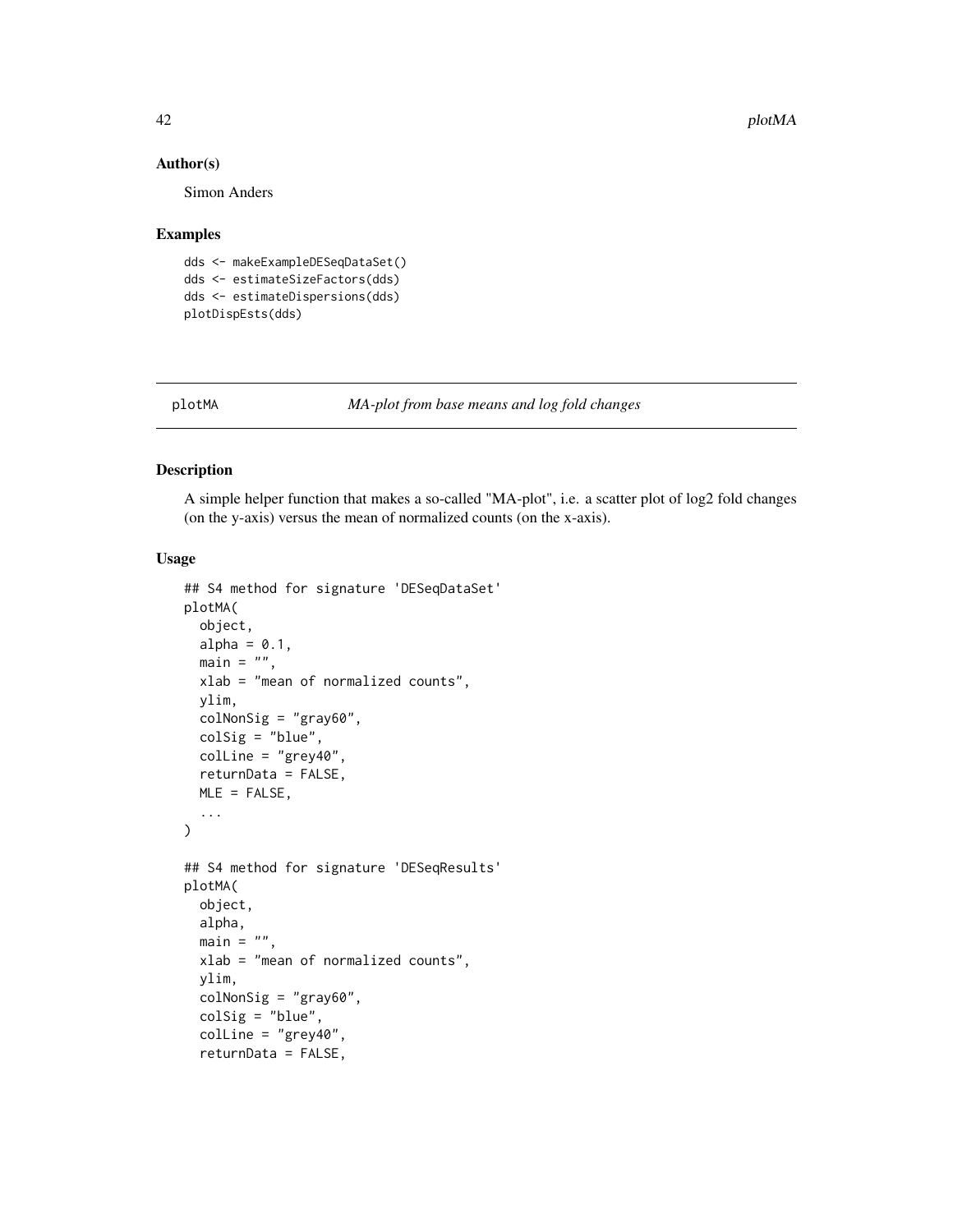### Author(s)

Simon Anders

### Examples

```
dds <- makeExampleDESeqDataSet()
dds <- estimateSizeFactors(dds)
dds <- estimateDispersions(dds)
plotDispEsts(dds)
```

## plotMA — *MA-plot from base means and log fold changes*

### Description

A simple helper function that makes a so-called "MA-plot", i.e. a scatter plot of log2 fold changes (on the y-axis) versus the mean of normalized counts (on the x-axis).

### Usage

```
## S4 method for signature 'DESeqDataSet'
plotMA(
  object,
  alpha = 0.1,
  main = "",
  xlab = "mean of normalized counts",
  ylim,
  colNonSig = "gray60",
  colSig = "blue",
  colLine = "grey40",
  returnData = FALSE,
  MLE = FALSE,
  ...
)

## S4 method for signature 'DESeqResults'
plotMA(
  object,
  alpha,
  main = "",
  xlab = "mean of normalized counts",
  ylim,
  colNonSig = "gray60",
  colSig = "blue",
  colLine = "grey40",
  returnData = FALSE,
```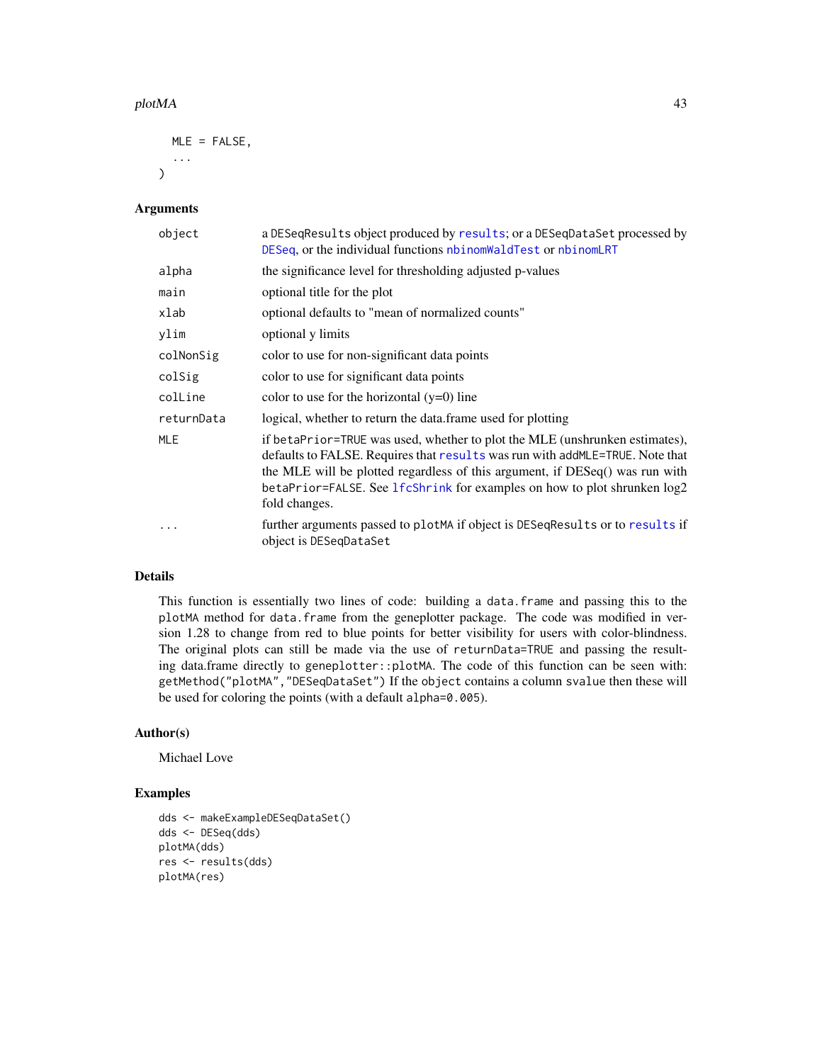```
  MLE = FALSE,
  ...
)
```

## Arguments

| | |
|---|---|
| object | a DESeqResults object produced by results; or a DESeqDataSet processed by DESeq, or the individual functions nbinomWaldTest or nbinomLRT |
| alpha | the significance level for thresholding adjusted p-values |
| main | optional title for the plot |
| xlab | optional defaults to "mean of normalized counts" |
| ylim | optional y limits |
| colNonSig | color to use for non-significant data points |
| colSig | color to use for significant data points |
| colLine | color to use for the horizontal (y=0) line |
| returnData | logical, whether to return the data.frame used for plotting |
| MLE | if betaPrior=TRUE was used, whether to plot the MLE (unshrunken estimates), defaults to FALSE. Requires that results was run with addMLE=TRUE. Note that the MLE will be plotted regardless of this argument, if DESeq() was run with betaPrior=FALSE. See lfcShrink for examples on how to plot shrunken log2 fold changes. |
| ... | further arguments passed to plotMA if object is DESeqResults or to results if object is DESeqDataSet |

## Details

This function is essentially two lines of code: building a data.frame and passing this to the plotMA method for data.frame from the geneplotter package. The code was modified in version 1.28 to change from red to blue points for better visibility for users with color-blindness. The original plots can still be made via the use of returnData=TRUE and passing the resulting data.frame directly to geneplotter::plotMA. The code of this function can be seen with: getMethod("plotMA","DESeqDataSet") If the object contains a column svalue then these will be used for coloring the points (with a default alpha=0.005).

## Author(s)

Michael Love

## Examples

```
dds <- makeExampleDESeqDataSet()
dds <- DESeq(dds)
plotMA(dds)
res <- results(dds)
plotMA(res)
```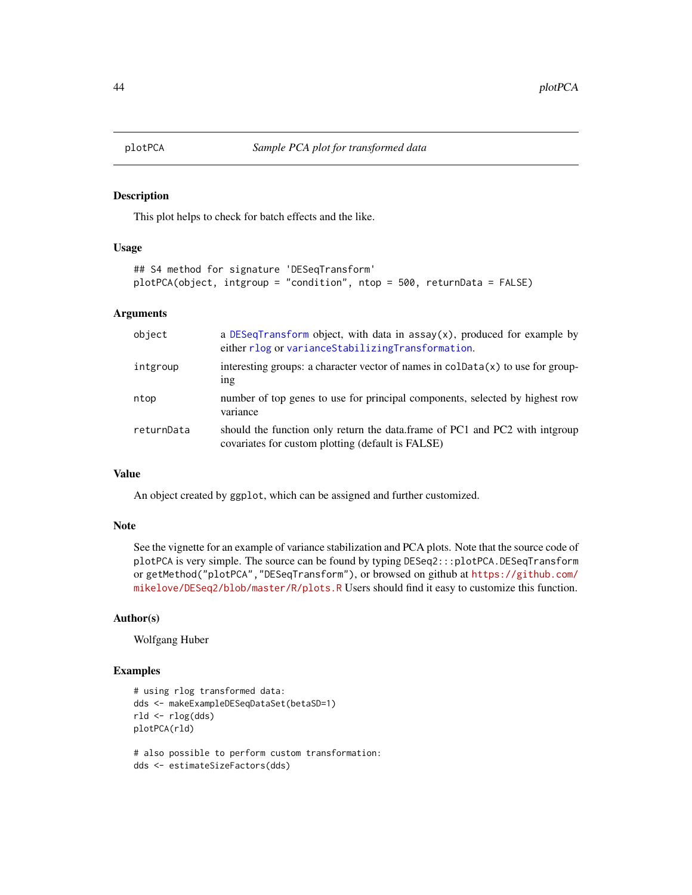plotPCA *Sample PCA plot for transformed data*

### Description

This plot helps to check for batch effects and the like.

### Usage

```
## S4 method for signature 'DESeqTransform'
plotPCA(object, intgroup = "condition", ntop = 500, returnData = FALSE)
```

### Arguments

| | |
|---|---|
| object | a DESeqTransform object, with data in assay(x), produced for example by either rlog or varianceStabilizingTransformation. |
| intgroup | interesting groups: a character vector of names in colData(x) to use for grouping |
| ntop | number of top genes to use for principal components, selected by highest row variance |
| returnData | should the function only return the data.frame of PC1 and PC2 with intgroup covariates for custom plotting (default is FALSE) |

### Value

An object created by ggplot, which can be assigned and further customized.

### Note

See the vignette for an example of variance stabilization and PCA plots. Note that the source code of plotPCA is very simple. The source can be found by typing DESeq2:::plotPCA.DESeqTransform or getMethod("plotPCA","DESeqTransform"), or browsed on github at https://github.com/mikelove/DESeq2/blob/master/R/plots.R Users should find it easy to customize this function.

### Author(s)

Wolfgang Huber

### Examples

```
# using rlog transformed data:
dds <- makeExampleDESeqDataSet(betaSD=1)
rld <- rlog(dds)
plotPCA(rld)

# also possible to perform custom transformation:
dds <- estimateSizeFactors(dds)
```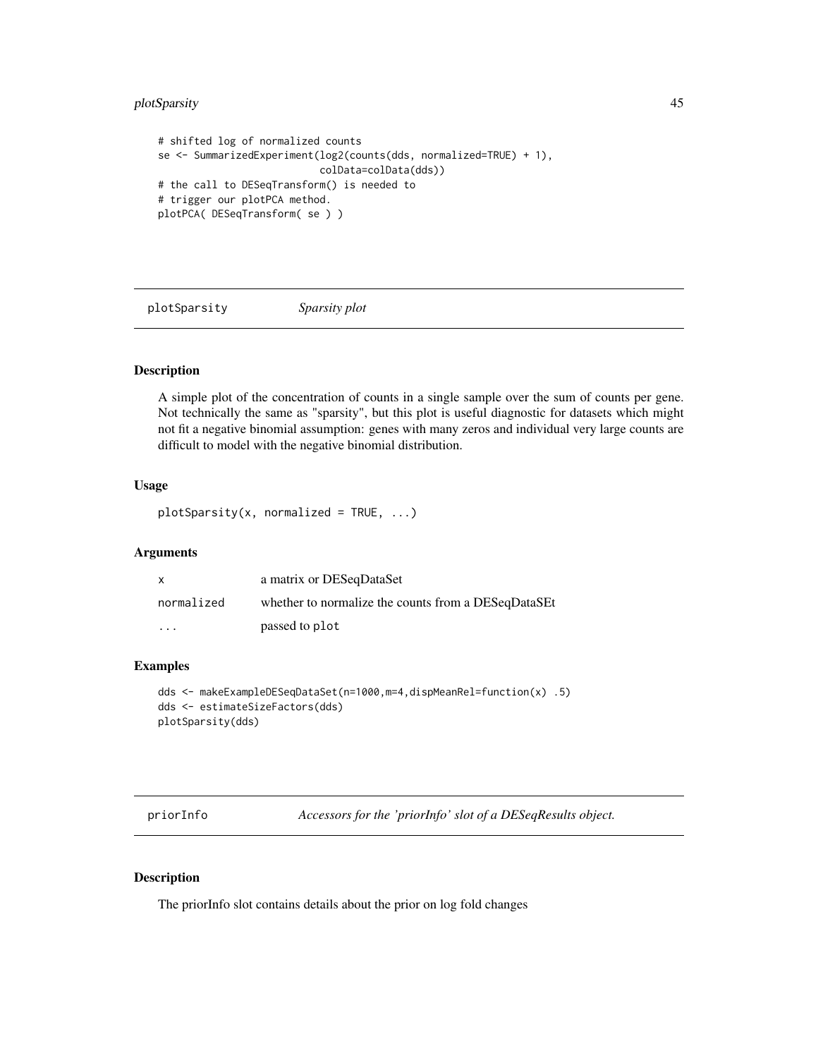```
# shifted log of normalized counts
se <- SummarizedExperiment(log2(counts(dds, normalized=TRUE) + 1),
                           colData=colData(dds))
# the call to DESeqTransform() is needed to
# trigger our plotPCA method.
plotPCA( DESeqTransform( se ) )
```

## plotSparsity *Sparsity plot*

### Description

A simple plot of the concentration of counts in a single sample over the sum of counts per gene. Not technically the same as "sparsity", but this plot is useful diagnostic for datasets which might not fit a negative binomial assumption: genes with many zeros and individual very large counts are difficult to model with the negative binomial distribution.

### Usage

```
plotSparsity(x, normalized = TRUE, ...)
```

### Arguments

| | |
|---|---|
| `x` | a matrix or DESeqDataSet |
| `normalized` | whether to normalize the counts from a DESeqDataSEt |
| `...` | passed to `plot` |

### Examples

```
dds <- makeExampleDESeqDataSet(n=1000,m=4,dispMeanRel=function(x) .5)
dds <- estimateSizeFactors(dds)
plotSparsity(dds)
```

## priorInfo *Accessors for the 'priorInfo' slot of a DESeqResults object.*

### Description

The priorInfo slot contains details about the prior on log fold changes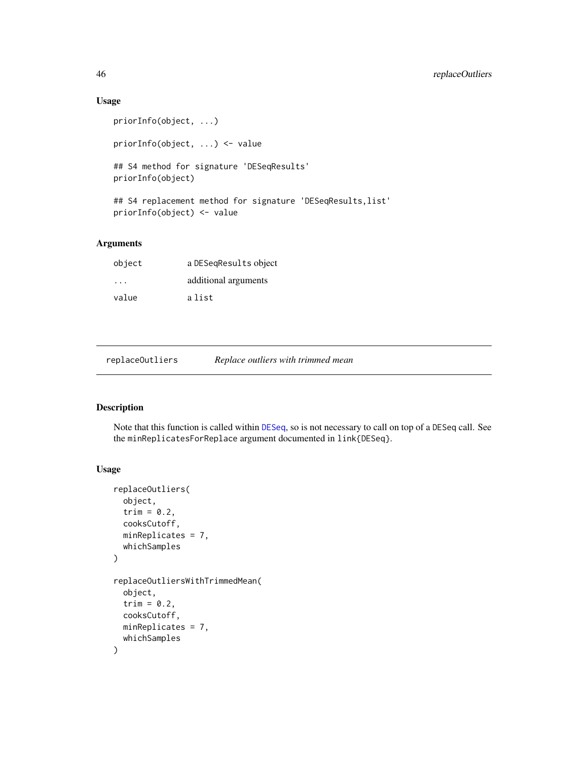### Usage

```
priorInfo(object, ...)

priorInfo(object, ...) <- value

## S4 method for signature 'DESeqResults'
priorInfo(object)

## S4 replacement method for signature 'DESeqResults,list'
priorInfo(object) <- value
```

### Arguments

| | |
|---|---|
| object | a DESeqResults object |
| ... | additional arguments |
| value | a list |

---

## replaceOutliers — *Replace outliers with trimmed mean*

---

### Description

Note that this function is called within DESeq, so is not necessary to call on top of a DESeq call. See the minReplicatesForReplace argument documented in link{DESeq}.

### Usage

```
replaceOutliers(
  object,
  trim = 0.2,
  cooksCutoff,
  minReplicates = 7,
  whichSamples
)

replaceOutliersWithTrimmedMean(
  object,
  trim = 0.2,
  cooksCutoff,
  minReplicates = 7,
  whichSamples
)
```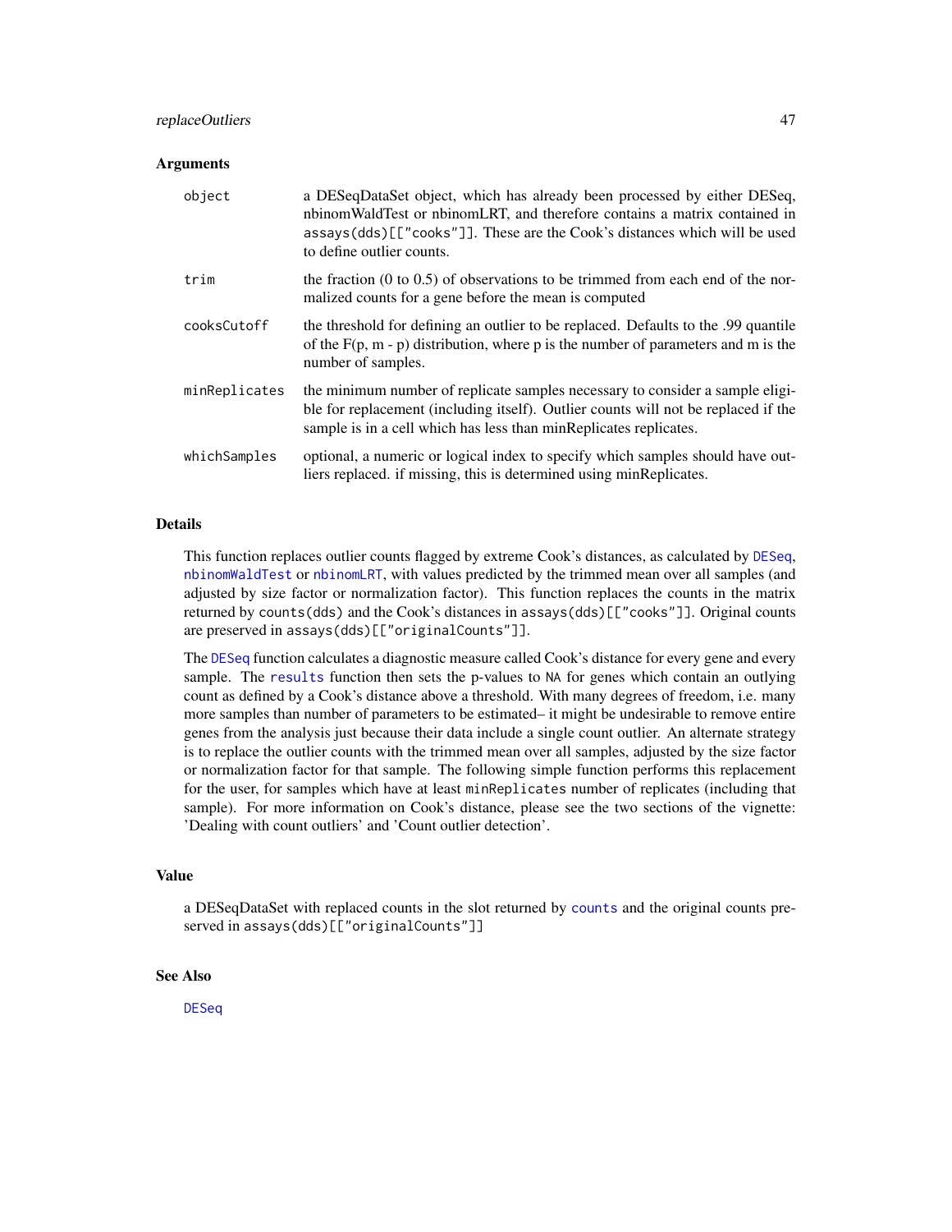### Arguments

| | |
|---|---|
| `object` | a DESeqDataSet object, which has already been processed by either DESeq, nbinomWaldTest or nbinomLRT, and therefore contains a matrix contained in `assays(dds)[["cooks"]]`. These are the Cook's distances which will be used to define outlier counts. |
| `trim` | the fraction (0 to 0.5) of observations to be trimmed from each end of the normalized counts for a gene before the mean is computed |
| `cooksCutoff` | the threshold for defining an outlier to be replaced. Defaults to the .99 quantile of the F(p, m - p) distribution, where p is the number of parameters and m is the number of samples. |
| `minReplicates` | the minimum number of replicate samples necessary to consider a sample eligible for replacement (including itself). Outlier counts will not be replaced if the sample is in a cell which has less than minReplicates replicates. |
| `whichSamples` | optional, a numeric or logical index to specify which samples should have outliers replaced. if missing, this is determined using minReplicates. |

### Details

This function replaces outlier counts flagged by extreme Cook's distances, as calculated by `DESeq`, `nbinomWaldTest` or `nbinomLRT`, with values predicted by the trimmed mean over all samples (and adjusted by size factor or normalization factor). This function replaces the counts in the matrix returned by `counts(dds)` and the Cook's distances in `assays(dds)[["cooks"]]`. Original counts are preserved in `assays(dds)[["originalCounts"]]`.

The `DESeq` function calculates a diagnostic measure called Cook's distance for every gene and every sample. The `results` function then sets the p-values to `NA` for genes which contain an outlying count as defined by a Cook's distance above a threshold. With many degrees of freedom, i.e. many more samples than number of parameters to be estimated– it might be undesirable to remove entire genes from the analysis just because their data include a single count outlier. An alternate strategy is to replace the outlier counts with the trimmed mean over all samples, adjusted by the size factor or normalization factor for that sample. The following simple function performs this replacement for the user, for samples which have at least `minReplicates` number of replicates (including that sample). For more information on Cook's distance, please see the two sections of the vignette: 'Dealing with count outliers' and 'Count outlier detection'.

### Value

a DESeqDataSet with replaced counts in the slot returned by `counts` and the original counts preserved in `assays(dds)[["originalCounts"]]`

### See Also

`DESeq`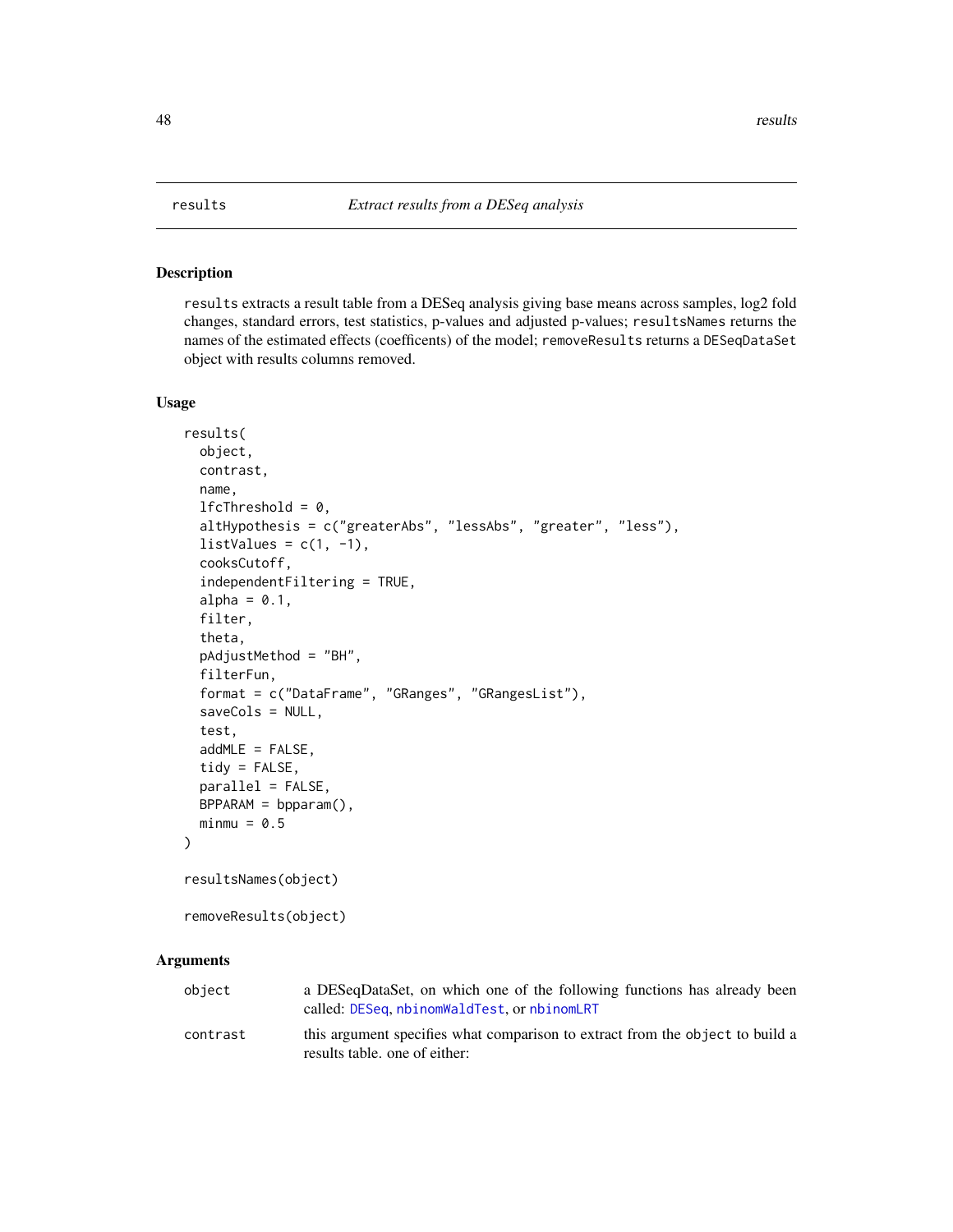## results — *Extract results from a DESeq analysis*

### Description

results extracts a result table from a DESeq analysis giving base means across samples, log2 fold changes, standard errors, test statistics, p-values and adjusted p-values; resultsNames returns the names of the estimated effects (coefficents) of the model; removeResults returns a DESeqDataSet object with results columns removed.

### Usage

```
results(
  object,
  contrast,
  name,
  lfcThreshold = 0,
  altHypothesis = c("greaterAbs", "lessAbs", "greater", "less"),
  listValues = c(1, -1),
  cooksCutoff,
  independentFiltering = TRUE,
  alpha = 0.1,
  filter,
  theta,
  pAdjustMethod = "BH",
  filterFun,
  format = c("DataFrame", "GRanges", "GRangesList"),
  saveCols = NULL,
  test,
  addMLE = FALSE,
  tidy = FALSE,
  parallel = FALSE,
  BPPARAM = bpparam(),
  minmu = 0.5
)

resultsNames(object)

removeResults(object)
```

### Arguments

| | |
|---|---|
| object | a DESeqDataSet, on which one of the following functions has already been called: DESeq, nbinomWaldTest, or nbinomLRT |
| contrast | this argument specifies what comparison to extract from the object to build a results table. one of either: |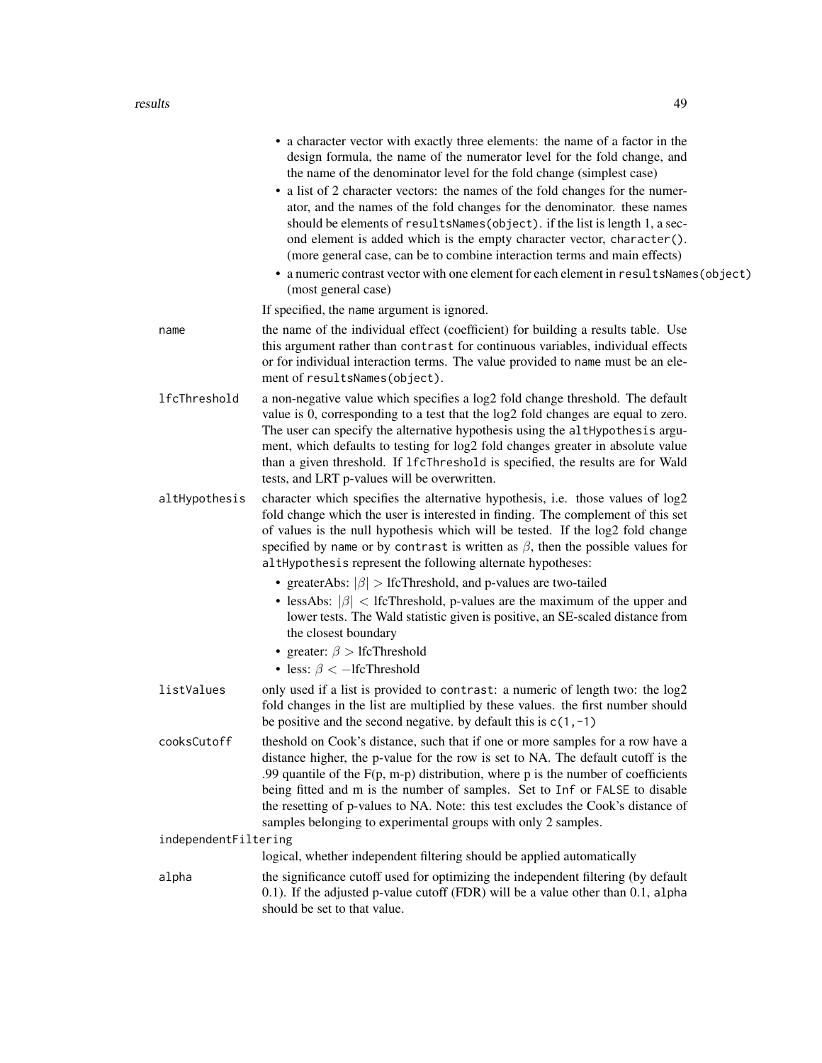- a character vector with exactly three elements: the name of a factor in the design formula, the name of the numerator level for the fold change, and the name of the denominator level for the fold change (simplest case)
- a list of 2 character vectors: the names of the fold changes for the numerator, and the names of the fold changes for the denominator. these names should be elements of `resultsNames(object)`. if the list is length 1, a second element is added which is the empty character vector, `character()`. (more general case, can be to combine interaction terms and main effects)
- a numeric contrast vector with one element for each element in `resultsNames(object)` (most general case)

If specified, the `name` argument is ignored.

**name**
: the name of the individual effect (coefficient) for building a results table. Use this argument rather than `contrast` for continuous variables, individual effects or for individual interaction terms. The value provided to `name` must be an element of `resultsNames(object)`.

**lfcThreshold**
: a non-negative value which specifies a log2 fold change threshold. The default value is 0, corresponding to a test that the log2 fold changes are equal to zero. The user can specify the alternative hypothesis using the `altHypothesis` argument, which defaults to testing for log2 fold changes greater in absolute value than a given threshold. If `lfcThreshold` is specified, the results are for Wald tests, and LRT p-values will be overwritten.

**altHypothesis**
: character which specifies the alternative hypothesis, i.e. those values of log2 fold change which the user is interested in finding. The complement of this set of values is the null hypothesis which will be tested. If the log2 fold change specified by `name` or by `contrast` is written as $\beta$, then the possible values for `altHypothesis` represent the following alternate hypotheses:

- greaterAbs: $|\beta| >$ lfcThreshold, and p-values are two-tailed
- lessAbs: $|\beta| <$ lfcThreshold, p-values are the maximum of the upper and lower tests. The Wald statistic given is positive, an SE-scaled distance from the closest boundary
- greater: $\beta >$ lfcThreshold
- less: $\beta < -$lfcThreshold

**listValues**
: only used if a list is provided to `contrast`: a numeric of length two: the log2 fold changes in the list are multiplied by these values. the first number should be positive and the second negative. by default this is `c(1,-1)`

**cooksCutoff**
: theshold on Cook's distance, such that if one or more samples for a row have a distance higher, the p-value for the row is set to NA. The default cutoff is the .99 quantile of the F(p, m-p) distribution, where p is the number of coefficients being fitted and m is the number of samples. Set to `Inf` or `FALSE` to disable the resetting of p-values to NA. Note: this test excludes the Cook's distance of samples belonging to experimental groups with only 2 samples.

**independentFiltering**
: logical, whether independent filtering should be applied automatically

**alpha**
: the significance cutoff used for optimizing the independent filtering (by default 0.1). If the adjusted p-value cutoff (FDR) will be a value other than 0.1, `alpha` should be set to that value.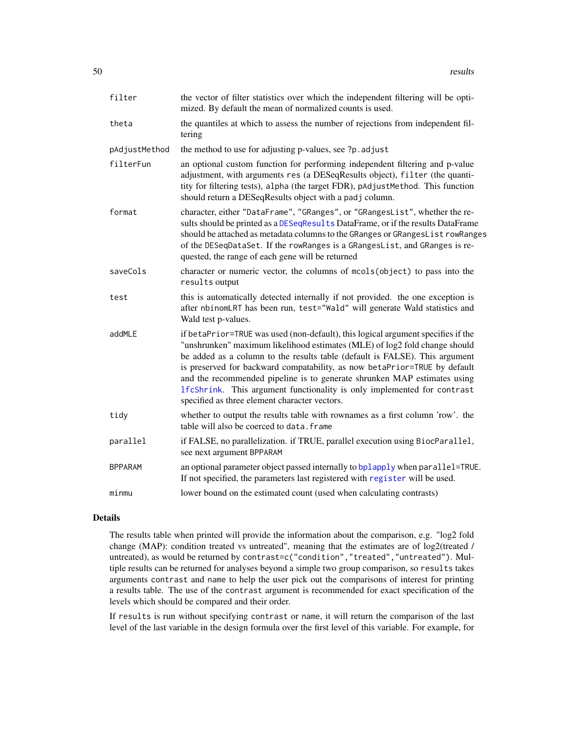| | |
|---|---|
| filter | the vector of filter statistics over which the independent filtering will be optimized. By default the mean of normalized counts is used. |
| theta | the quantiles at which to assess the number of rejections from independent filtering |
| pAdjustMethod | the method to use for adjusting p-values, see ?p.adjust |
| filterFun | an optional custom function for performing independent filtering and p-value adjustment, with arguments res (a DESeqResults object), filter (the quantity for filtering tests), alpha (the target FDR), pAdjustMethod. This function should return a DESeqResults object with a padj column. |
| format | character, either "DataFrame", "GRanges", or "GRangesList", whether the results should be printed as a DESeqResults DataFrame, or if the results DataFrame should be attached as metadata columns to the GRanges or GRangesList rowRanges of the DESeqDataSet. If the rowRanges is a GRangesList, and GRanges is requested, the range of each gene will be returned |
| saveCols | character or numeric vector, the columns of mcols(object) to pass into the results output |
| test | this is automatically detected internally if not provided. the one exception is after nbinomLRT has been run, test="Wald" will generate Wald statistics and Wald test p-values. |
| addMLE | if betaPrior=TRUE was used (non-default), this logical argument specifies if the "unshrunken" maximum likelihood estimates (MLE) of log2 fold change should be added as a column to the results table (default is FALSE). This argument is preserved for backward compatability, as now betaPrior=TRUE by default and the recommended pipeline is to generate shrunken MAP estimates using lfcShrink. This argument functionality is only implemented for contrast specified as three element character vectors. |
| tidy | whether to output the results table with rownames as a first column 'row'. the table will also be coerced to data.frame |
| parallel | if FALSE, no parallelization. if TRUE, parallel execution using BiocParallel, see next argument BPPARAM |
| BPPARAM | an optional parameter object passed internally to bplapply when parallel=TRUE. If not specified, the parameters last registered with register will be used. |
| minmu | lower bound on the estimated count (used when calculating contrasts) |

## Details

The results table when printed will provide the information about the comparison, e.g. "log2 fold change (MAP): condition treated vs untreated", meaning that the estimates are of log2(treated / untreated), as would be returned by `contrast=c("condition","treated","untreated")`. Multiple results can be returned for analyses beyond a simple two group comparison, so results takes arguments contrast and name to help the user pick out the comparisons of interest for printing a results table. The use of the contrast argument is recommended for exact specification of the levels which should be compared and their order.

If results is run without specifying contrast or name, it will return the comparison of the last level of the last variable in the design formula over the first level of this variable. For example, for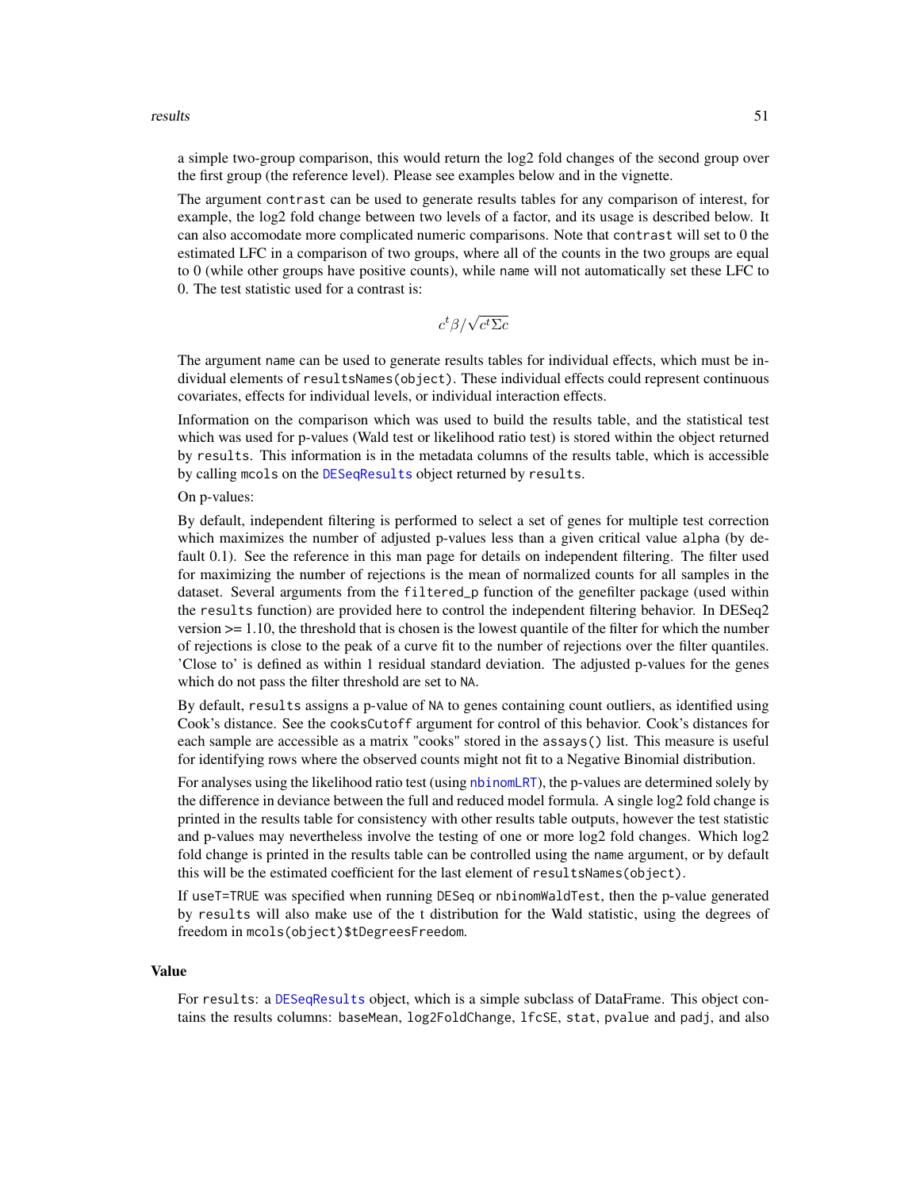a simple two-group comparison, this would return the log2 fold changes of the second group over the first group (the reference level). Please see examples below and in the vignette.

The argument `contrast` can be used to generate results tables for any comparison of interest, for example, the log2 fold change between two levels of a factor, and its usage is described below. It can also accomodate more complicated numeric comparisons. Note that `contrast` will set to 0 the estimated LFC in a comparison of two groups, where all of the counts in the two groups are equal to 0 (while other groups have positive counts), while `name` will not automatically set these LFC to 0. The test statistic used for a contrast is:

$$c^t \beta / \sqrt{c^t \Sigma c}$$

The argument `name` can be used to generate results tables for individual effects, which must be individual elements of `resultsNames(object)`. These individual effects could represent continuous covariates, effects for individual levels, or individual interaction effects.

Information on the comparison which was used to build the results table, and the statistical test which was used for p-values (Wald test or likelihood ratio test) is stored within the object returned by `results`. This information is in the metadata columns of the results table, which is accessible by calling `mcols` on the `DESeqResults` object returned by `results`.

On p-values:

By default, independent filtering is performed to select a set of genes for multiple test correction which maximizes the number of adjusted p-values less than a given critical value `alpha` (by default 0.1). See the reference in this man page for details on independent filtering. The filter used for maximizing the number of rejections is the mean of normalized counts for all samples in the dataset. Several arguments from the `filtered_p` function of the genefilter package (used within the `results` function) are provided here to control the independent filtering behavior. In DESeq2 version >= 1.10, the threshold that is chosen is the lowest quantile of the filter for which the number of rejections is close to the peak of a curve fit to the number of rejections over the filter quantiles. 'Close to' is defined as within 1 residual standard deviation. The adjusted p-values for the genes which do not pass the filter threshold are set to `NA`.

By default, `results` assigns a p-value of `NA` to genes containing count outliers, as identified using Cook's distance. See the `cooksCutoff` argument for control of this behavior. Cook's distances for each sample are accessible as a matrix "cooks" stored in the `assays()` list. This measure is useful for identifying rows where the observed counts might not fit to a Negative Binomial distribution.

For analyses using the likelihood ratio test (using `nbinomLRT`), the p-values are determined solely by the difference in deviance between the full and reduced model formula. A single log2 fold change is printed in the results table for consistency with other results table outputs, however the test statistic and p-values may nevertheless involve the testing of one or more log2 fold changes. Which log2 fold change is printed in the results table can be controlled using the `name` argument, or by default this will be the estimated coefficient for the last element of `resultsNames(object)`.

If `useT=TRUE` was specified when running `DESeq` or `nbinomWaldTest`, then the p-value generated by `results` will also make use of the t distribution for the Wald statistic, using the degrees of freedom in `mcols(object)$tDegreesFreedom`.

## Value

For `results`: a `DESeqResults` object, which is a simple subclass of DataFrame. This object contains the results columns: `baseMean`, `log2FoldChange`, `lfcSE`, `stat`, `pvalue` and `padj`, and also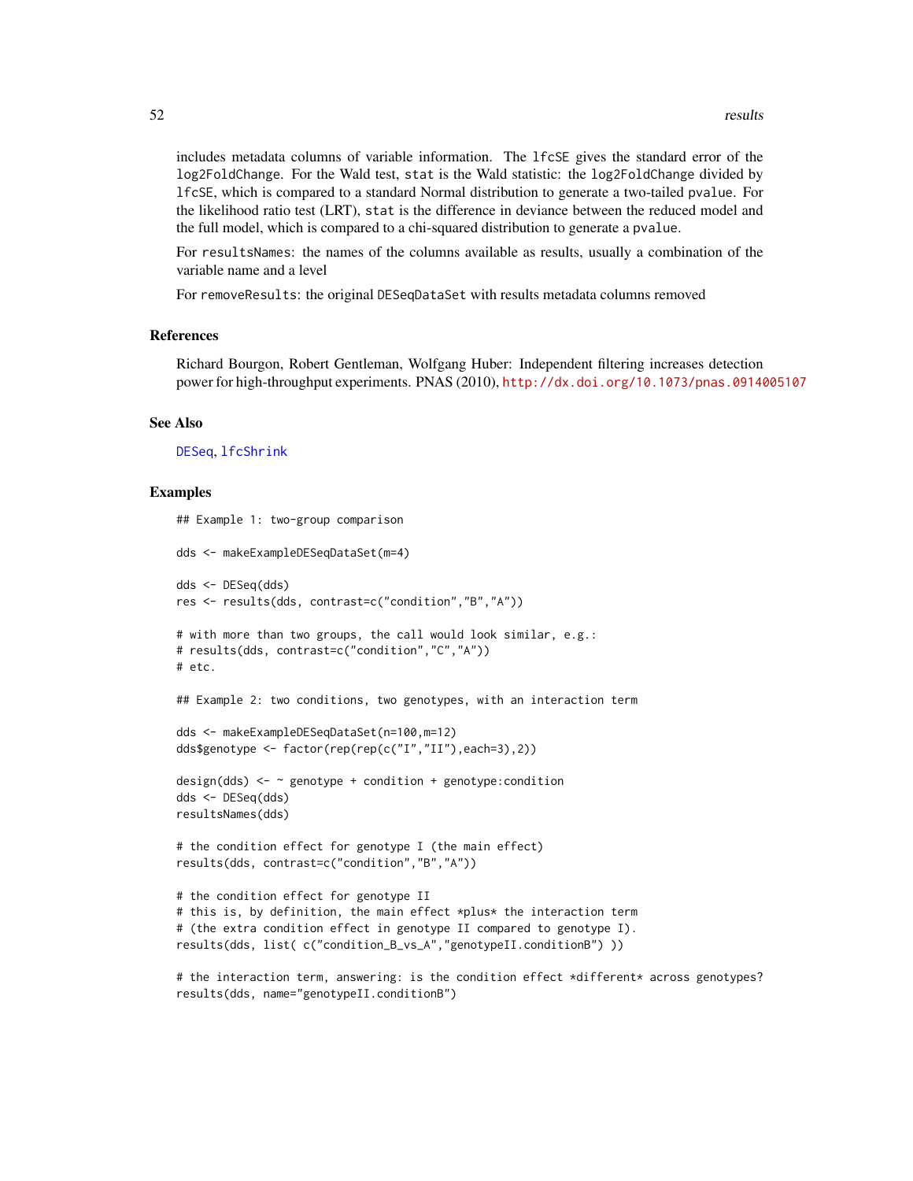includes metadata columns of variable information. The `lfcSE` gives the standard error of the `log2FoldChange`. For the Wald test, `stat` is the Wald statistic: the `log2FoldChange` divided by `lfcSE`, which is compared to a standard Normal distribution to generate a two-tailed `pvalue`. For the likelihood ratio test (LRT), `stat` is the difference in deviance between the reduced model and the full model, which is compared to a chi-squared distribution to generate a `pvalue`.

For `resultsNames`: the names of the columns available as results, usually a combination of the variable name and a level

For `removeResults`: the original `DESeqDataSet` with results metadata columns removed

### References

Richard Bourgon, Robert Gentleman, Wolfgang Huber: Independent filtering increases detection power for high-throughput experiments. PNAS (2010), http://dx.doi.org/10.1073/pnas.0914005107

### See Also

DESeq, lfcShrink

### Examples

```
## Example 1: two-group comparison

dds <- makeExampleDESeqDataSet(m=4)

dds <- DESeq(dds)
res <- results(dds, contrast=c("condition","B","A"))

# with more than two groups, the call would look similar, e.g.:
# results(dds, contrast=c("condition","C","A"))
# etc.

## Example 2: two conditions, two genotypes, with an interaction term

dds <- makeExampleDESeqDataSet(n=100,m=12)
dds$genotype <- factor(rep(rep(c("I","II"),each=3),2))

design(dds) <- ~ genotype + condition + genotype:condition
dds <- DESeq(dds)
resultsNames(dds)

# the condition effect for genotype I (the main effect)
results(dds, contrast=c("condition","B","A"))

# the condition effect for genotype II
# this is, by definition, the main effect *plus* the interaction term
# (the extra condition effect in genotype II compared to genotype I).
results(dds, list( c("condition_B_vs_A","genotypeII.conditionB") ))

# the interaction term, answering: is the condition effect *different* across genotypes?
results(dds, name="genotypeII.conditionB")
```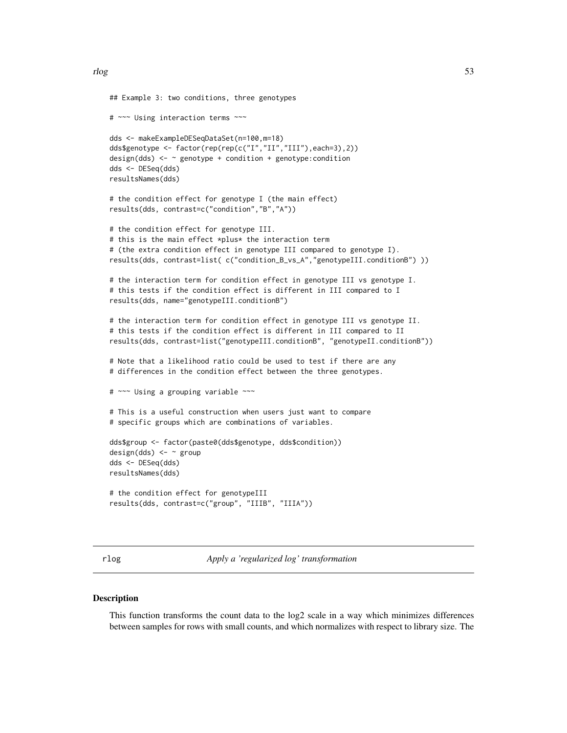```
## Example 3: two conditions, three genotypes

# ~~~ Using interaction terms ~~~

dds <- makeExampleDESeqDataSet(n=100,m=18)
dds$genotype <- factor(rep(rep(c("I","II","III"),each=3),2))
design(dds) <- ~ genotype + condition + genotype:condition
dds <- DESeq(dds)
resultsNames(dds)

# the condition effect for genotype I (the main effect)
results(dds, contrast=c("condition","B","A"))

# the condition effect for genotype III.
# this is the main effect *plus* the interaction term
# (the extra condition effect in genotype III compared to genotype I).
results(dds, contrast=list( c("condition_B_vs_A","genotypeIII.conditionB") ))

# the interaction term for condition effect in genotype III vs genotype I.
# this tests if the condition effect is different in III compared to I
results(dds, name="genotypeIII.conditionB")

# the interaction term for condition effect in genotype III vs genotype II.
# this tests if the condition effect is different in III compared to II
results(dds, contrast=list("genotypeIII.conditionB", "genotypeII.conditionB"))

# Note that a likelihood ratio could be used to test if there are any
# differences in the condition effect between the three genotypes.

# ~~~ Using a grouping variable ~~~

# This is a useful construction when users just want to compare
# specific groups which are combinations of variables.

dds$group <- factor(paste0(dds$genotype, dds$condition))
design(dds) <- ~ group
dds <- DESeq(dds)
resultsNames(dds)

# the condition effect for genotypeIII
results(dds, contrast=c("group", "IIIB", "IIIA"))
```

# rlog — *Apply a 'regularized log' transformation*

## Description

This function transforms the count data to the log2 scale in a way which minimizes differences between samples for rows with small counts, and which normalizes with respect to library size. The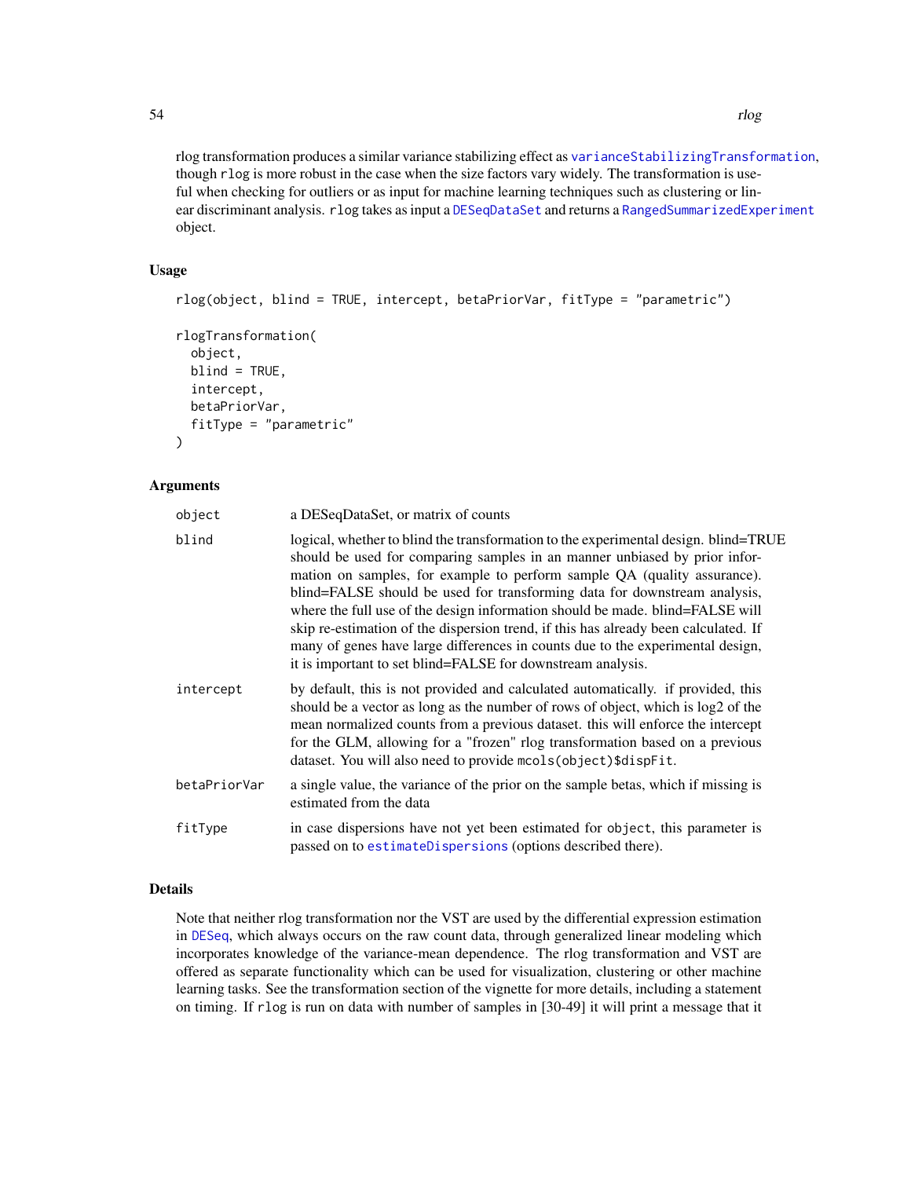rlog transformation produces a similar variance stabilizing effect as varianceStabilizingTransformation, though rlog is more robust in the case when the size factors vary widely. The transformation is useful when checking for outliers or as input for machine learning techniques such as clustering or linear discriminant analysis. rlog takes as input a DESeqDataSet and returns a RangedSummarizedExperiment object.

### Usage

```
rlog(object, blind = TRUE, intercept, betaPriorVar, fitType = "parametric")

rlogTransformation(
  object,
  blind = TRUE,
  intercept,
  betaPriorVar,
  fitType = "parametric"
)
```

### Arguments

| | |
|---|---|
| object | a DESeqDataSet, or matrix of counts |
| blind | logical, whether to blind the transformation to the experimental design. blind=TRUE should be used for comparing samples in an manner unbiased by prior information on samples, for example to perform sample QA (quality assurance). blind=FALSE should be used for transforming data for downstream analysis, where the full use of the design information should be made. blind=FALSE will skip re-estimation of the dispersion trend, if this has already been calculated. If many of genes have large differences in counts due to the experimental design, it is important to set blind=FALSE for downstream analysis. |
| intercept | by default, this is not provided and calculated automatically. if provided, this should be a vector as long as the number of rows of object, which is log2 of the mean normalized counts from a previous dataset. this will enforce the intercept for the GLM, allowing for a "frozen" rlog transformation based on a previous dataset. You will also need to provide mcols(object)$dispFit. |
| betaPriorVar | a single value, the variance of the prior on the sample betas, which if missing is estimated from the data |
| fitType | in case dispersions have not yet been estimated for object, this parameter is passed on to estimateDispersions (options described there). |

### Details

Note that neither rlog transformation nor the VST are used by the differential expression estimation in DESeq, which always occurs on the raw count data, through generalized linear modeling which incorporates knowledge of the variance-mean dependence. The rlog transformation and VST are offered as separate functionality which can be used for visualization, clustering or other machine learning tasks. See the transformation section of the vignette for more details, including a statement on timing. If rlog is run on data with number of samples in [30-49] it will print a message that it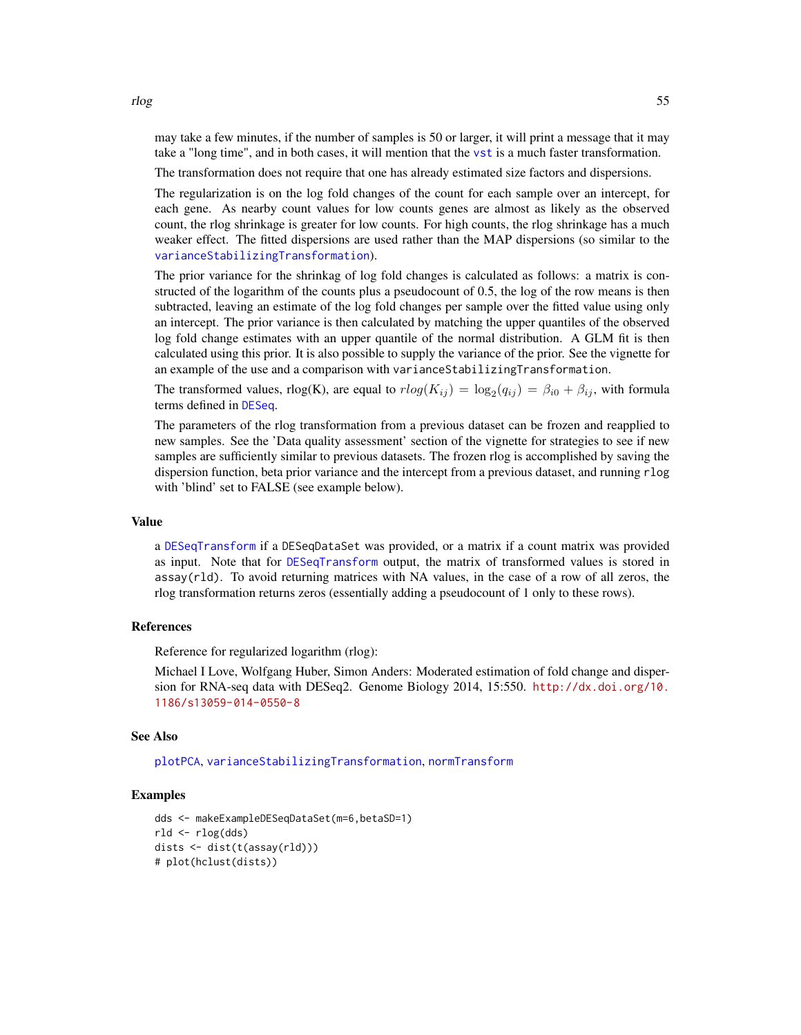may take a few minutes, if the number of samples is 50 or larger, it will print a message that it may take a "long time", and in both cases, it will mention that the vst is a much faster transformation.

The transformation does not require that one has already estimated size factors and dispersions.

The regularization is on the log fold changes of the count for each sample over an intercept, for each gene. As nearby count values for low counts genes are almost as likely as the observed count, the rlog shrinkage is greater for low counts. For high counts, the rlog shrinkage has a much weaker effect. The fitted dispersions are used rather than the MAP dispersions (so similar to the varianceStabilizingTransformation).

The prior variance for the shrinkag of log fold changes is calculated as follows: a matrix is constructed of the logarithm of the counts plus a pseudocount of 0.5, the log of the row means is then subtracted, leaving an estimate of the log fold changes per sample over the fitted value using only an intercept. The prior variance is then calculated by matching the upper quantiles of the observed log fold change estimates with an upper quantile of the normal distribution. A GLM fit is then calculated using this prior. It is also possible to supply the variance of the prior. See the vignette for an example of the use and a comparison with `varianceStabilizingTransformation`.

The transformed values, rlog(K), are equal to $rlog(K_{ij}) = \log_2(q_{ij}) = \beta_{i0} + \beta_{ij}$, with formula terms defined in DESeq.

The parameters of the rlog transformation from a previous dataset can be frozen and reapplied to new samples. See the 'Data quality assessment' section of the vignette for strategies to see if new samples are sufficiently similar to previous datasets. The frozen rlog is accomplished by saving the dispersion function, beta prior variance and the intercept from a previous dataset, and running `rlog` with 'blind' set to FALSE (see example below).

## Value

a `DESeqTransform` if a `DESeqDataSet` was provided, or a matrix if a count matrix was provided as input. Note that for `DESeqTransform` output, the matrix of transformed values is stored in `assay(rld)`. To avoid returning matrices with NA values, in the case of a row of all zeros, the rlog transformation returns zeros (essentially adding a pseudocount of 1 only to these rows).

## References

Reference for regularized logarithm (rlog):

Michael I Love, Wolfgang Huber, Simon Anders: Moderated estimation of fold change and dispersion for RNA-seq data with DESeq2. Genome Biology 2014, 15:550. http://dx.doi.org/10.1186/s13059-014-0550-8

## See Also

`plotPCA`, `varianceStabilizingTransformation`, `normTransform`

## Examples

```
dds <- makeExampleDESeqDataSet(m=6,betaSD=1)
rld <- rlog(dds)
dists <- dist(t(assay(rld)))
# plot(hclust(dists))
```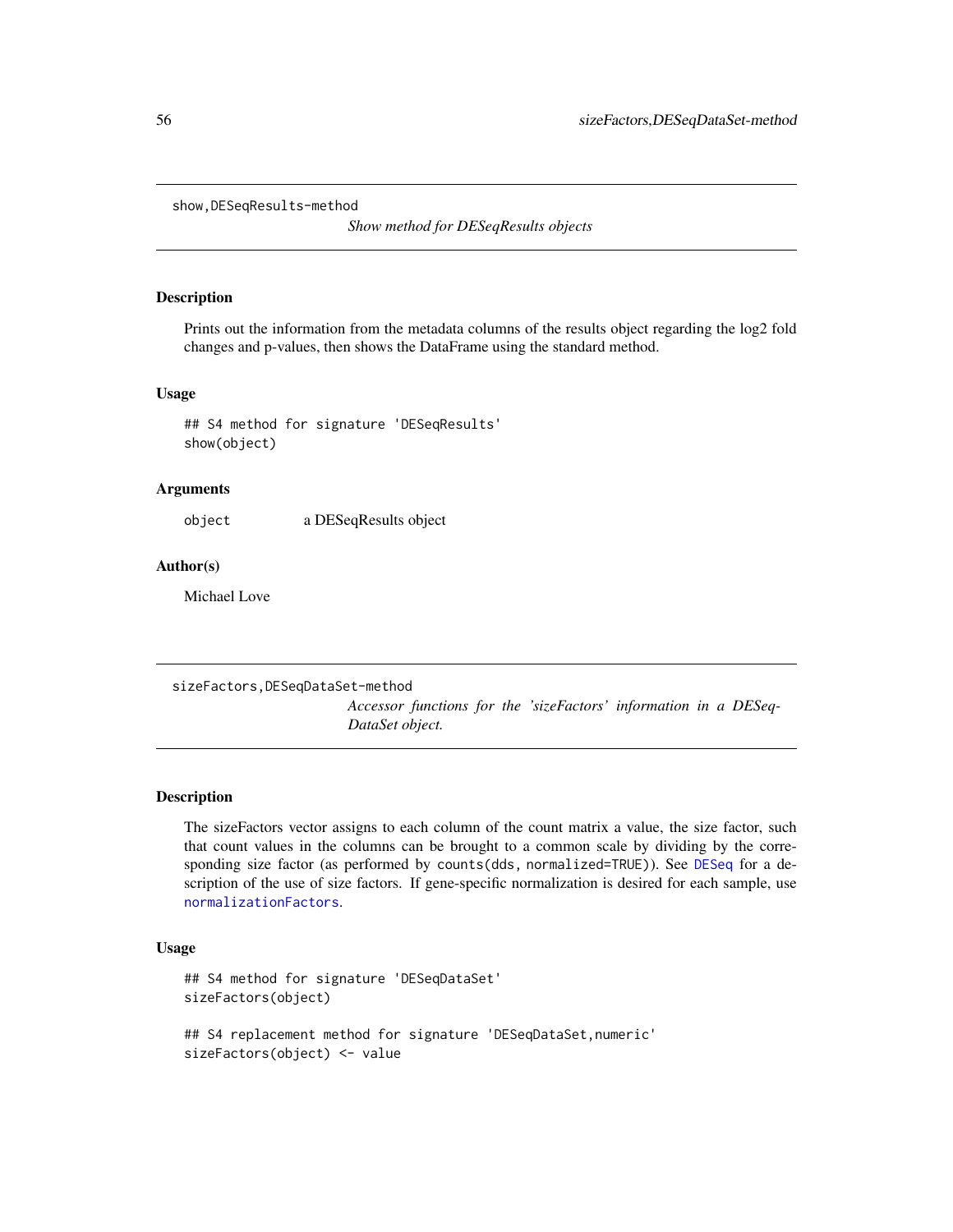## show,DESeqResults-method

*Show method for DESeqResults objects*

### Description

Prints out the information from the metadata columns of the results object regarding the log2 fold changes and p-values, then shows the DataFrame using the standard method.

### Usage

```
## S4 method for signature 'DESeqResults'
show(object)
```

### Arguments

| | |
|---|---|
| object | a DESeqResults object |

### Author(s)

Michael Love

## sizeFactors,DESeqDataSet-method

*Accessor functions for the 'sizeFactors' information in a DESeqDataSet object.*

### Description

The sizeFactors vector assigns to each column of the count matrix a value, the size factor, such that count values in the columns can be brought to a common scale by dividing by the corresponding size factor (as performed by `counts(dds, normalized=TRUE)`). See `DESeq` for a description of the use of size factors. If gene-specific normalization is desired for each sample, use `normalizationFactors`.

### Usage

```
## S4 method for signature 'DESeqDataSet'
sizeFactors(object)

## S4 replacement method for signature 'DESeqDataSet,numeric'
sizeFactors(object) <- value
```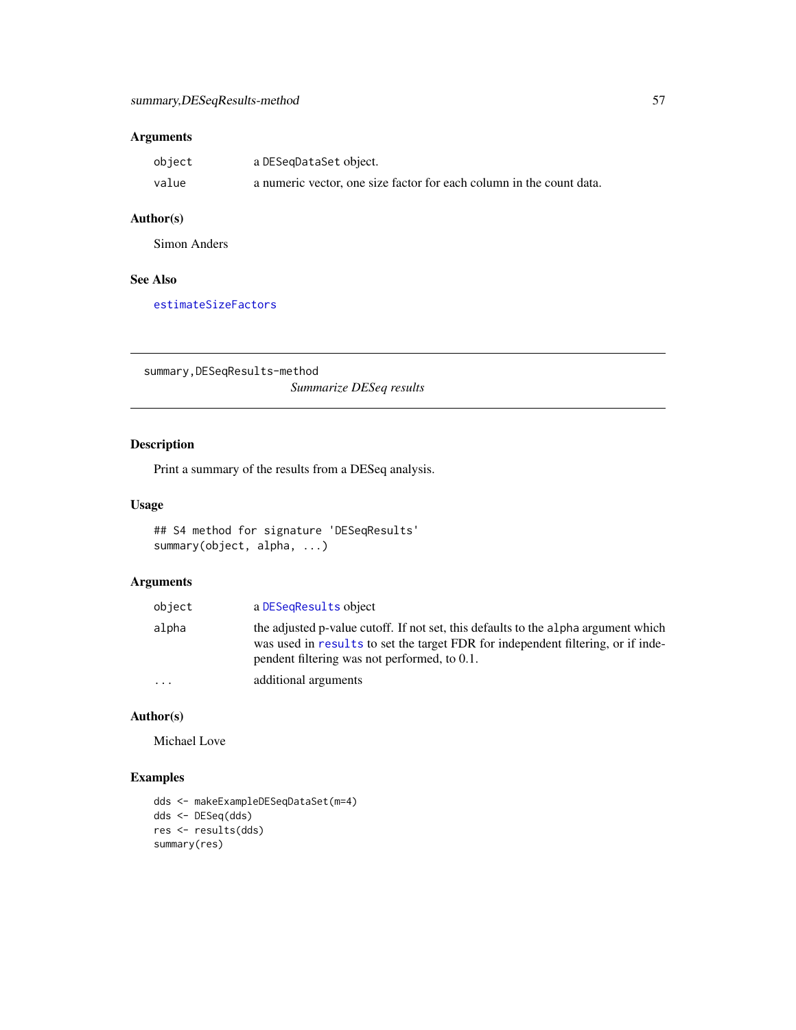### Arguments

| | |
|---|---|
| `object` | a `DESeqDataSet` object. |
| `value` | a numeric vector, one size factor for each column in the count data. |

### Author(s)

Simon Anders

### See Also

`estimateSizeFactors`

---

## `summary,DESeqResults-method` *Summarize DESeq results*

---

### Description

Print a summary of the results from a DESeq analysis.

### Usage

```
## S4 method for signature 'DESeqResults'
summary(object, alpha, ...)
```

### Arguments

| | |
|---|---|
| `object` | a `DESeqResults` object |
| `alpha` | the adjusted p-value cutoff. If not set, this defaults to the `alpha` argument which was used in `results` to set the target FDR for independent filtering, or if independent filtering was not performed, to 0.1. |
| `...` | additional arguments |

### Author(s)

Michael Love

### Examples

```
dds <- makeExampleDESeqDataSet(m=4)
dds <- DESeq(dds)
res <- results(dds)
summary(res)
```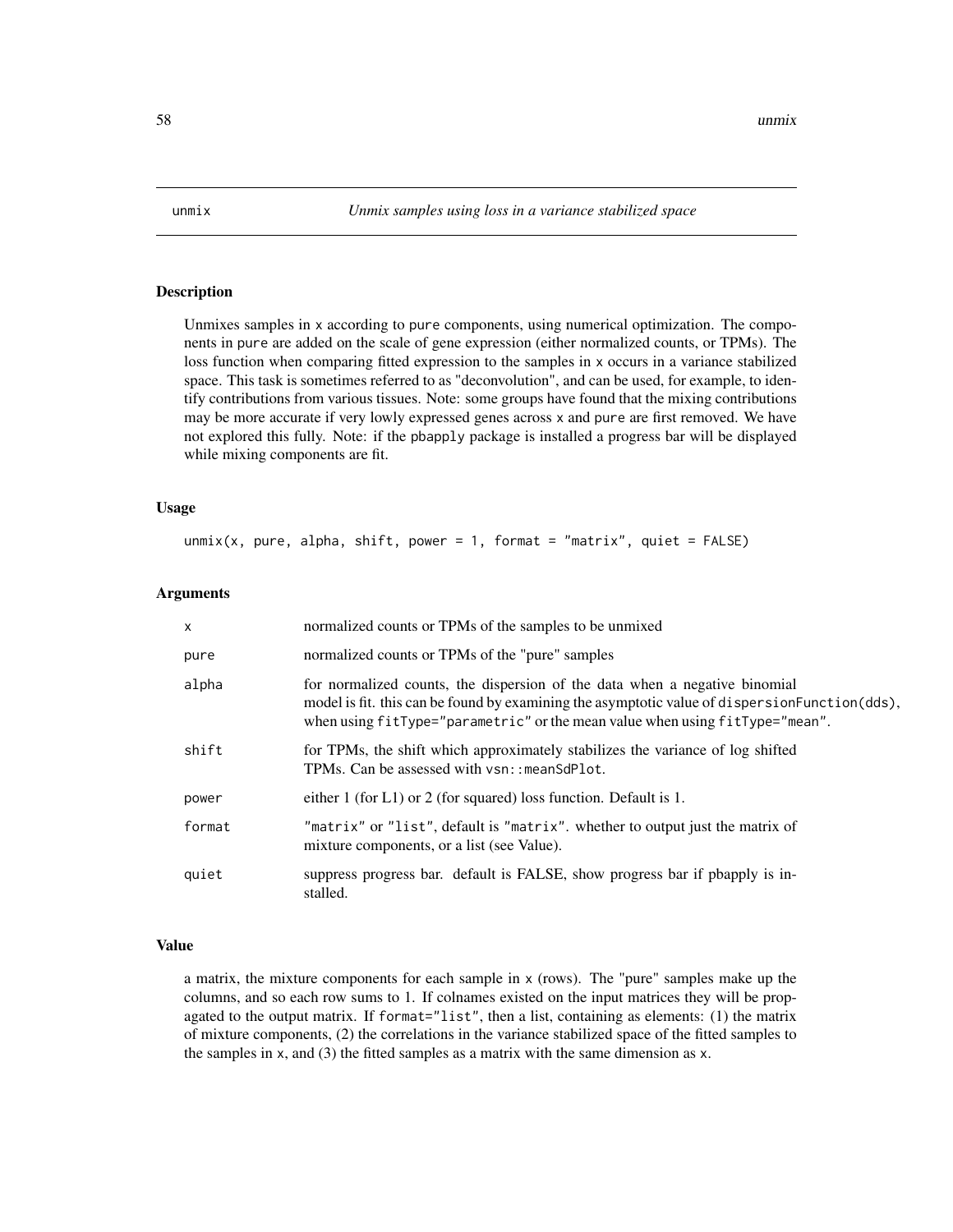# unmix

*Unmix samples using loss in a variance stabilized space*

## Description

Unmixes samples in `x` according to `pure` components, using numerical optimization. The components in `pure` are added on the scale of gene expression (either normalized counts, or TPMs). The loss function when comparing fitted expression to the samples in `x` occurs in a variance stabilized space. This task is sometimes referred to as "deconvolution", and can be used, for example, to identify contributions from various tissues. Note: some groups have found that the mixing contributions may be more accurate if very lowly expressed genes across `x` and `pure` are first removed. We have not explored this fully. Note: if the `pbapply` package is installed a progress bar will be displayed while mixing components are fit.

## Usage

```
unmix(x, pure, alpha, shift, power = 1, format = "matrix", quiet = FALSE)
```

## Arguments

| | |
|---|---|
| `x` | normalized counts or TPMs of the samples to be unmixed |
| `pure` | normalized counts or TPMs of the "pure" samples |
| `alpha` | for normalized counts, the dispersion of the data when a negative binomial model is fit. this can be found by examining the asymptotic value of `dispersionFunction(dds)`, when using `fitType="parametric"` or the mean value when using `fitType="mean"`. |
| `shift` | for TPMs, the shift which approximately stabilizes the variance of log shifted TPMs. Can be assessed with `vsn::meanSdPlot`. |
| `power` | either 1 (for L1) or 2 (for squared) loss function. Default is 1. |
| `format` | `"matrix"` or `"list"`, default is `"matrix"`. whether to output just the matrix of mixture components, or a list (see Value). |
| `quiet` | suppress progress bar. default is FALSE, show progress bar if pbapply is installed. |

## Value

a matrix, the mixture components for each sample in `x` (rows). The "pure" samples make up the columns, and so each row sums to 1. If colnames existed on the input matrices they will be propagated to the output matrix. If `format="list"`, then a list, containing as elements: (1) the matrix of mixture components, (2) the correlations in the variance stabilized space of the fitted samples to the samples in `x`, and (3) the fitted samples as a matrix with the same dimension as `x`.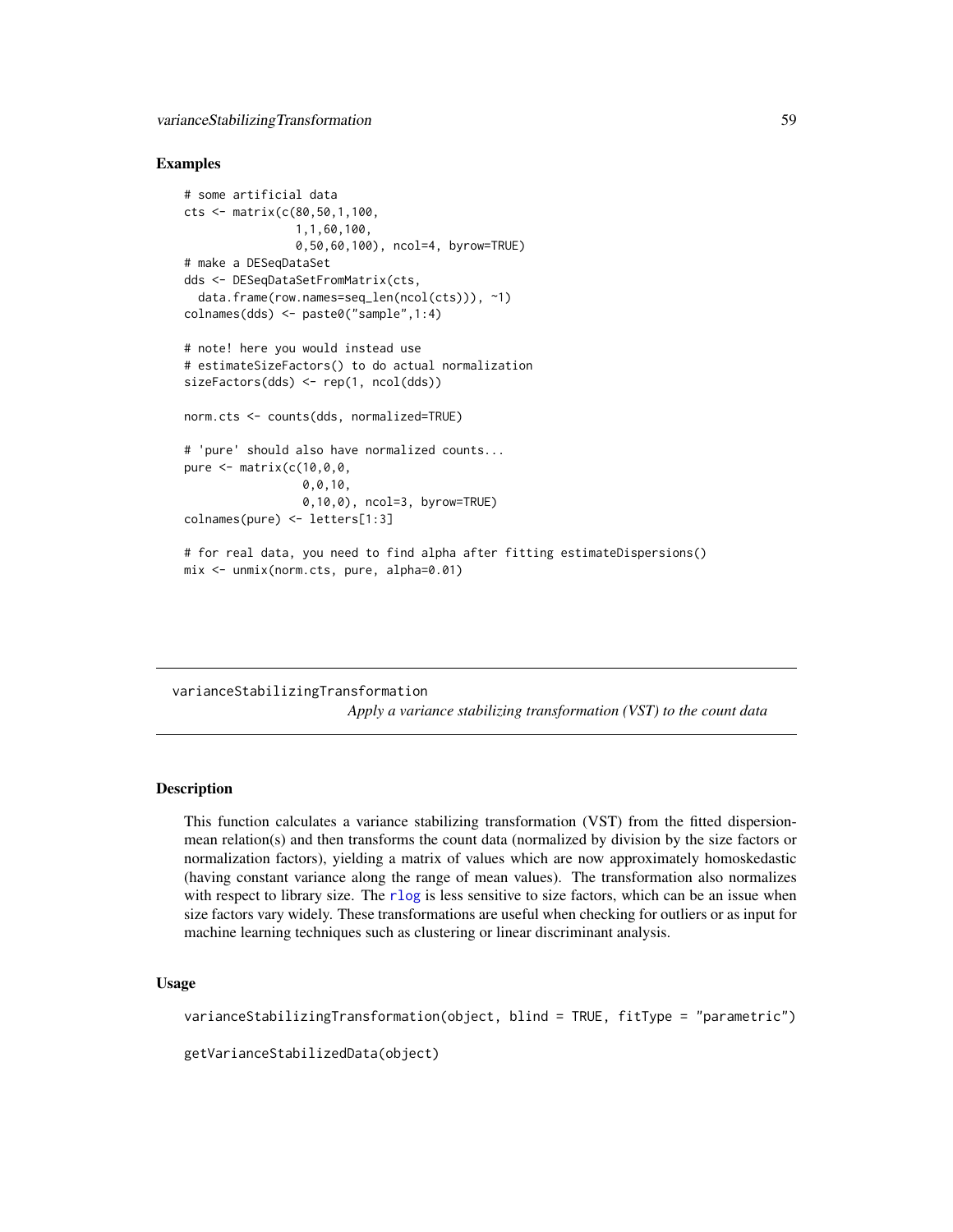## Examples

```
# some artificial data
cts <- matrix(c(80,50,1,100,
                1,1,60,100,
                0,50,60,100), ncol=4, byrow=TRUE)
# make a DESeqDataSet
dds <- DESeqDataSetFromMatrix(cts,
  data.frame(row.names=seq_len(ncol(cts))), ~1)
colnames(dds) <- paste0("sample",1:4)

# note! here you would instead use
# estimateSizeFactors() to do actual normalization
sizeFactors(dds) <- rep(1, ncol(dds))

norm.cts <- counts(dds, normalized=TRUE)

# 'pure' should also have normalized counts...
pure <- matrix(c(10,0,0,
                 0,0,10,
                 0,10,0), ncol=3, byrow=TRUE)
colnames(pure) <- letters[1:3]

# for real data, you need to find alpha after fitting estimateDispersions()
mix <- unmix(norm.cts, pure, alpha=0.01)
```

---

# varianceStabilizingTransformation

*Apply a variance stabilizing transformation (VST) to the count data*

---

## Description

This function calculates a variance stabilizing transformation (VST) from the fitted dispersion-mean relation(s) and then transforms the count data (normalized by division by the size factors or normalization factors), yielding a matrix of values which are now approximately homoskedastic (having constant variance along the range of mean values). The transformation also normalizes with respect to library size. The rlog is less sensitive to size factors, which can be an issue when size factors vary widely. These transformations are useful when checking for outliers or as input for machine learning techniques such as clustering or linear discriminant analysis.

## Usage

```
varianceStabilizingTransformation(object, blind = TRUE, fitType = "parametric")

getVarianceStabilizedData(object)
```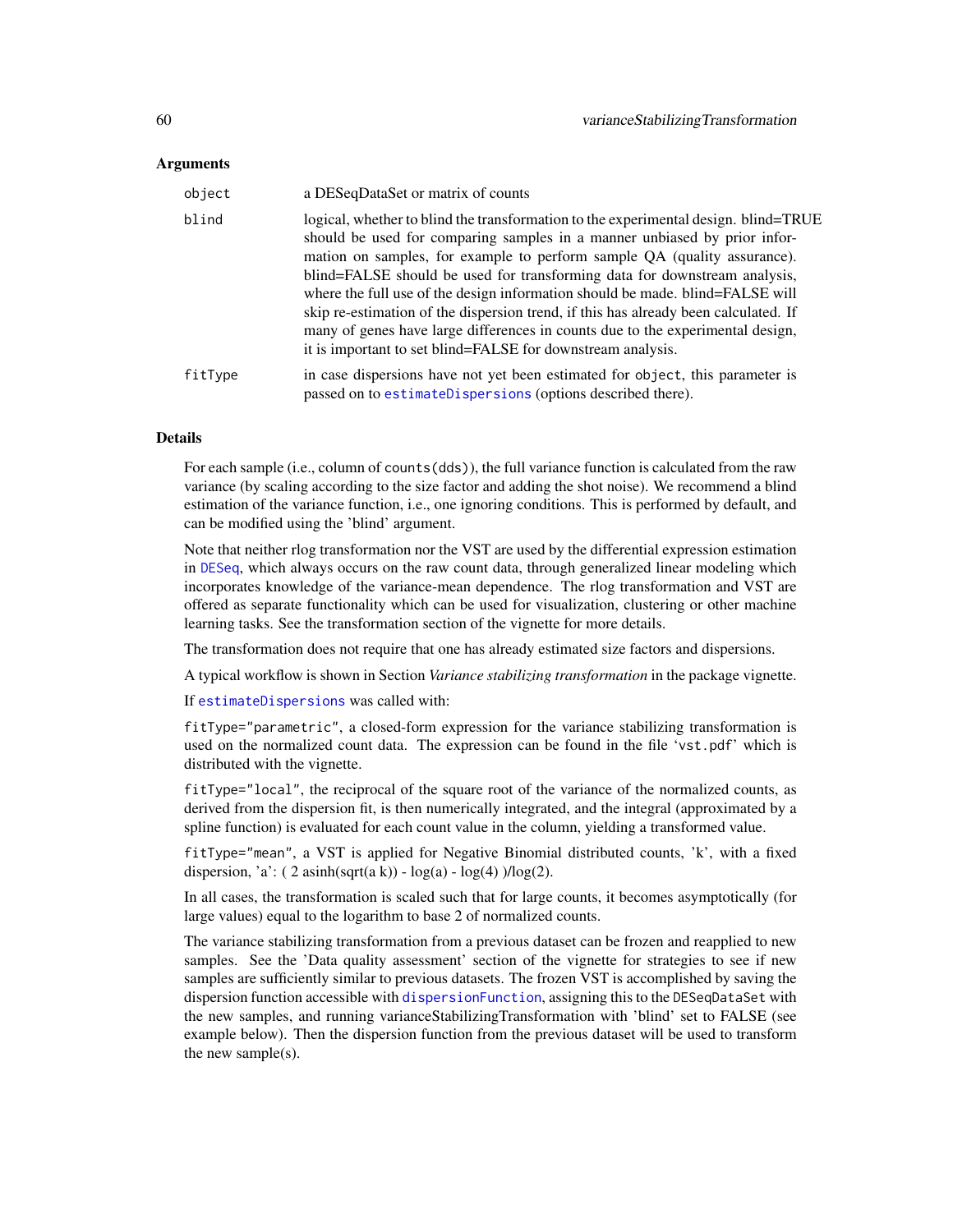### Arguments

| | |
|---|---|
| `object` | a DESeqDataSet or matrix of counts |
| `blind` | logical, whether to blind the transformation to the experimental design. blind=TRUE should be used for comparing samples in a manner unbiased by prior information on samples, for example to perform sample QA (quality assurance). blind=FALSE should be used for transforming data for downstream analysis, where the full use of the design information should be made. blind=FALSE will skip re-estimation of the dispersion trend, if this has already been calculated. If many of genes have large differences in counts due to the experimental design, it is important to set blind=FALSE for downstream analysis. |
| `fitType` | in case dispersions have not yet been estimated for `object`, this parameter is passed on to `estimateDispersions` (options described there). |

### Details

For each sample (i.e., column of `counts(dds)`), the full variance function is calculated from the raw variance (by scaling according to the size factor and adding the shot noise). We recommend a blind estimation of the variance function, i.e., one ignoring conditions. This is performed by default, and can be modified using the 'blind' argument.

Note that neither rlog transformation nor the VST are used by the differential expression estimation in `DESeq`, which always occurs on the raw count data, through generalized linear modeling which incorporates knowledge of the variance-mean dependence. The rlog transformation and VST are offered as separate functionality which can be used for visualization, clustering or other machine learning tasks. See the transformation section of the vignette for more details.

The transformation does not require that one has already estimated size factors and dispersions.

A typical workflow is shown in Section *Variance stabilizing transformation* in the package vignette.

If `estimateDispersions` was called with:

`fitType="parametric"`, a closed-form expression for the variance stabilizing transformation is used on the normalized count data. The expression can be found in the file 'vst.pdf' which is distributed with the vignette.

`fitType="local"`, the reciprocal of the square root of the variance of the normalized counts, as derived from the dispersion fit, is then numerically integrated, and the integral (approximated by a spline function) is evaluated for each count value in the column, yielding a transformed value.

`fitType="mean"`, a VST is applied for Negative Binomial distributed counts, 'k', with a fixed dispersion, 'a': ( 2 asinh(sqrt(a k)) - log(a) - log(4) )/log(2).

In all cases, the transformation is scaled such that for large counts, it becomes asymptotically (for large values) equal to the logarithm to base 2 of normalized counts.

The variance stabilizing transformation from a previous dataset can be frozen and reapplied to new samples. See the 'Data quality assessment' section of the vignette for strategies to see if new samples are sufficiently similar to previous datasets. The frozen VST is accomplished by saving the dispersion function accessible with `dispersionFunction`, assigning this to the `DESeqDataSet` with the new samples, and running varianceStabilizingTransformation with 'blind' set to FALSE (see example below). Then the dispersion function from the previous dataset will be used to transform the new sample(s).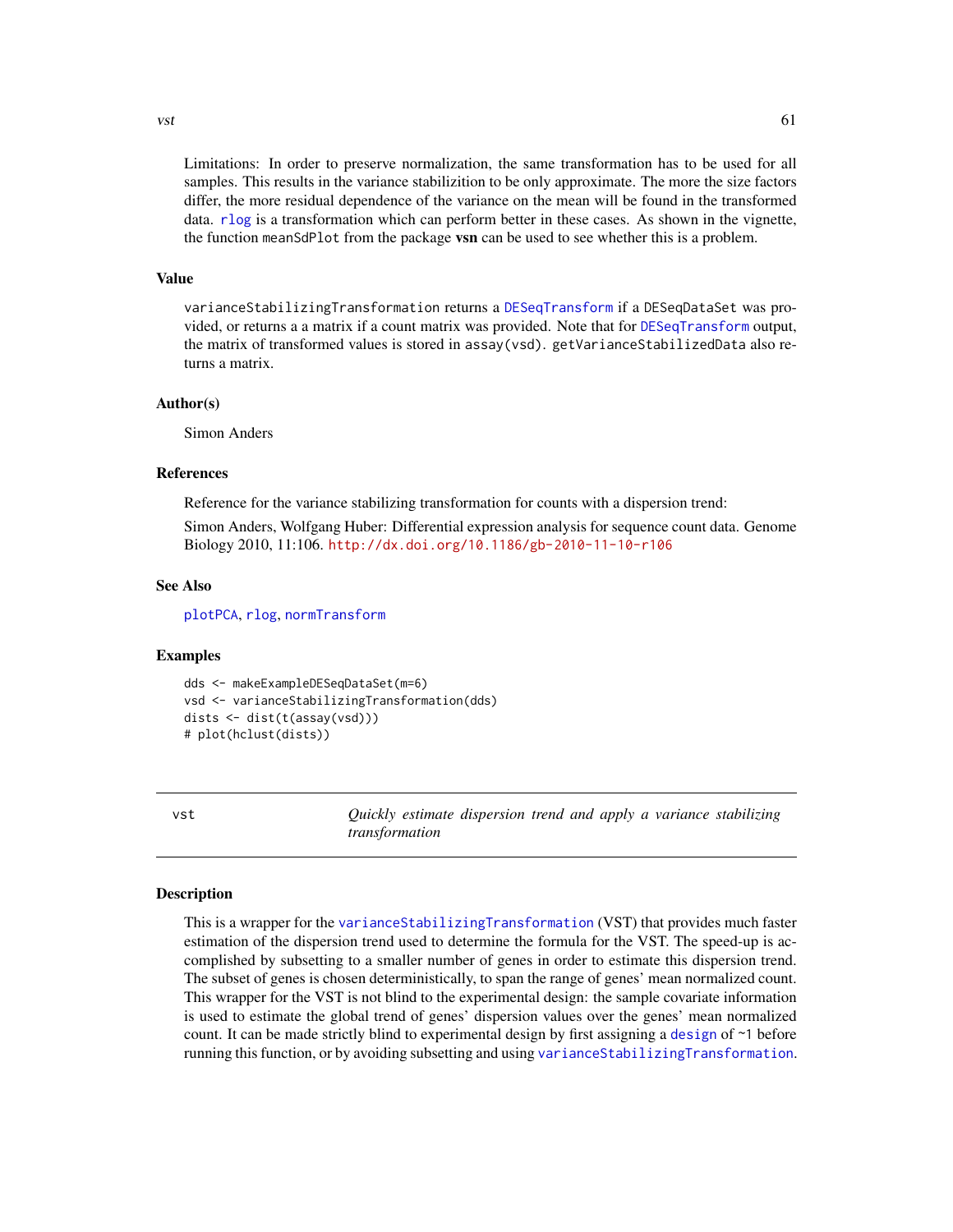Limitations: In order to preserve normalization, the same transformation has to be used for all samples. This results in the variance stabilizition to be only approximate. The more the size factors differ, the more residual dependence of the variance on the mean will be found in the transformed data. `rlog` is a transformation which can perform better in these cases. As shown in the vignette, the function `meanSdPlot` from the package **vsn** can be used to see whether this is a problem.

### Value

`varianceStabilizingTransformation` returns a `DESeqTransform` if a `DESeqDataSet` was provided, or returns a a matrix if a count matrix was provided. Note that for `DESeqTransform` output, the matrix of transformed values is stored in `assay(vsd)`. `getVarianceStabilizedData` also returns a matrix.

### Author(s)

Simon Anders

### References

Reference for the variance stabilizing transformation for counts with a dispersion trend:

Simon Anders, Wolfgang Huber: Differential expression analysis for sequence count data. Genome Biology 2010, 11:106. http://dx.doi.org/10.1186/gb-2010-11-10-r106

### See Also

`plotPCA`, `rlog`, `normTransform`

### Examples

```
dds <- makeExampleDESeqDataSet(m=6)
vsd <- varianceStabilizingTransformation(dds)
dists <- dist(t(assay(vsd)))
# plot(hclust(dists))
```

---

## vst — *Quickly estimate dispersion trend and apply a variance stabilizing transformation*

---

### Description

This is a wrapper for the `varianceStabilizingTransformation` (VST) that provides much faster estimation of the dispersion trend used to determine the formula for the VST. The speed-up is accomplished by subsetting to a smaller number of genes in order to estimate this dispersion trend. The subset of genes is chosen deterministically, to span the range of genes' mean normalized count. This wrapper for the VST is not blind to the experimental design: the sample covariate information is used to estimate the global trend of genes' dispersion values over the genes' mean normalized count. It can be made strictly blind to experimental design by first assigning a `design` of `~1` before running this function, or by avoiding subsetting and using `varianceStabilizingTransformation`.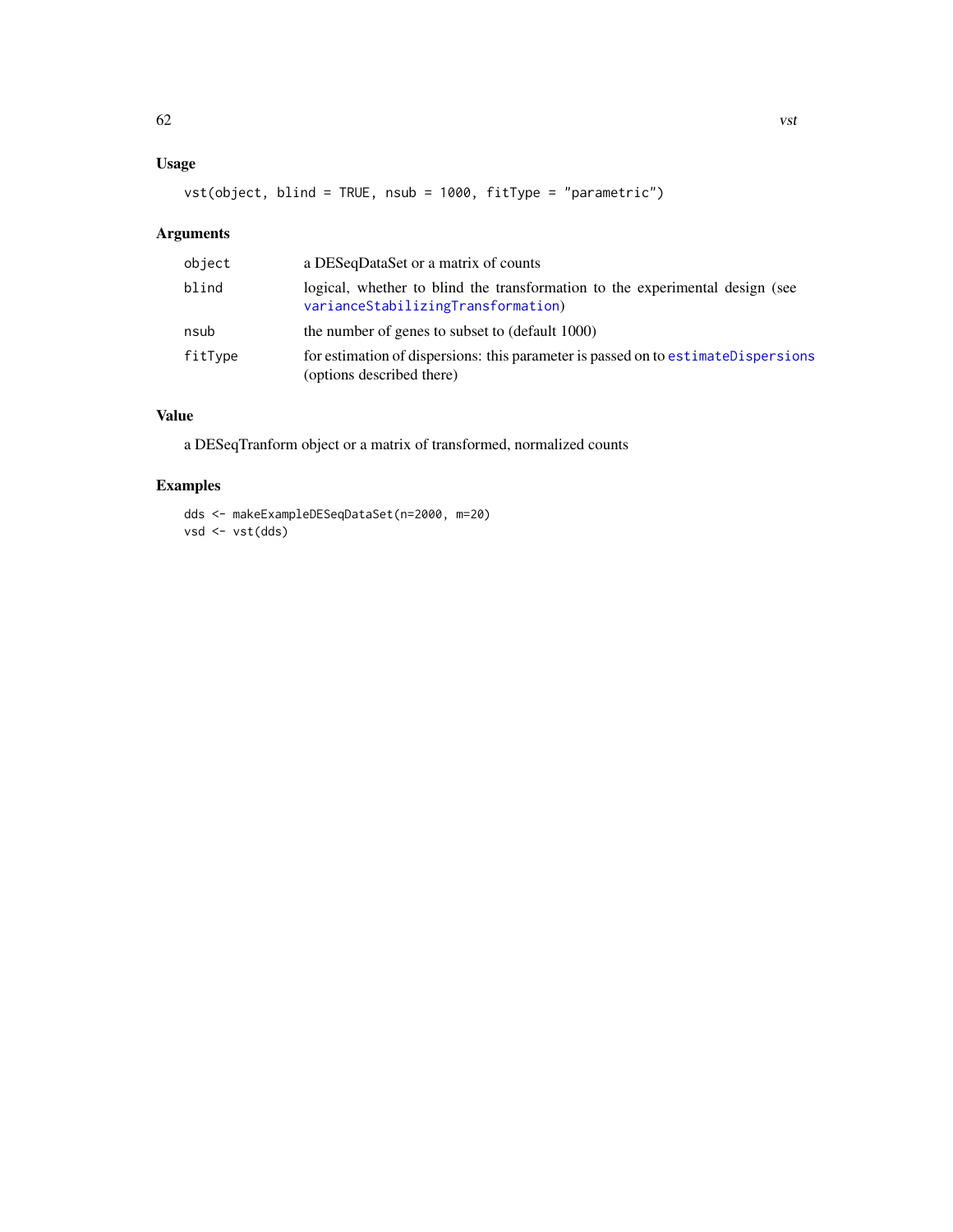## Usage

```
vst(object, blind = TRUE, nsub = 1000, fitType = "parametric")
```

## Arguments

| | |
|---|---|
| object | a DESeqDataSet or a matrix of counts |
| blind | logical, whether to blind the transformation to the experimental design (see varianceStabilizingTransformation) |
| nsub | the number of genes to subset to (default 1000) |
| fitType | for estimation of dispersions: this parameter is passed on to estimateDispersions (options described there) |

## Value

a DESeqTranform object or a matrix of transformed, normalized counts

## Examples

```
dds <- makeExampleDESeqDataSet(n=2000, m=20)
vsd <- vst(dds)
```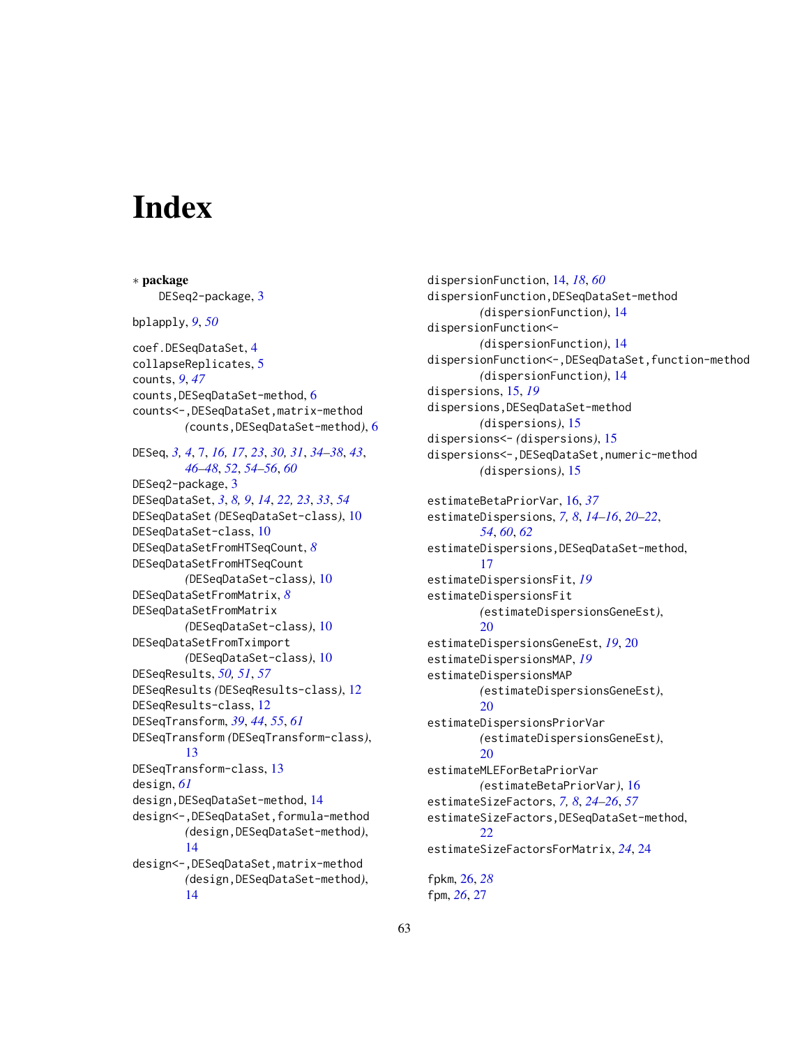# Index

∗ **package**
    DESeq2-package, 3

bplapply, *9*, *50*

coef.DESeqDataSet, 4
collapseReplicates, 5
counts, *9*, *47*
counts,DESeqDataSet-method, 6
counts<-,DESeqDataSet,matrix-method
        (counts,DESeqDataSet-method), 6

DESeq, *3, 4*, 7, *16, 17*, *23*, *30, 31*, *34–38*, *43*,
        *46–48*, *52*, *54–56*, *60*
DESeq2-package, 3
DESeqDataSet, *3*, *8, 9*, *14*, *22, 23*, *33*, *54*
DESeqDataSet (DESeqDataSet-class), 10
DESeqDataSet-class, 10
DESeqDataSetFromHTSeqCount, *8*
DESeqDataSetFromHTSeqCount
        (DESeqDataSet-class), 10
DESeqDataSetFromMatrix, *8*
DESeqDataSetFromMatrix
        (DESeqDataSet-class), 10
DESeqDataSetFromTximport
        (DESeqDataSet-class), 10
DESeqResults, *50, 51*, *57*
DESeqResults (DESeqResults-class), 12
DESeqResults-class, 12
DESeqTransform, *39*, *44*, *55*, *61*
DESeqTransform (DESeqTransform-class),
        13
DESeqTransform-class, 13
design, *61*
design,DESeqDataSet-method, 14
design<-,DESeqDataSet,formula-method
        (design,DESeqDataSet-method),
        14
design<-,DESeqDataSet,matrix-method
        (design,DESeqDataSet-method),
        14

dispersionFunction, 14, *18*, *60*
dispersionFunction,DESeqDataSet-method
        (dispersionFunction), 14
dispersionFunction<-
        (dispersionFunction), 14
dispersionFunction<-,DESeqDataSet,function-method
        (dispersionFunction), 14
dispersions, 15, *19*
dispersions,DESeqDataSet-method
        (dispersions), 15
dispersions<- (dispersions), 15
dispersions<-,DESeqDataSet,numeric-method
        (dispersions), 15

estimateBetaPriorVar, 16, *37*
estimateDispersions, *7, 8*, *14–16*, *20–22*,
        *54*, *60*, *62*
estimateDispersions,DESeqDataSet-method,
        17
estimateDispersionsFit, *19*
estimateDispersionsFit
        (estimateDispersionsGeneEst),
        20
estimateDispersionsGeneEst, *19*, 20
estimateDispersionsMAP, *19*
estimateDispersionsMAP
        (estimateDispersionsGeneEst),
        20
estimateDispersionsPriorVar
        (estimateDispersionsGeneEst),
        20
estimateMLEForBetaPriorVar
        (estimateBetaPriorVar), 16
estimateSizeFactors, *7, 8*, *24–26*, *57*
estimateSizeFactors,DESeqDataSet-method,
        22
estimateSizeFactorsForMatrix, *24*, 24

fpkm, 26, *28*
fpm, *26*, 27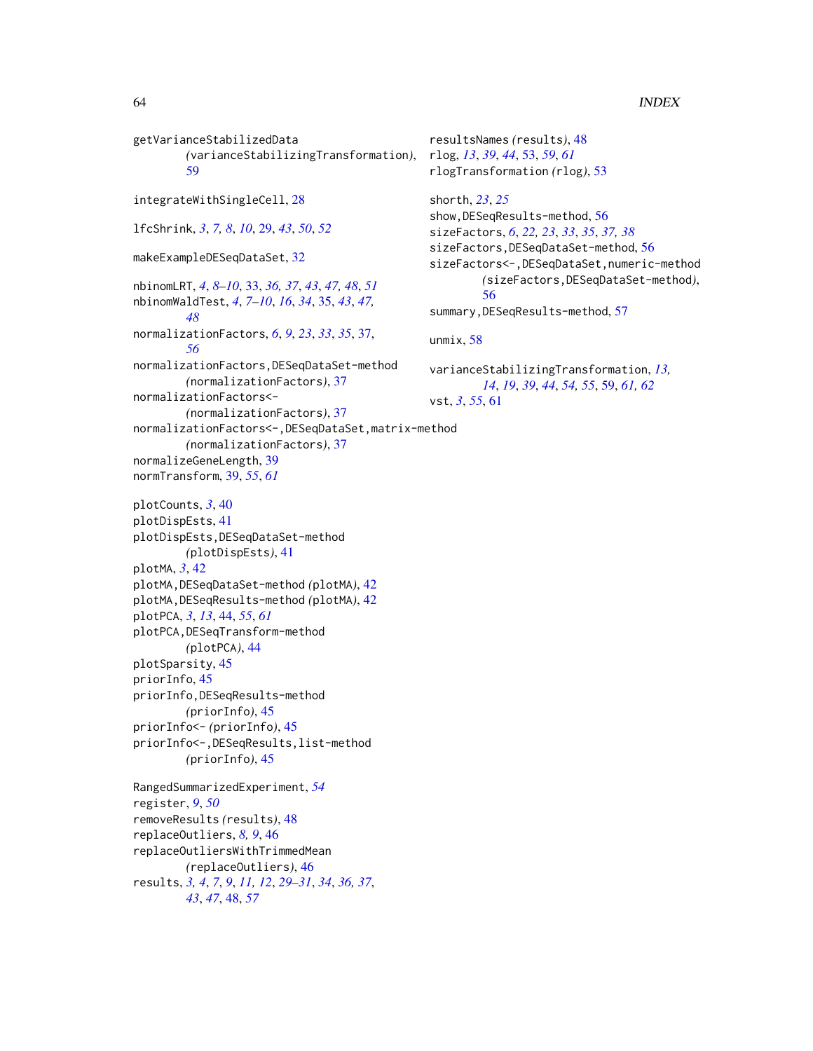getVarianceStabilizedData
        (varianceStabilizingTransformation), 59

integrateWithSingleCell, 28

lfcShrink, *3*, *7, 8*, *10*, 29, *43*, *50*, *52*

makeExampleDESeqDataSet, 32

nbinomLRT, *4*, *8–10*, 33, *36, 37*, *43*, *47, 48*, *51*
nbinomWaldTest, *4*, *7–10*, *16*, *34*, 35, *43*, *47, 48*
normalizationFactors, *6*, *9*, *23*, *33*, *35*, 37, *56*
normalizationFactors,DESeqDataSet-method
        (normalizationFactors), 37
normalizationFactors<-
        (normalizationFactors), 37
normalizationFactors<-,DESeqDataSet,matrix-method
        (normalizationFactors), 37
normalizeGeneLength, 39
normTransform, 39, *55*, *61*

plotCounts, *3*, 40
plotDispEsts, 41
plotDispEsts,DESeqDataSet-method
        (plotDispEsts), 41
plotMA, *3*, 42
plotMA,DESeqDataSet-method (plotMA), 42
plotMA,DESeqResults-method (plotMA), 42
plotPCA, *3*, *13*, 44, *55*, *61*
plotPCA,DESeqTransform-method
        (plotPCA), 44
plotSparsity, 45
priorInfo, 45
priorInfo,DESeqResults-method
        (priorInfo), 45
priorInfo<- (priorInfo), 45
priorInfo<-,DESeqResults,list-method
        (priorInfo), 45

RangedSummarizedExperiment, *54*
register, *9*, *50*
removeResults (results), 48
replaceOutliers, *8, 9*, 46
replaceOutliersWithTrimmedMean
        (replaceOutliers), 46
results, *3, 4*, *7*, *9*, *11, 12*, *29–31*, *34*, *36, 37*, *43*, *47*, 48, *57*
resultsNames (results), 48
rlog, *13*, *39*, *44*, 53, *59*, *61*
rlogTransformation (rlog), 53

shorth, *23*, *25*
show,DESeqResults-method, 56
sizeFactors, *6*, *22, 23*, *33*, *35*, *37, 38*
sizeFactors,DESeqDataSet-method, 56
sizeFactors<-,DESeqDataSet,numeric-method
        (sizeFactors,DESeqDataSet-method), 56
summary,DESeqResults-method, 57

unmix, 58

varianceStabilizingTransformation, *13, 14*, *19*, *39*, *44*, *54, 55*, 59, *61, 62*
vst, *3*, *55*, 61